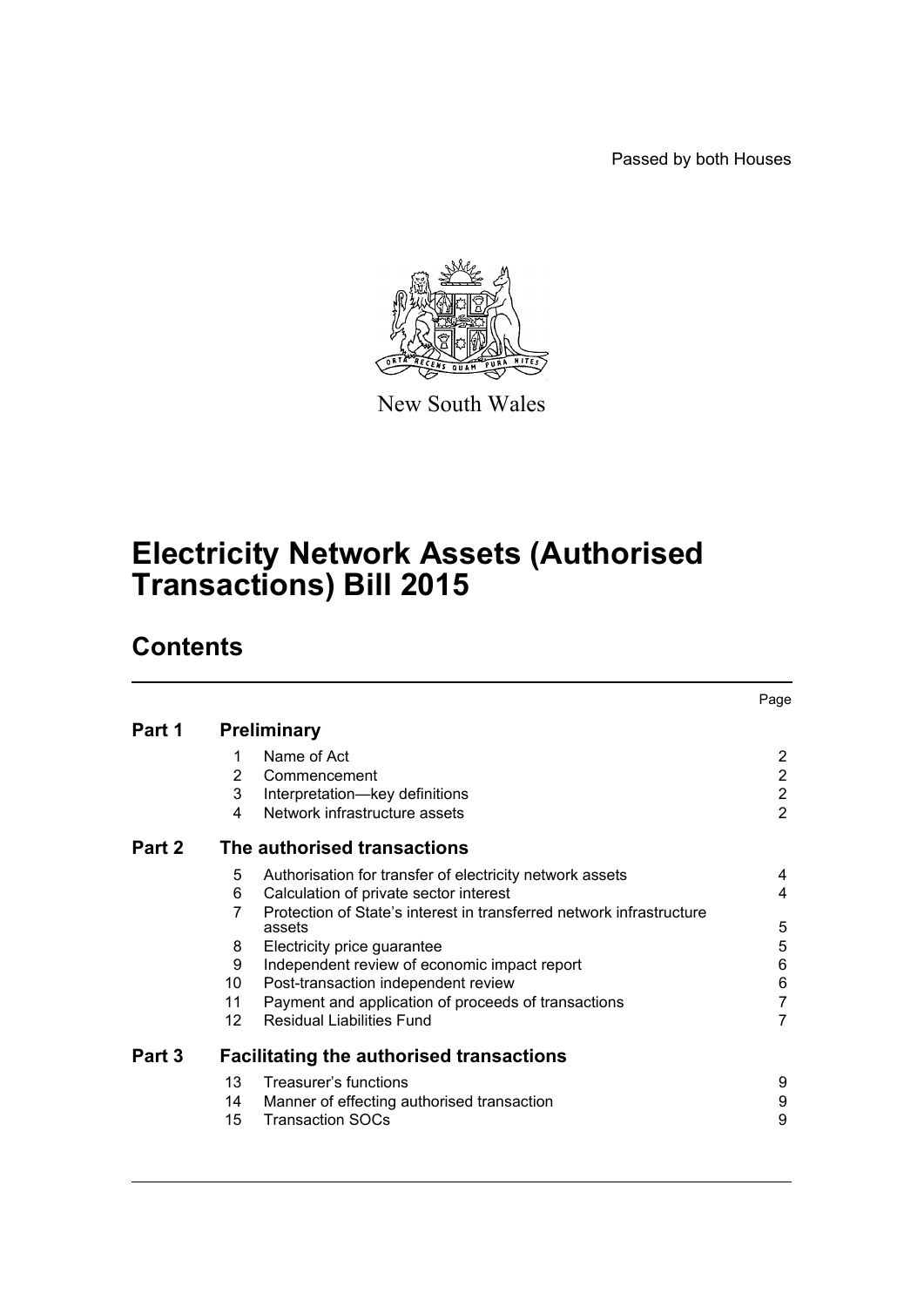Passed by both Houses

New South Wales

# Electricity Network Assets (Authorised Transactions) Bill 2015

## Contents

| | | | Page |
|---|---|---|---|
| **Part 1** | **Preliminary** | | |
| | 1 | Name of Act | 2 |
| | 2 | Commencement | 2 |
| | 3 | Interpretation—key definitions | 2 |
| | 4 | Network infrastructure assets | 2 |
| **Part 2** | **The authorised transactions** | | |
| | 5 | Authorisation for transfer of electricity network assets | 4 |
| | 6 | Calculation of private sector interest | 4 |
| | 7 | Protection of State's interest in transferred network infrastructure assets | 5 |
| | 8 | Electricity price guarantee | 5 |
| | 9 | Independent review of economic impact report | 6 |
| | 10 | Post-transaction independent review | 6 |
| | 11 | Payment and application of proceeds of transactions | 7 |
| | 12 | Residual Liabilities Fund | 7 |
| **Part 3** | **Facilitating the authorised transactions** | | |
| | 13 | Treasurer's functions | 9 |
| | 14 | Manner of effecting authorised transaction | 9 |
| | 15 | Transaction SOCs | 9 |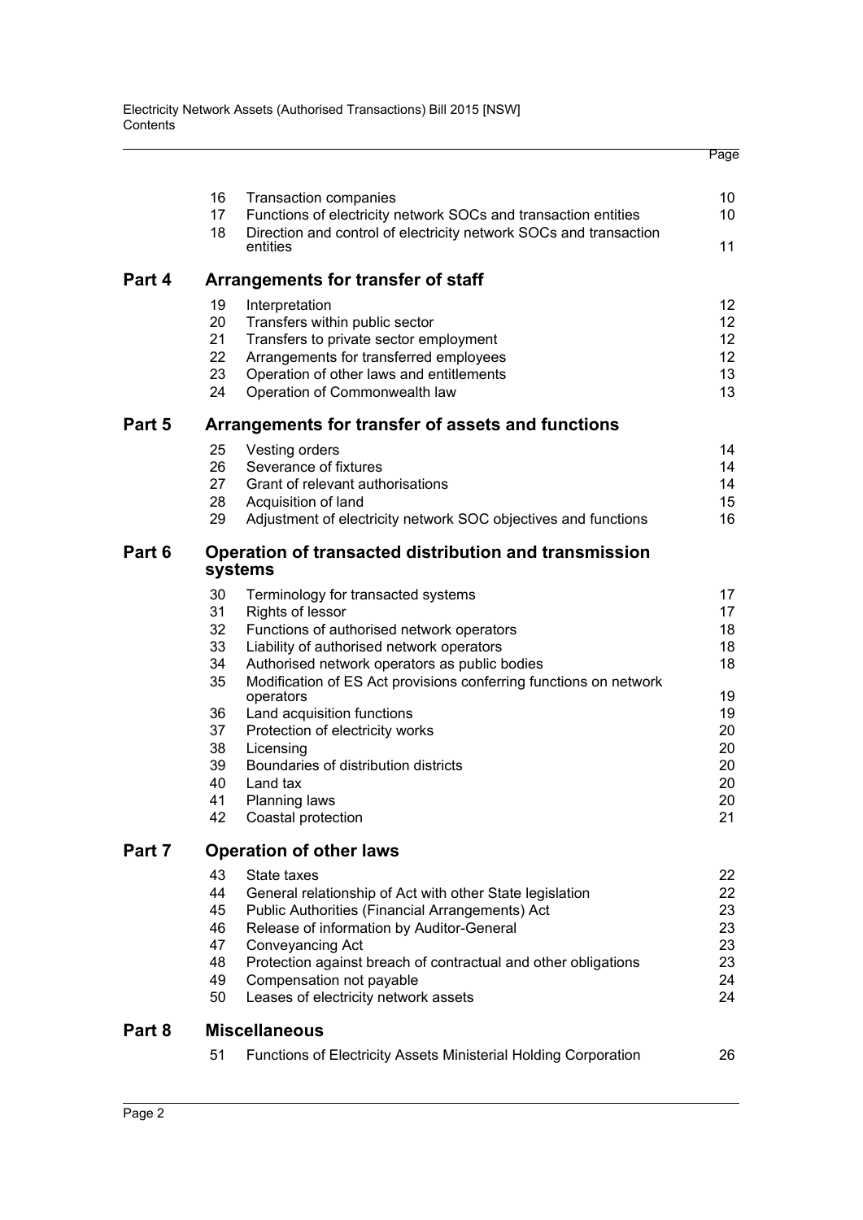| | | Page |
|---|---|---|
| 16 | Transaction companies | 10 |
| 17 | Functions of electricity network SOCs and transaction entities | 10 |
| 18 | Direction and control of electricity network SOCs and transaction entities | 11 |

## Part 4 Arrangements for transfer of staff

| | | |
|---|---|---|
| 19 | Interpretation | 12 |
| 20 | Transfers within public sector | 12 |
| 21 | Transfers to private sector employment | 12 |
| 22 | Arrangements for transferred employees | 12 |
| 23 | Operation of other laws and entitlements | 13 |
| 24 | Operation of Commonwealth law | 13 |

## Part 5 Arrangements for transfer of assets and functions

| | | |
|---|---|---|
| 25 | Vesting orders | 14 |
| 26 | Severance of fixtures | 14 |
| 27 | Grant of relevant authorisations | 14 |
| 28 | Acquisition of land | 15 |
| 29 | Adjustment of electricity network SOC objectives and functions | 16 |

## Part 6 Operation of transacted distribution and transmission systems

| | | |
|---|---|---|
| 30 | Terminology for transacted systems | 17 |
| 31 | Rights of lessor | 17 |
| 32 | Functions of authorised network operators | 18 |
| 33 | Liability of authorised network operators | 18 |
| 34 | Authorised network operators as public bodies | 18 |
| 35 | Modification of ES Act provisions conferring functions on network operators | 19 |
| 36 | Land acquisition functions | 19 |
| 37 | Protection of electricity works | 20 |
| 38 | Licensing | 20 |
| 39 | Boundaries of distribution districts | 20 |
| 40 | Land tax | 20 |
| 41 | Planning laws | 20 |
| 42 | Coastal protection | 21 |

## Part 7 Operation of other laws

| | | |
|---|---|---|
| 43 | State taxes | 22 |
| 44 | General relationship of Act with other State legislation | 22 |
| 45 | Public Authorities (Financial Arrangements) Act | 23 |
| 46 | Release of information by Auditor-General | 23 |
| 47 | Conveyancing Act | 23 |
| 48 | Protection against breach of contractual and other obligations | 23 |
| 49 | Compensation not payable | 24 |
| 50 | Leases of electricity network assets | 24 |

## Part 8 Miscellaneous

| | | |
|---|---|---|
| 51 | Functions of Electricity Assets Ministerial Holding Corporation | 26 |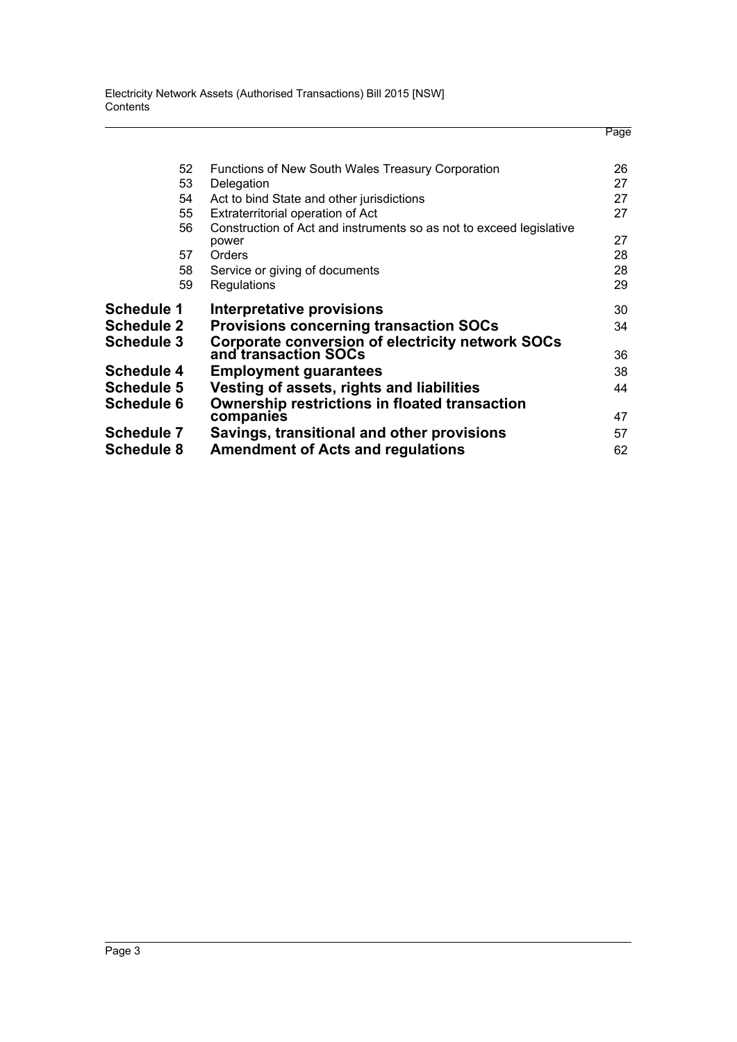| | | Page |
|---|---|---|
| 52 | Functions of New South Wales Treasury Corporation | 26 |
| 53 | Delegation | 27 |
| 54 | Act to bind State and other jurisdictions | 27 |
| 55 | Extraterritorial operation of Act | 27 |
| 56 | Construction of Act and instruments so as not to exceed legislative power | 27 |
| 57 | Orders | 28 |
| 58 | Service or giving of documents | 28 |
| 59 | Regulations | 29 |
| **Schedule 1** | **Interpretative provisions** | 30 |
| **Schedule 2** | **Provisions concerning transaction SOCs** | 34 |
| **Schedule 3** | **Corporate conversion of electricity network SOCs and transaction SOCs** | 36 |
| **Schedule 4** | **Employment guarantees** | 38 |
| **Schedule 5** | **Vesting of assets, rights and liabilities** | 44 |
| **Schedule 6** | **Ownership restrictions in floated transaction companies** | 47 |
| **Schedule 7** | **Savings, transitional and other provisions** | 57 |
| **Schedule 8** | **Amendment of Acts and regulations** | 62 |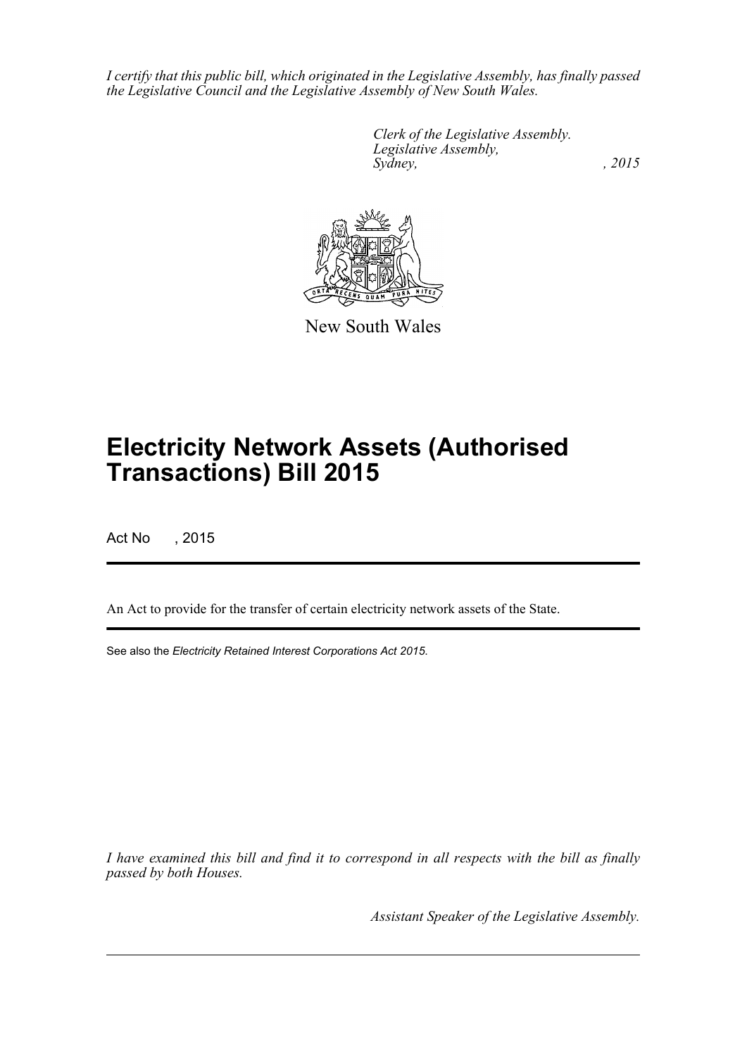*I certify that this public bill, which originated in the Legislative Assembly, has finally passed the Legislative Council and the Legislative Assembly of New South Wales.*

*Clerk of the Legislative Assembly.*
*Legislative Assembly,*
*Sydney, , 2015*

New South Wales

# Electricity Network Assets (Authorised Transactions) Bill 2015

Act No , 2015

An Act to provide for the transfer of certain electricity network assets of the State.

See also the *Electricity Retained Interest Corporations Act 2015*.

*I have examined this bill and find it to correspond in all respects with the bill as finally passed by both Houses.*

*Assistant Speaker of the Legislative Assembly.*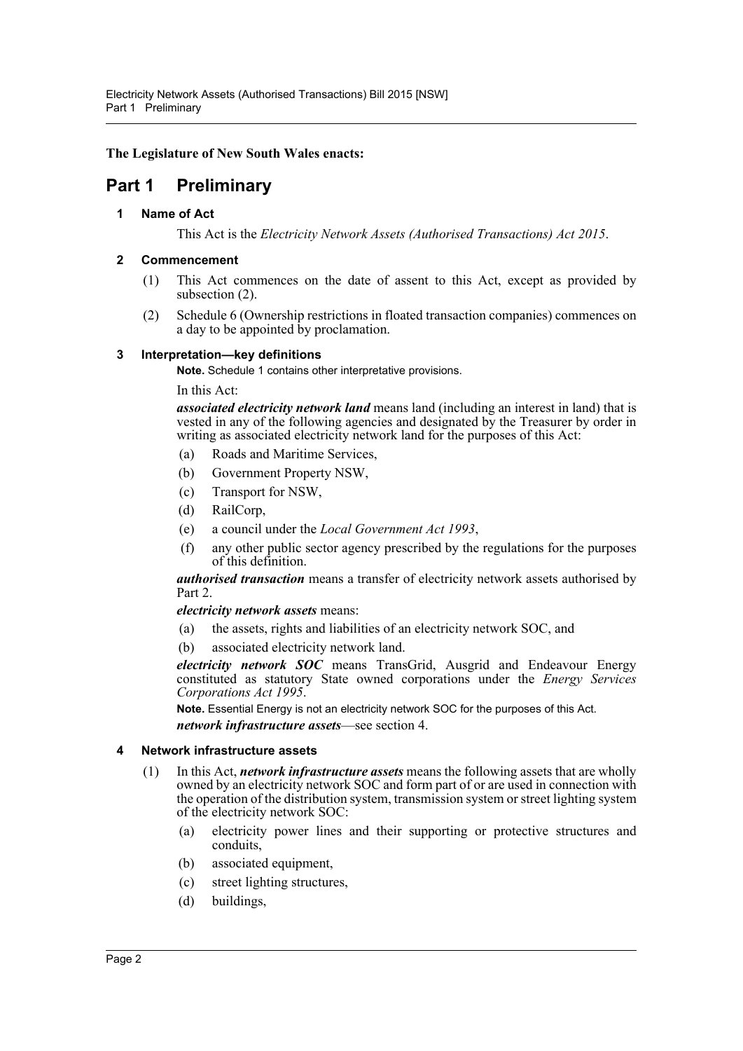**The Legislature of New South Wales enacts:**

# Part 1 Preliminary

### 1 Name of Act

This Act is the *Electricity Network Assets (Authorised Transactions) Act 2015*.

### 2 Commencement

(1) This Act commences on the date of assent to this Act, except as provided by subsection (2).

(2) Schedule 6 (Ownership restrictions in floated transaction companies) commences on a day to be appointed by proclamation.

### 3 Interpretation—key definitions

**Note.** Schedule 1 contains other interpretative provisions.

In this Act:

***associated electricity network land*** means land (including an interest in land) that is vested in any of the following agencies and designated by the Treasurer by order in writing as associated electricity network land for the purposes of this Act:

(a) Roads and Maritime Services,

(b) Government Property NSW,

(c) Transport for NSW,

(d) RailCorp,

(e) a council under the *Local Government Act 1993*,

(f) any other public sector agency prescribed by the regulations for the purposes of this definition.

***authorised transaction*** means a transfer of electricity network assets authorised by Part 2.

***electricity network assets*** means:

(a) the assets, rights and liabilities of an electricity network SOC, and

(b) associated electricity network land.

***electricity network SOC*** means TransGrid, Ausgrid and Endeavour Energy constituted as statutory State owned corporations under the *Energy Services Corporations Act 1995*.

**Note.** Essential Energy is not an electricity network SOC for the purposes of this Act.

***network infrastructure assets***—see section 4.

### 4 Network infrastructure assets

(1) In this Act, ***network infrastructure assets*** means the following assets that are wholly owned by an electricity network SOC and form part of or are used in connection with the operation of the distribution system, transmission system or street lighting system of the electricity network SOC:

(a) electricity power lines and their supporting or protective structures and conduits,

(b) associated equipment,

(c) street lighting structures,

(d) buildings,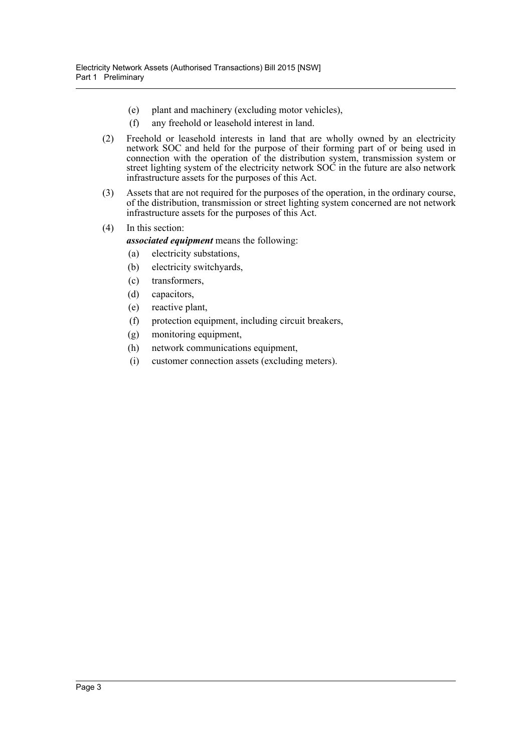(e) plant and machinery (excluding motor vehicles),

(f) any freehold or leasehold interest in land.

(2) Freehold or leasehold interests in land that are wholly owned by an electricity network SOC and held for the purpose of their forming part of or being used in connection with the operation of the distribution system, transmission system or street lighting system of the electricity network SOC in the future are also network infrastructure assets for the purposes of this Act.

(3) Assets that are not required for the purposes of the operation, in the ordinary course, of the distribution, transmission or street lighting system concerned are not network infrastructure assets for the purposes of this Act.

(4) In this section:

***associated equipment*** means the following:

(a) electricity substations,

(b) electricity switchyards,

(c) transformers,

(d) capacitors,

(e) reactive plant,

(f) protection equipment, including circuit breakers,

(g) monitoring equipment,

(h) network communications equipment,

(i) customer connection assets (excluding meters).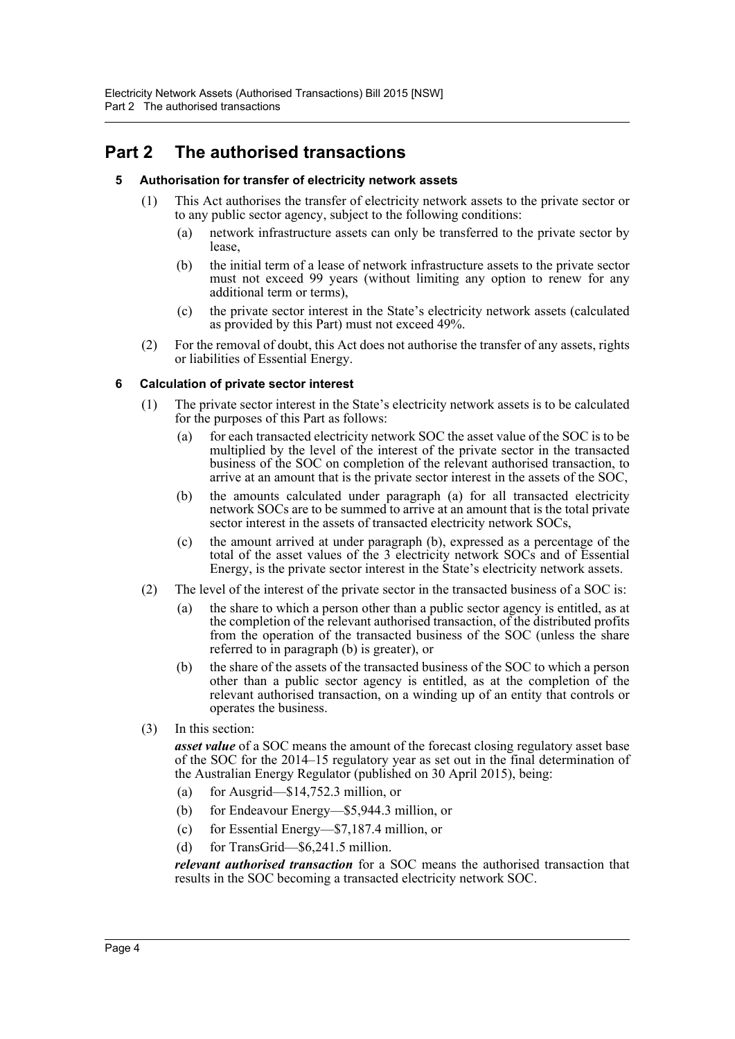# Part 2 The authorised transactions

### 5 Authorisation for transfer of electricity network assets

(1) This Act authorises the transfer of electricity network assets to the private sector or to any public sector agency, subject to the following conditions:

(a) network infrastructure assets can only be transferred to the private sector by lease,

(b) the initial term of a lease of network infrastructure assets to the private sector must not exceed 99 years (without limiting any option to renew for any additional term or terms),

(c) the private sector interest in the State's electricity network assets (calculated as provided by this Part) must not exceed 49%.

(2) For the removal of doubt, this Act does not authorise the transfer of any assets, rights or liabilities of Essential Energy.

### 6 Calculation of private sector interest

(1) The private sector interest in the State's electricity network assets is to be calculated for the purposes of this Part as follows:

(a) for each transacted electricity network SOC the asset value of the SOC is to be multiplied by the level of the interest of the private sector in the transacted business of the SOC on completion of the relevant authorised transaction, to arrive at an amount that is the private sector interest in the assets of the SOC,

(b) the amounts calculated under paragraph (a) for all transacted electricity network SOCs are to be summed to arrive at an amount that is the total private sector interest in the assets of transacted electricity network SOCs,

(c) the amount arrived at under paragraph (b), expressed as a percentage of the total of the asset values of the 3 electricity network SOCs and of Essential Energy, is the private sector interest in the State's electricity network assets.

(2) The level of the interest of the private sector in the transacted business of a SOC is:

(a) the share to which a person other than a public sector agency is entitled, as at the completion of the relevant authorised transaction, of the distributed profits from the operation of the transacted business of the SOC (unless the share referred to in paragraph (b) is greater), or

(b) the share of the assets of the transacted business of the SOC to which a person other than a public sector agency is entitled, as at the completion of the relevant authorised transaction, on a winding up of an entity that controls or operates the business.

(3) In this section:

***asset value*** of a SOC means the amount of the forecast closing regulatory asset base of the SOC for the 2014–15 regulatory year as set out in the final determination of the Australian Energy Regulator (published on 30 April 2015), being:

(a) for Ausgrid—$14,752.3 million, or

(b) for Endeavour Energy—$5,944.3 million, or

(c) for Essential Energy—$7,187.4 million, or

(d) for TransGrid—$6,241.5 million.

***relevant authorised transaction*** for a SOC means the authorised transaction that results in the SOC becoming a transacted electricity network SOC.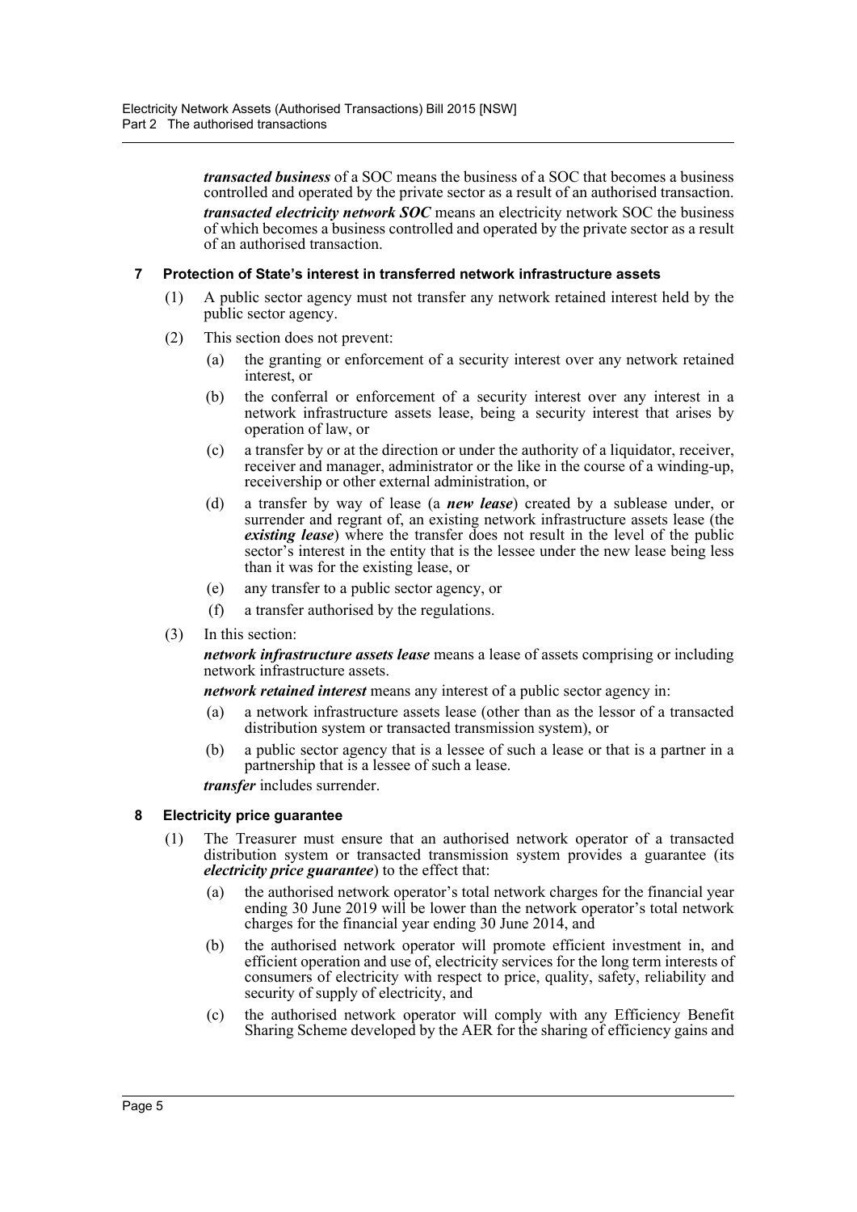***transacted business*** of a SOC means the business of a SOC that becomes a business controlled and operated by the private sector as a result of an authorised transaction.

***transacted electricity network SOC*** means an electricity network SOC the business of which becomes a business controlled and operated by the private sector as a result of an authorised transaction.

### 7 Protection of State's interest in transferred network infrastructure assets

(1) A public sector agency must not transfer any network retained interest held by the public sector agency.

(2) This section does not prevent:

(a) the granting or enforcement of a security interest over any network retained interest, or

(b) the conferral or enforcement of a security interest over any interest in a network infrastructure assets lease, being a security interest that arises by operation of law, or

(c) a transfer by or at the direction or under the authority of a liquidator, receiver, receiver and manager, administrator or the like in the course of a winding-up, receivership or other external administration, or

(d) a transfer by way of lease (a ***new lease***) created by a sublease under, or surrender and regrant of, an existing network infrastructure assets lease (the ***existing lease***) where the transfer does not result in the level of the public sector's interest in the entity that is the lessee under the new lease being less than it was for the existing lease, or

(e) any transfer to a public sector agency, or

(f) a transfer authorised by the regulations.

(3) In this section:

***network infrastructure assets lease*** means a lease of assets comprising or including network infrastructure assets.

***network retained interest*** means any interest of a public sector agency in:

(a) a network infrastructure assets lease (other than as the lessor of a transacted distribution system or transacted transmission system), or

(b) a public sector agency that is a lessee of such a lease or that is a partner in a partnership that is a lessee of such a lease.

***transfer*** includes surrender.

### 8 Electricity price guarantee

(1) The Treasurer must ensure that an authorised network operator of a transacted distribution system or transacted transmission system provides a guarantee (its ***electricity price guarantee***) to the effect that:

(a) the authorised network operator's total network charges for the financial year ending 30 June 2019 will be lower than the network operator's total network charges for the financial year ending 30 June 2014, and

(b) the authorised network operator will promote efficient investment in, and efficient operation and use of, electricity services for the long term interests of consumers of electricity with respect to price, quality, safety, reliability and security of supply of electricity, and

(c) the authorised network operator will comply with any Efficiency Benefit Sharing Scheme developed by the AER for the sharing of efficiency gains and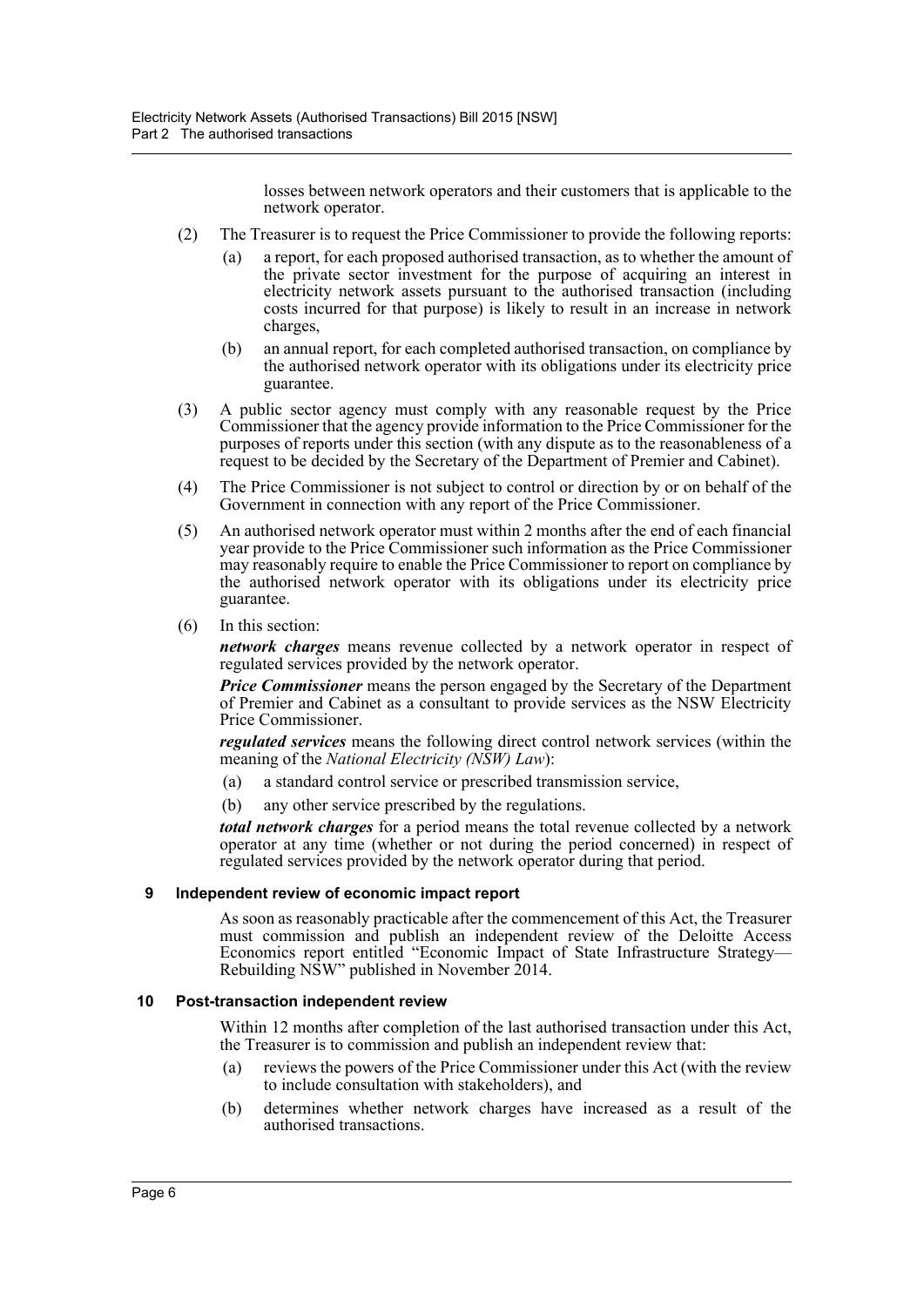losses between network operators and their customers that is applicable to the network operator.

(2) The Treasurer is to request the Price Commissioner to provide the following reports:

(a) a report, for each proposed authorised transaction, as to whether the amount of the private sector investment for the purpose of acquiring an interest in electricity network assets pursuant to the authorised transaction (including costs incurred for that purpose) is likely to result in an increase in network charges,

(b) an annual report, for each completed authorised transaction, on compliance by the authorised network operator with its obligations under its electricity price guarantee.

(3) A public sector agency must comply with any reasonable request by the Price Commissioner that the agency provide information to the Price Commissioner for the purposes of reports under this section (with any dispute as to the reasonableness of a request to be decided by the Secretary of the Department of Premier and Cabinet).

(4) The Price Commissioner is not subject to control or direction by or on behalf of the Government in connection with any report of the Price Commissioner.

(5) An authorised network operator must within 2 months after the end of each financial year provide to the Price Commissioner such information as the Price Commissioner may reasonably require to enable the Price Commissioner to report on compliance by the authorised network operator with its obligations under its electricity price guarantee.

(6) In this section:

***network charges*** means revenue collected by a network operator in respect of regulated services provided by the network operator.

***Price Commissioner*** means the person engaged by the Secretary of the Department of Premier and Cabinet as a consultant to provide services as the NSW Electricity Price Commissioner.

***regulated services*** means the following direct control network services (within the meaning of the *National Electricity (NSW) Law*):

(a) a standard control service or prescribed transmission service,

(b) any other service prescribed by the regulations.

***total network charges*** for a period means the total revenue collected by a network operator at any time (whether or not during the period concerned) in respect of regulated services provided by the network operator during that period.

#### 9 Independent review of economic impact report

As soon as reasonably practicable after the commencement of this Act, the Treasurer must commission and publish an independent review of the Deloitte Access Economics report entitled "Economic Impact of State Infrastructure Strategy—Rebuilding NSW" published in November 2014.

#### 10 Post-transaction independent review

Within 12 months after completion of the last authorised transaction under this Act, the Treasurer is to commission and publish an independent review that:

(a) reviews the powers of the Price Commissioner under this Act (with the review to include consultation with stakeholders), and

(b) determines whether network charges have increased as a result of the authorised transactions.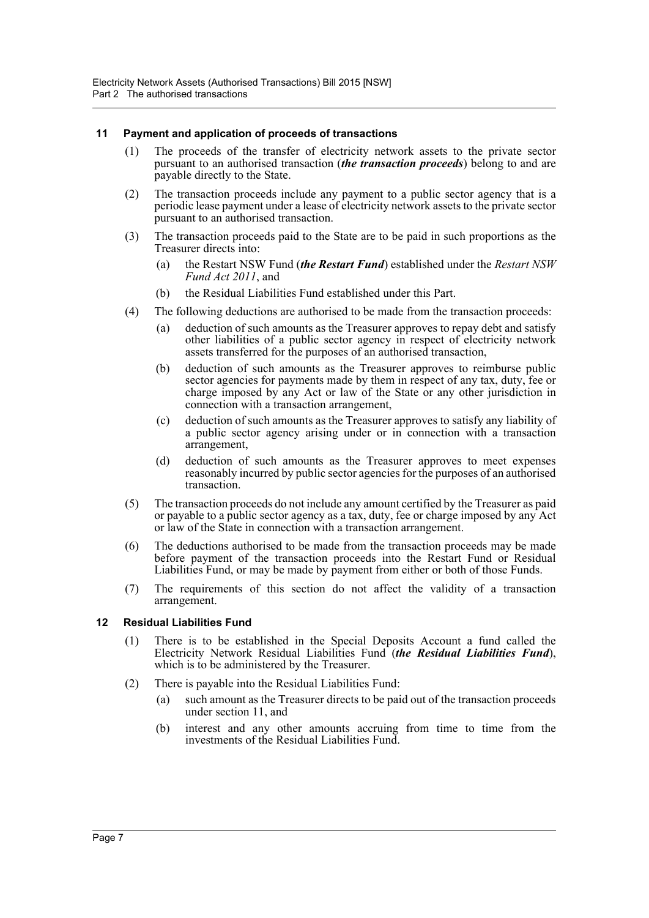### 11 Payment and application of proceeds of transactions

(1) The proceeds of the transfer of electricity network assets to the private sector pursuant to an authorised transaction (***the transaction proceeds***) belong to and are payable directly to the State.

(2) The transaction proceeds include any payment to a public sector agency that is a periodic lease payment under a lease of electricity network assets to the private sector pursuant to an authorised transaction.

(3) The transaction proceeds paid to the State are to be paid in such proportions as the Treasurer directs into:

- (a) the Restart NSW Fund (***the Restart Fund***) established under the *Restart NSW Fund Act 2011*, and
- (b) the Residual Liabilities Fund established under this Part.

(4) The following deductions are authorised to be made from the transaction proceeds:

- (a) deduction of such amounts as the Treasurer approves to repay debt and satisfy other liabilities of a public sector agency in respect of electricity network assets transferred for the purposes of an authorised transaction,
- (b) deduction of such amounts as the Treasurer approves to reimburse public sector agencies for payments made by them in respect of any tax, duty, fee or charge imposed by any Act or law of the State or any other jurisdiction in connection with a transaction arrangement,
- (c) deduction of such amounts as the Treasurer approves to satisfy any liability of a public sector agency arising under or in connection with a transaction arrangement,
- (d) deduction of such amounts as the Treasurer approves to meet expenses reasonably incurred by public sector agencies for the purposes of an authorised transaction.

(5) The transaction proceeds do not include any amount certified by the Treasurer as paid or payable to a public sector agency as a tax, duty, fee or charge imposed by any Act or law of the State in connection with a transaction arrangement.

(6) The deductions authorised to be made from the transaction proceeds may be made before payment of the transaction proceeds into the Restart Fund or Residual Liabilities Fund, or may be made by payment from either or both of those Funds.

(7) The requirements of this section do not affect the validity of a transaction arrangement.

### 12 Residual Liabilities Fund

(1) There is to be established in the Special Deposits Account a fund called the Electricity Network Residual Liabilities Fund (***the Residual Liabilities Fund***), which is to be administered by the Treasurer.

(2) There is payable into the Residual Liabilities Fund:

- (a) such amount as the Treasurer directs to be paid out of the transaction proceeds under section 11, and
- (b) interest and any other amounts accruing from time to time from the investments of the Residual Liabilities Fund.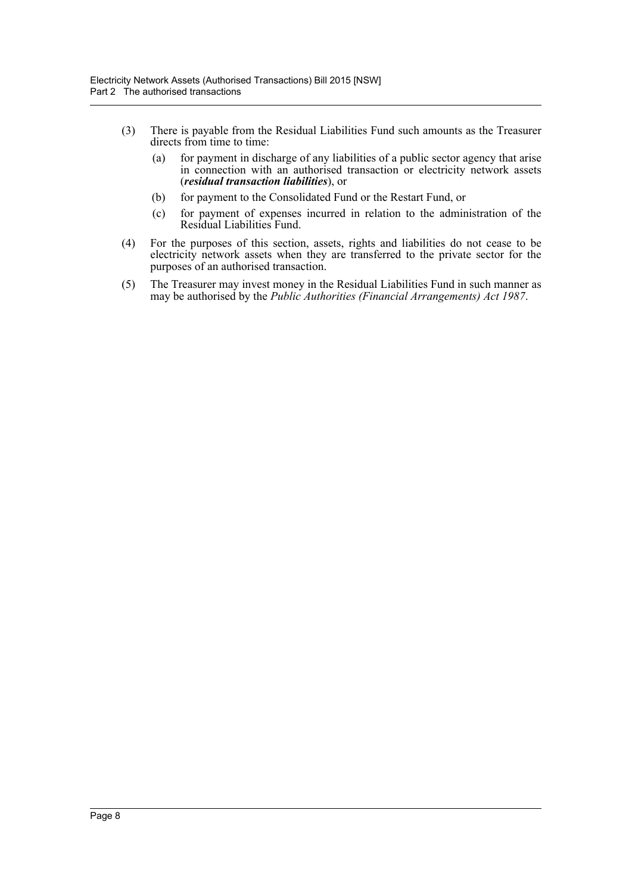(3) There is payable from the Residual Liabilities Fund such amounts as the Treasurer directs from time to time:

   (a) for payment in discharge of any liabilities of a public sector agency that arise in connection with an authorised transaction or electricity network assets (***residual transaction liabilities***), or

   (b) for payment to the Consolidated Fund or the Restart Fund, or

   (c) for payment of expenses incurred in relation to the administration of the Residual Liabilities Fund.

(4) For the purposes of this section, assets, rights and liabilities do not cease to be electricity network assets when they are transferred to the private sector for the purposes of an authorised transaction.

(5) The Treasurer may invest money in the Residual Liabilities Fund in such manner as may be authorised by the *Public Authorities (Financial Arrangements) Act 1987*.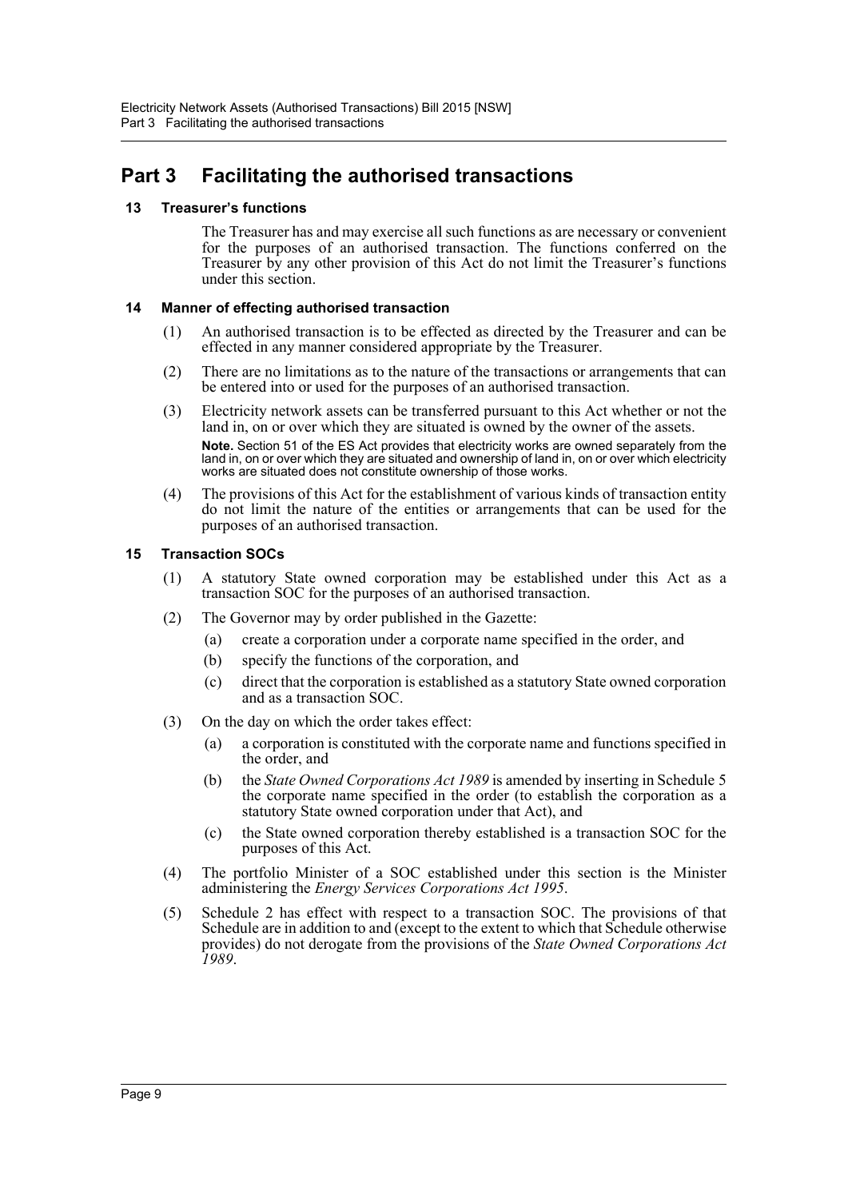# Part 3 Facilitating the authorised transactions

## 13 Treasurer's functions

The Treasurer has and may exercise all such functions as are necessary or convenient for the purposes of an authorised transaction. The functions conferred on the Treasurer by any other provision of this Act do not limit the Treasurer's functions under this section.

## 14 Manner of effecting authorised transaction

(1) An authorised transaction is to be effected as directed by the Treasurer and can be effected in any manner considered appropriate by the Treasurer.

(2) There are no limitations as to the nature of the transactions or arrangements that can be entered into or used for the purposes of an authorised transaction.

(3) Electricity network assets can be transferred pursuant to this Act whether or not the land in, on or over which they are situated is owned by the owner of the assets.

**Note.** Section 51 of the ES Act provides that electricity works are owned separately from the land in, on or over which they are situated and ownership of land in, on or over which electricity works are situated does not constitute ownership of those works.

(4) The provisions of this Act for the establishment of various kinds of transaction entity do not limit the nature of the entities or arrangements that can be used for the purposes of an authorised transaction.

## 15 Transaction SOCs

(1) A statutory State owned corporation may be established under this Act as a transaction SOC for the purposes of an authorised transaction.

(2) The Governor may by order published in the Gazette:

   (a) create a corporation under a corporate name specified in the order, and

   (b) specify the functions of the corporation, and

   (c) direct that the corporation is established as a statutory State owned corporation and as a transaction SOC.

(3) On the day on which the order takes effect:

   (a) a corporation is constituted with the corporate name and functions specified in the order, and

   (b) the *State Owned Corporations Act 1989* is amended by inserting in Schedule 5 the corporate name specified in the order (to establish the corporation as a statutory State owned corporation under that Act), and

   (c) the State owned corporation thereby established is a transaction SOC for the purposes of this Act.

(4) The portfolio Minister of a SOC established under this section is the Minister administering the *Energy Services Corporations Act 1995*.

(5) Schedule 2 has effect with respect to a transaction SOC. The provisions of that Schedule are in addition to and (except to the extent to which that Schedule otherwise provides) do not derogate from the provisions of the *State Owned Corporations Act 1989*.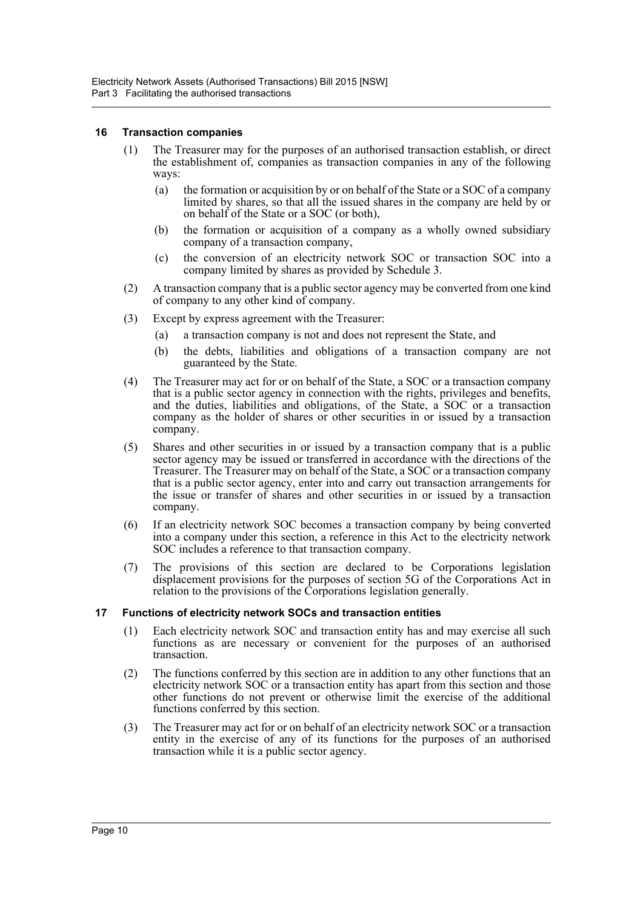### 16 Transaction companies

(1) The Treasurer may for the purposes of an authorised transaction establish, or direct the establishment of, companies as transaction companies in any of the following ways:

(a) the formation or acquisition by or on behalf of the State or a SOC of a company limited by shares, so that all the issued shares in the company are held by or on behalf of the State or a SOC (or both),

(b) the formation or acquisition of a company as a wholly owned subsidiary company of a transaction company,

(c) the conversion of an electricity network SOC or transaction SOC into a company limited by shares as provided by Schedule 3.

(2) A transaction company that is a public sector agency may be converted from one kind of company to any other kind of company.

(3) Except by express agreement with the Treasurer:

(a) a transaction company is not and does not represent the State, and

(b) the debts, liabilities and obligations of a transaction company are not guaranteed by the State.

(4) The Treasurer may act for or on behalf of the State, a SOC or a transaction company that is a public sector agency in connection with the rights, privileges and benefits, and the duties, liabilities and obligations, of the State, a SOC or a transaction company as the holder of shares or other securities in or issued by a transaction company.

(5) Shares and other securities in or issued by a transaction company that is a public sector agency may be issued or transferred in accordance with the directions of the Treasurer. The Treasurer may on behalf of the State, a SOC or a transaction company that is a public sector agency, enter into and carry out transaction arrangements for the issue or transfer of shares and other securities in or issued by a transaction company.

(6) If an electricity network SOC becomes a transaction company by being converted into a company under this section, a reference in this Act to the electricity network SOC includes a reference to that transaction company.

(7) The provisions of this section are declared to be Corporations legislation displacement provisions for the purposes of section 5G of the Corporations Act in relation to the provisions of the Corporations legislation generally.

### 17 Functions of electricity network SOCs and transaction entities

(1) Each electricity network SOC and transaction entity has and may exercise all such functions as are necessary or convenient for the purposes of an authorised transaction.

(2) The functions conferred by this section are in addition to any other functions that an electricity network SOC or a transaction entity has apart from this section and those other functions do not prevent or otherwise limit the exercise of the additional functions conferred by this section.

(3) The Treasurer may act for or on behalf of an electricity network SOC or a transaction entity in the exercise of any of its functions for the purposes of an authorised transaction while it is a public sector agency.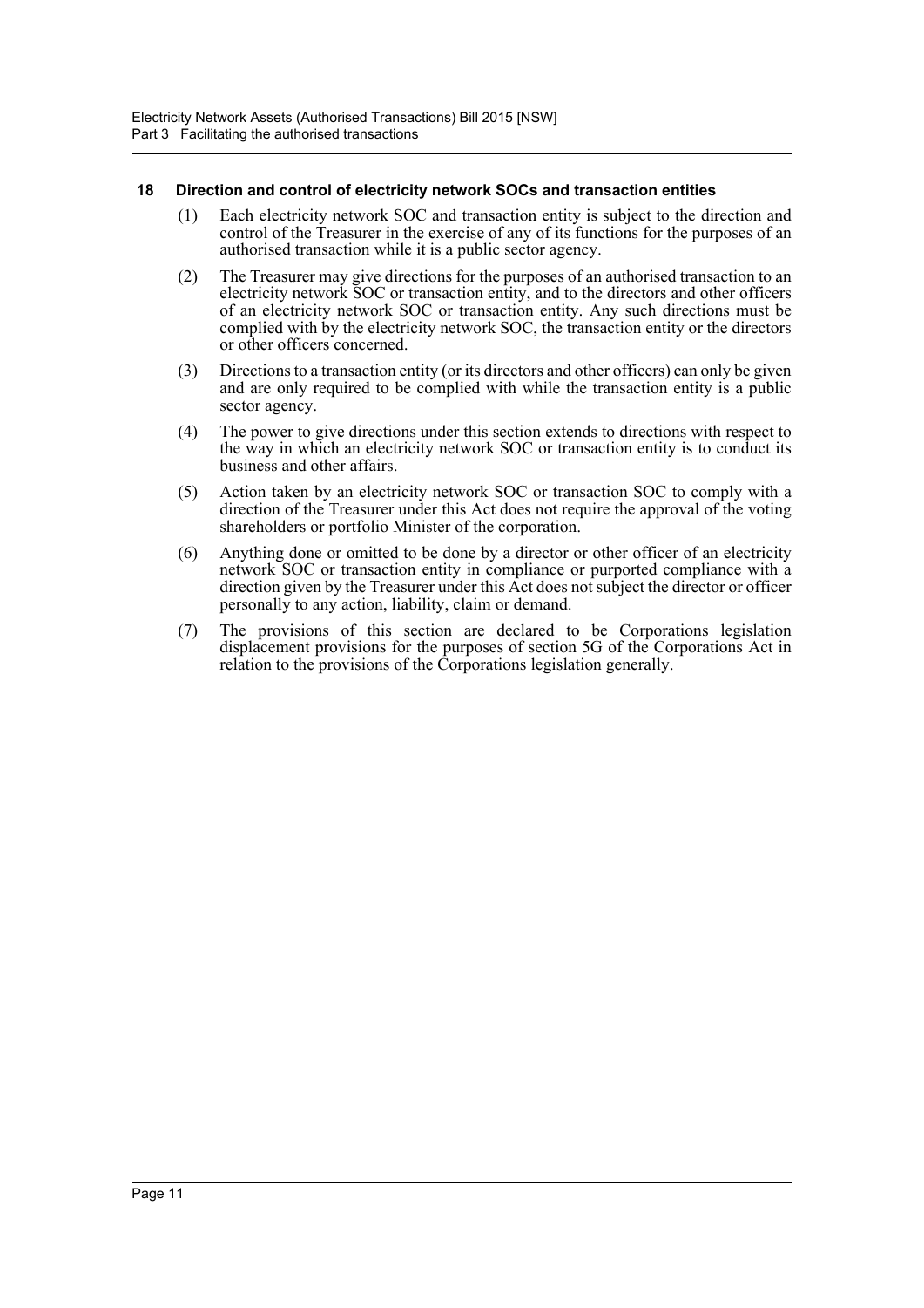### 18 Direction and control of electricity network SOCs and transaction entities

(1) Each electricity network SOC and transaction entity is subject to the direction and control of the Treasurer in the exercise of any of its functions for the purposes of an authorised transaction while it is a public sector agency.

(2) The Treasurer may give directions for the purposes of an authorised transaction to an electricity network SOC or transaction entity, and to the directors and other officers of an electricity network SOC or transaction entity. Any such directions must be complied with by the electricity network SOC, the transaction entity or the directors or other officers concerned.

(3) Directions to a transaction entity (or its directors and other officers) can only be given and are only required to be complied with while the transaction entity is a public sector agency.

(4) The power to give directions under this section extends to directions with respect to the way in which an electricity network SOC or transaction entity is to conduct its business and other affairs.

(5) Action taken by an electricity network SOC or transaction SOC to comply with a direction of the Treasurer under this Act does not require the approval of the voting shareholders or portfolio Minister of the corporation.

(6) Anything done or omitted to be done by a director or other officer of an electricity network SOC or transaction entity in compliance or purported compliance with a direction given by the Treasurer under this Act does not subject the director or officer personally to any action, liability, claim or demand.

(7) The provisions of this section are declared to be Corporations legislation displacement provisions for the purposes of section 5G of the Corporations Act in relation to the provisions of the Corporations legislation generally.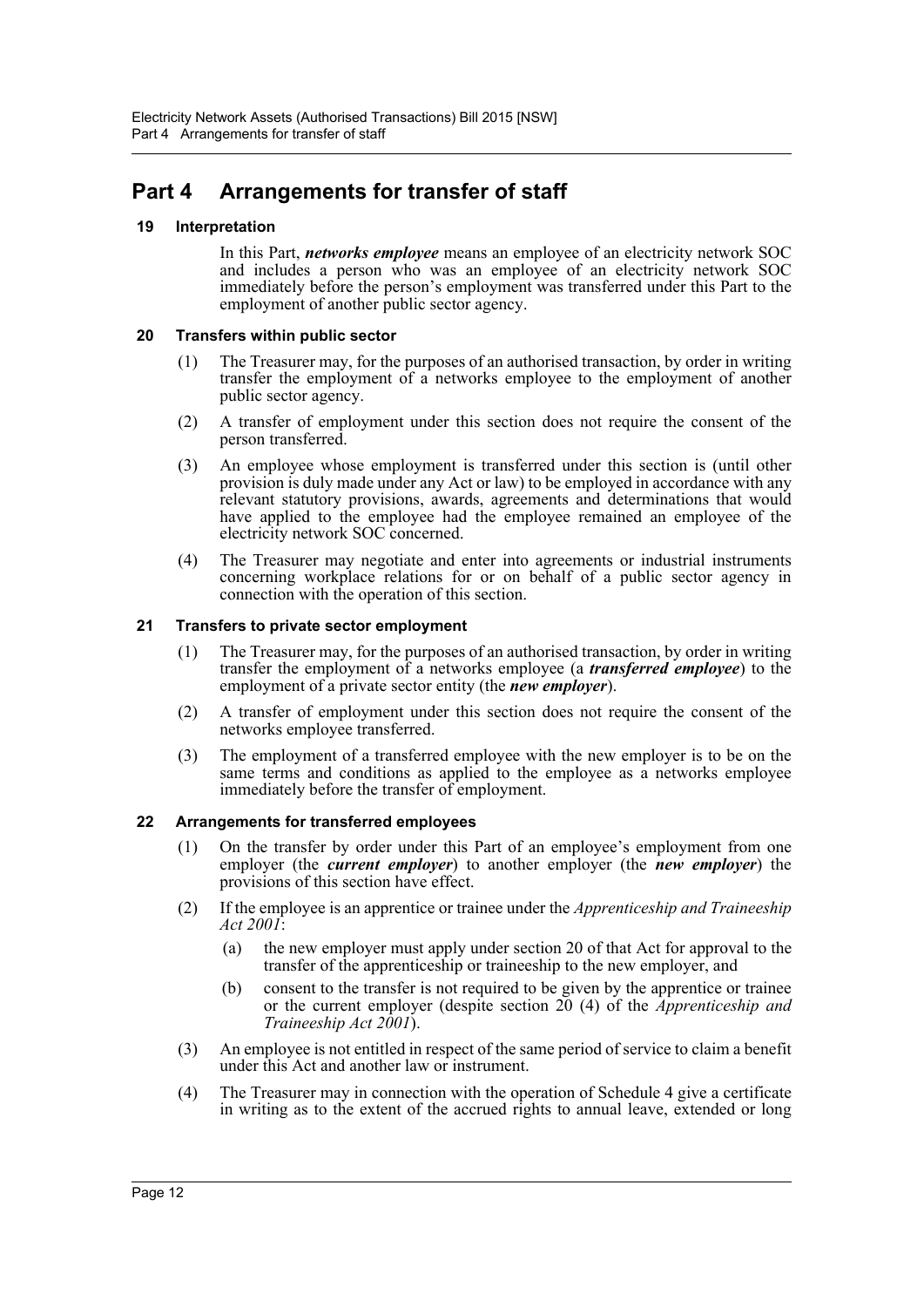# Part 4 Arrangements for transfer of staff

### 19 Interpretation

In this Part, ***networks employee*** means an employee of an electricity network SOC and includes a person who was an employee of an electricity network SOC immediately before the person's employment was transferred under this Part to the employment of another public sector agency.

### 20 Transfers within public sector

(1) The Treasurer may, for the purposes of an authorised transaction, by order in writing transfer the employment of a networks employee to the employment of another public sector agency.

(2) A transfer of employment under this section does not require the consent of the person transferred.

(3) An employee whose employment is transferred under this section is (until other provision is duly made under any Act or law) to be employed in accordance with any relevant statutory provisions, awards, agreements and determinations that would have applied to the employee had the employee remained an employee of the electricity network SOC concerned.

(4) The Treasurer may negotiate and enter into agreements or industrial instruments concerning workplace relations for or on behalf of a public sector agency in connection with the operation of this section.

### 21 Transfers to private sector employment

(1) The Treasurer may, for the purposes of an authorised transaction, by order in writing transfer the employment of a networks employee (a ***transferred employee***) to the employment of a private sector entity (the ***new employer***).

(2) A transfer of employment under this section does not require the consent of the networks employee transferred.

(3) The employment of a transferred employee with the new employer is to be on the same terms and conditions as applied to the employee as a networks employee immediately before the transfer of employment.

### 22 Arrangements for transferred employees

(1) On the transfer by order under this Part of an employee's employment from one employer (the ***current employer***) to another employer (the ***new employer***) the provisions of this section have effect.

(2) If the employee is an apprentice or trainee under the *Apprenticeship and Traineeship Act 2001*:

  (a) the new employer must apply under section 20 of that Act for approval to the transfer of the apprenticeship or traineeship to the new employer, and

  (b) consent to the transfer is not required to be given by the apprentice or trainee or the current employer (despite section 20 (4) of the *Apprenticeship and Traineeship Act 2001*).

(3) An employee is not entitled in respect of the same period of service to claim a benefit under this Act and another law or instrument.

(4) The Treasurer may in connection with the operation of Schedule 4 give a certificate in writing as to the extent of the accrued rights to annual leave, extended or long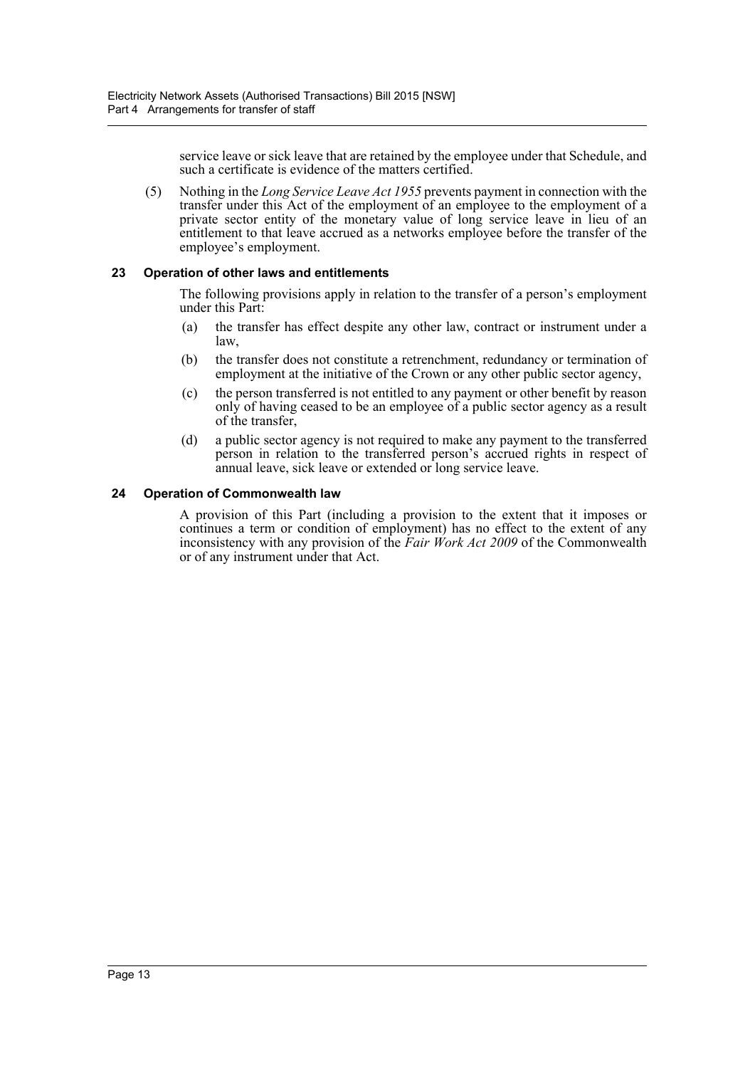service leave or sick leave that are retained by the employee under that Schedule, and such a certificate is evidence of the matters certified.

(5) Nothing in the *Long Service Leave Act 1955* prevents payment in connection with the transfer under this Act of the employment of an employee to the employment of a private sector entity of the monetary value of long service leave in lieu of an entitlement to that leave accrued as a networks employee before the transfer of the employee's employment.

### 23 Operation of other laws and entitlements

The following provisions apply in relation to the transfer of a person's employment under this Part:

(a) the transfer has effect despite any other law, contract or instrument under a law,

(b) the transfer does not constitute a retrenchment, redundancy or termination of employment at the initiative of the Crown or any other public sector agency,

(c) the person transferred is not entitled to any payment or other benefit by reason only of having ceased to be an employee of a public sector agency as a result of the transfer,

(d) a public sector agency is not required to make any payment to the transferred person in relation to the transferred person's accrued rights in respect of annual leave, sick leave or extended or long service leave.

### 24 Operation of Commonwealth law

A provision of this Part (including a provision to the extent that it imposes or continues a term or condition of employment) has no effect to the extent of any inconsistency with any provision of the *Fair Work Act 2009* of the Commonwealth or of any instrument under that Act.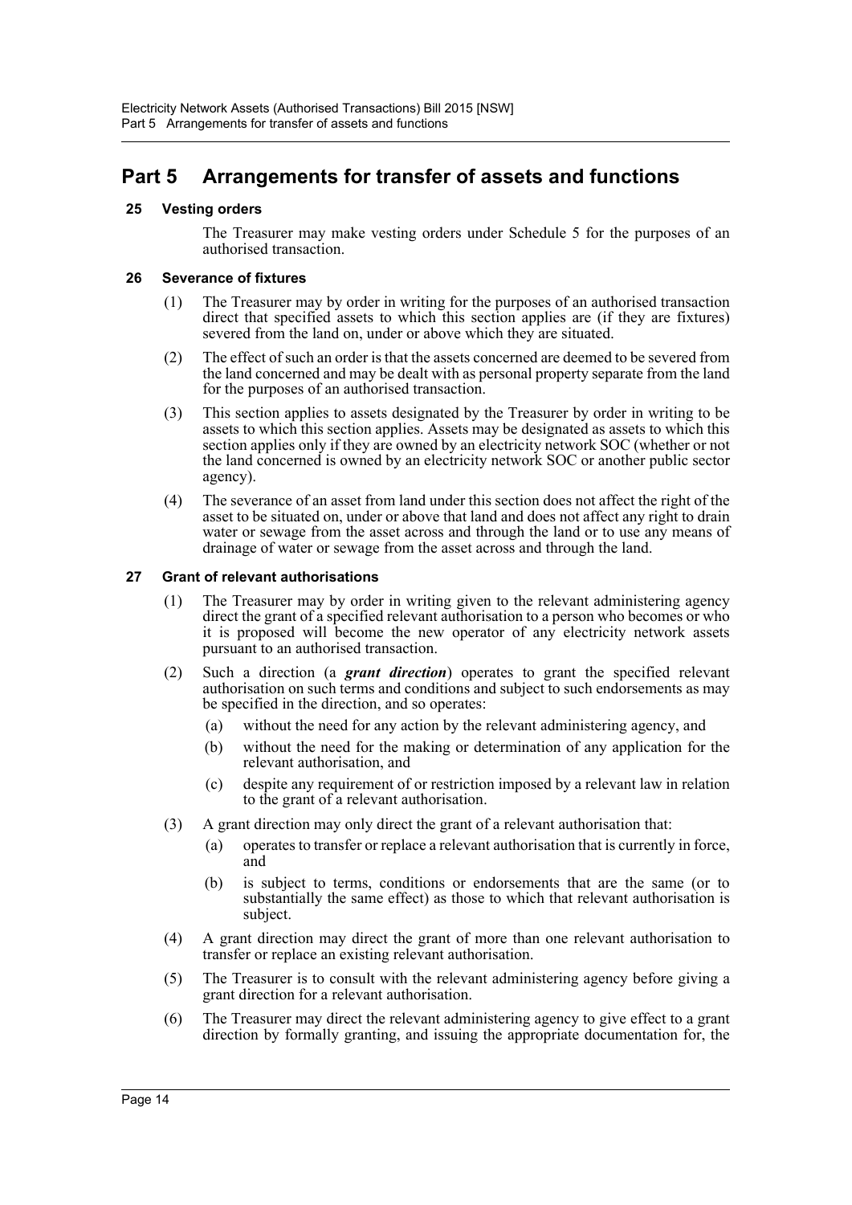# Part 5 Arrangements for transfer of assets and functions

## 25 Vesting orders

The Treasurer may make vesting orders under Schedule 5 for the purposes of an authorised transaction.

## 26 Severance of fixtures

(1) The Treasurer may by order in writing for the purposes of an authorised transaction direct that specified assets to which this section applies are (if they are fixtures) severed from the land on, under or above which they are situated.

(2) The effect of such an order is that the assets concerned are deemed to be severed from the land concerned and may be dealt with as personal property separate from the land for the purposes of an authorised transaction.

(3) This section applies to assets designated by the Treasurer by order in writing to be assets to which this section applies. Assets may be designated as assets to which this section applies only if they are owned by an electricity network SOC (whether or not the land concerned is owned by an electricity network SOC or another public sector agency).

(4) The severance of an asset from land under this section does not affect the right of the asset to be situated on, under or above that land and does not affect any right to drain water or sewage from the asset across and through the land or to use any means of drainage of water or sewage from the asset across and through the land.

## 27 Grant of relevant authorisations

(1) The Treasurer may by order in writing given to the relevant administering agency direct the grant of a specified relevant authorisation to a person who becomes or who it is proposed will become the new operator of any electricity network assets pursuant to an authorised transaction.

(2) Such a direction (a ***grant direction***) operates to grant the specified relevant authorisation on such terms and conditions and subject to such endorsements as may be specified in the direction, and so operates:

- (a) without the need for any action by the relevant administering agency, and
- (b) without the need for the making or determination of any application for the relevant authorisation, and
- (c) despite any requirement of or restriction imposed by a relevant law in relation to the grant of a relevant authorisation.

(3) A grant direction may only direct the grant of a relevant authorisation that:

- (a) operates to transfer or replace a relevant authorisation that is currently in force, and
- (b) is subject to terms, conditions or endorsements that are the same (or to substantially the same effect) as those to which that relevant authorisation is subject.

(4) A grant direction may direct the grant of more than one relevant authorisation to transfer or replace an existing relevant authorisation.

(5) The Treasurer is to consult with the relevant administering agency before giving a grant direction for a relevant authorisation.

(6) The Treasurer may direct the relevant administering agency to give effect to a grant direction by formally granting, and issuing the appropriate documentation for, the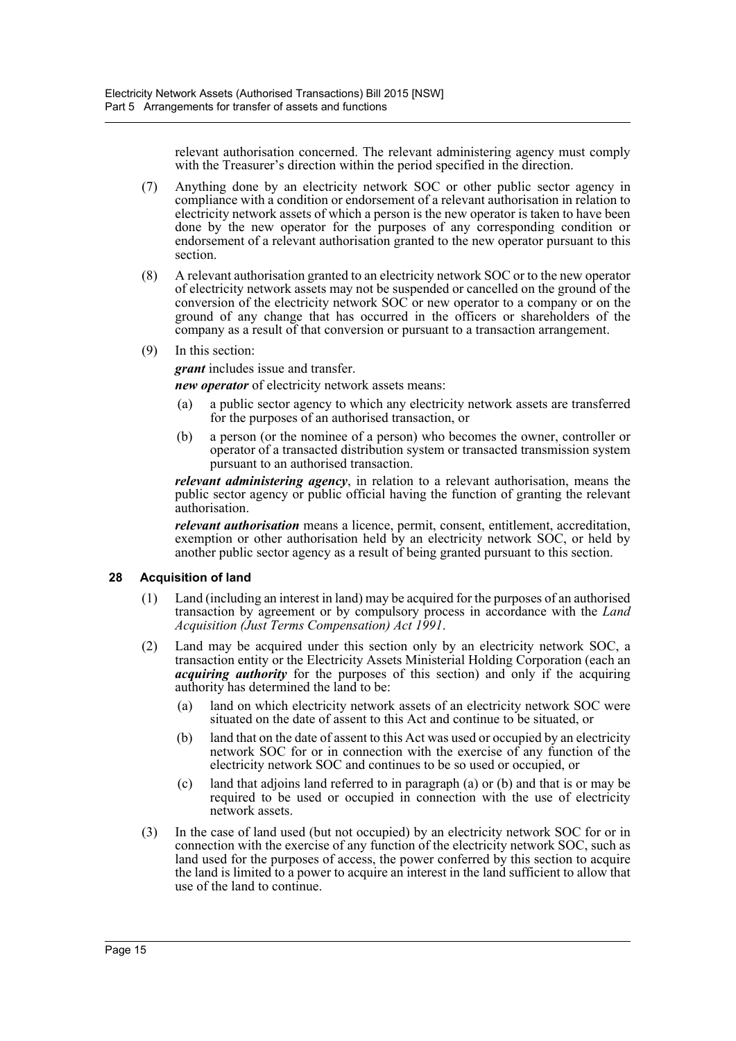relevant authorisation concerned. The relevant administering agency must comply with the Treasurer's direction within the period specified in the direction.

(7) Anything done by an electricity network SOC or other public sector agency in compliance with a condition or endorsement of a relevant authorisation in relation to electricity network assets of which a person is the new operator is taken to have been done by the new operator for the purposes of any corresponding condition or endorsement of a relevant authorisation granted to the new operator pursuant to this section.

(8) A relevant authorisation granted to an electricity network SOC or to the new operator of electricity network assets may not be suspended or cancelled on the ground of the conversion of the electricity network SOC or new operator to a company or on the ground of any change that has occurred in the officers or shareholders of the company as a result of that conversion or pursuant to a transaction arrangement.

(9) In this section:

***grant*** includes issue and transfer.

***new operator*** of electricity network assets means:

- (a) a public sector agency to which any electricity network assets are transferred for the purposes of an authorised transaction, or
- (b) a person (or the nominee of a person) who becomes the owner, controller or operator of a transacted distribution system or transacted transmission system pursuant to an authorised transaction.

***relevant administering agency***, in relation to a relevant authorisation, means the public sector agency or public official having the function of granting the relevant authorisation.

***relevant authorisation*** means a licence, permit, consent, entitlement, accreditation, exemption or other authorisation held by an electricity network SOC, or held by another public sector agency as a result of being granted pursuant to this section.

### 28 Acquisition of land

(1) Land (including an interest in land) may be acquired for the purposes of an authorised transaction by agreement or by compulsory process in accordance with the *Land Acquisition (Just Terms Compensation) Act 1991*.

(2) Land may be acquired under this section only by an electricity network SOC, a transaction entity or the Electricity Assets Ministerial Holding Corporation (each an ***acquiring authority*** for the purposes of this section) and only if the acquiring authority has determined the land to be:

- (a) land on which electricity network assets of an electricity network SOC were situated on the date of assent to this Act and continue to be situated, or
- (b) land that on the date of assent to this Act was used or occupied by an electricity network SOC for or in connection with the exercise of any function of the electricity network SOC and continues to be so used or occupied, or
- (c) land that adjoins land referred to in paragraph (a) or (b) and that is or may be required to be used or occupied in connection with the use of electricity network assets.

(3) In the case of land used (but not occupied) by an electricity network SOC for or in connection with the exercise of any function of the electricity network SOC, such as land used for the purposes of access, the power conferred by this section to acquire the land is limited to a power to acquire an interest in the land sufficient to allow that use of the land to continue.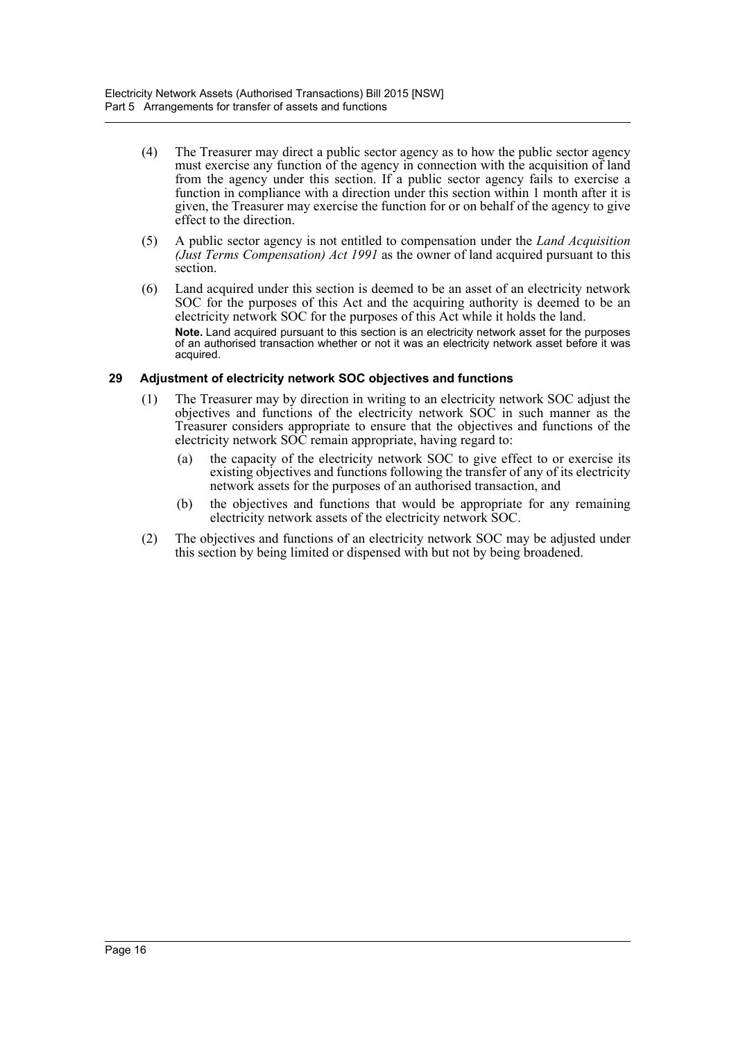(4) The Treasurer may direct a public sector agency as to how the public sector agency must exercise any function of the agency in connection with the acquisition of land from the agency under this section. If a public sector agency fails to exercise a function in compliance with a direction under this section within 1 month after it is given, the Treasurer may exercise the function for or on behalf of the agency to give effect to the direction.

(5) A public sector agency is not entitled to compensation under the *Land Acquisition (Just Terms Compensation) Act 1991* as the owner of land acquired pursuant to this section.

(6) Land acquired under this section is deemed to be an asset of an electricity network SOC for the purposes of this Act and the acquiring authority is deemed to be an electricity network SOC for the purposes of this Act while it holds the land.

**Note.** Land acquired pursuant to this section is an electricity network asset for the purposes of an authorised transaction whether or not it was an electricity network asset before it was acquired.

### 29 Adjustment of electricity network SOC objectives and functions

(1) The Treasurer may by direction in writing to an electricity network SOC adjust the objectives and functions of the electricity network SOC in such manner as the Treasurer considers appropriate to ensure that the objectives and functions of the electricity network SOC remain appropriate, having regard to:

- (a) the capacity of the electricity network SOC to give effect to or exercise its existing objectives and functions following the transfer of any of its electricity network assets for the purposes of an authorised transaction, and
- (b) the objectives and functions that would be appropriate for any remaining electricity network assets of the electricity network SOC.

(2) The objectives and functions of an electricity network SOC may be adjusted under this section by being limited or dispensed with but not by being broadened.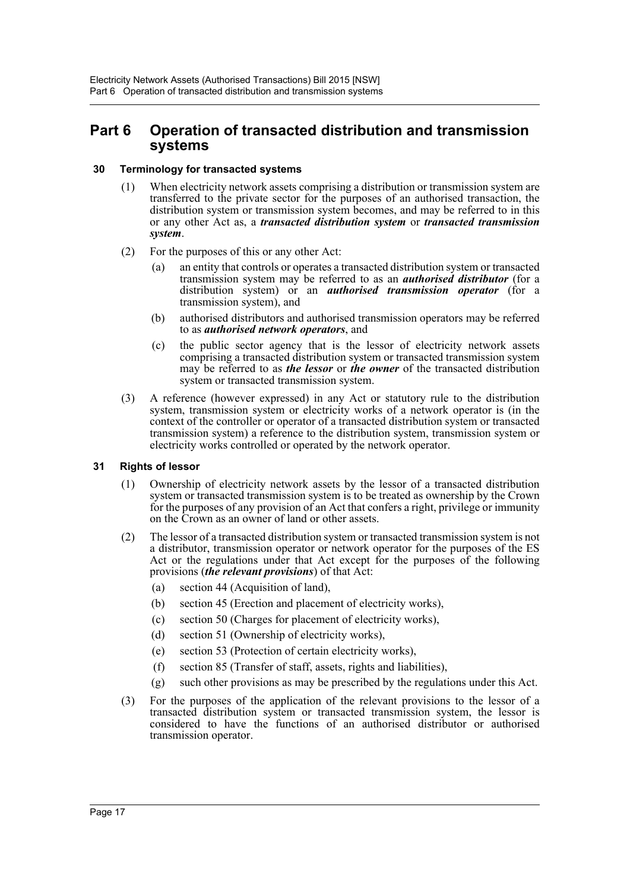# Part 6 Operation of transacted distribution and transmission systems

### 30 Terminology for transacted systems

(1) When electricity network assets comprising a distribution or transmission system are transferred to the private sector for the purposes of an authorised transaction, the distribution system or transmission system becomes, and may be referred to in this or any other Act as, a ***transacted distribution system*** or ***transacted transmission system***.

(2) For the purposes of this or any other Act:

(a) an entity that controls or operates a transacted distribution system or transacted transmission system may be referred to as an ***authorised distributor*** (for a distribution system) or an ***authorised transmission operator*** (for a transmission system), and

(b) authorised distributors and authorised transmission operators may be referred to as ***authorised network operators***, and

(c) the public sector agency that is the lessor of electricity network assets comprising a transacted distribution system or transacted transmission system may be referred to as ***the lessor*** or ***the owner*** of the transacted distribution system or transacted transmission system.

(3) A reference (however expressed) in any Act or statutory rule to the distribution system, transmission system or electricity works of a network operator is (in the context of the controller or operator of a transacted distribution system or transacted transmission system) a reference to the distribution system, transmission system or electricity works controlled or operated by the network operator.

### 31 Rights of lessor

(1) Ownership of electricity network assets by the lessor of a transacted distribution system or transacted transmission system is to be treated as ownership by the Crown for the purposes of any provision of an Act that confers a right, privilege or immunity on the Crown as an owner of land or other assets.

(2) The lessor of a transacted distribution system or transacted transmission system is not a distributor, transmission operator or network operator for the purposes of the ES Act or the regulations under that Act except for the purposes of the following provisions (***the relevant provisions***) of that Act:

(a) section 44 (Acquisition of land),

(b) section 45 (Erection and placement of electricity works),

(c) section 50 (Charges for placement of electricity works),

(d) section 51 (Ownership of electricity works),

(e) section 53 (Protection of certain electricity works),

(f) section 85 (Transfer of staff, assets, rights and liabilities),

(g) such other provisions as may be prescribed by the regulations under this Act.

(3) For the purposes of the application of the relevant provisions to the lessor of a transacted distribution system or transacted transmission system, the lessor is considered to have the functions of an authorised distributor or authorised transmission operator.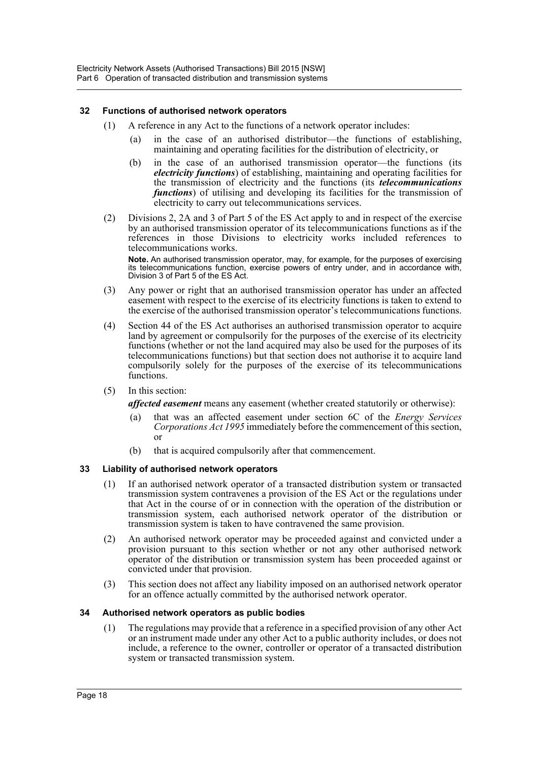### 32 Functions of authorised network operators

(1) A reference in any Act to the functions of a network operator includes:

(a) in the case of an authorised distributor—the functions of establishing, maintaining and operating facilities for the distribution of electricity, or

(b) in the case of an authorised transmission operator—the functions (its ***electricity functions***) of establishing, maintaining and operating facilities for the transmission of electricity and the functions (its ***telecommunications functions***) of utilising and developing its facilities for the transmission of electricity to carry out telecommunications services.

(2) Divisions 2, 2A and 3 of Part 5 of the ES Act apply to and in respect of the exercise by an authorised transmission operator of its telecommunications functions as if the references in those Divisions to electricity works included references to telecommunications works.

**Note.** An authorised transmission operator, may, for example, for the purposes of exercising its telecommunications function, exercise powers of entry under, and in accordance with, Division 3 of Part 5 of the ES Act.

(3) Any power or right that an authorised transmission operator has under an affected easement with respect to the exercise of its electricity functions is taken to extend to the exercise of the authorised transmission operator's telecommunications functions.

(4) Section 44 of the ES Act authorises an authorised transmission operator to acquire land by agreement or compulsorily for the purposes of the exercise of its electricity functions (whether or not the land acquired may also be used for the purposes of its telecommunications functions) but that section does not authorise it to acquire land compulsorily solely for the purposes of the exercise of its telecommunications functions.

(5) In this section:

***affected easement*** means any easement (whether created statutorily or otherwise):

(a) that was an affected easement under section 6C of the *Energy Services Corporations Act 1995* immediately before the commencement of this section, or

(b) that is acquired compulsorily after that commencement.

### 33 Liability of authorised network operators

(1) If an authorised network operator of a transacted distribution system or transacted transmission system contravenes a provision of the ES Act or the regulations under that Act in the course of or in connection with the operation of the distribution or transmission system, each authorised network operator of the distribution or transmission system is taken to have contravened the same provision.

(2) An authorised network operator may be proceeded against and convicted under a provision pursuant to this section whether or not any other authorised network operator of the distribution or transmission system has been proceeded against or convicted under that provision.

(3) This section does not affect any liability imposed on an authorised network operator for an offence actually committed by the authorised network operator.

### 34 Authorised network operators as public bodies

(1) The regulations may provide that a reference in a specified provision of any other Act or an instrument made under any other Act to a public authority includes, or does not include, a reference to the owner, controller or operator of a transacted distribution system or transacted transmission system.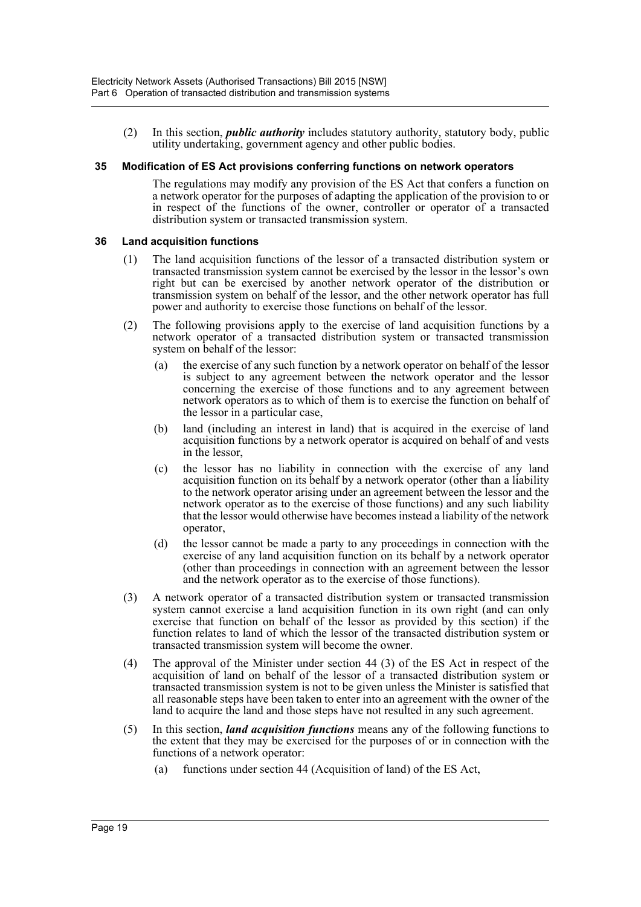(2) In this section, ***public authority*** includes statutory authority, statutory body, public utility undertaking, government agency and other public bodies.

### 35 Modification of ES Act provisions conferring functions on network operators

The regulations may modify any provision of the ES Act that confers a function on a network operator for the purposes of adapting the application of the provision to or in respect of the functions of the owner, controller or operator of a transacted distribution system or transacted transmission system.

### 36 Land acquisition functions

(1) The land acquisition functions of the lessor of a transacted distribution system or transacted transmission system cannot be exercised by the lessor in the lessor's own right but can be exercised by another network operator of the distribution or transmission system on behalf of the lessor, and the other network operator has full power and authority to exercise those functions on behalf of the lessor.

(2) The following provisions apply to the exercise of land acquisition functions by a network operator of a transacted distribution system or transacted transmission system on behalf of the lessor:

- (a) the exercise of any such function by a network operator on behalf of the lessor is subject to any agreement between the network operator and the lessor concerning the exercise of those functions and to any agreement between network operators as to which of them is to exercise the function on behalf of the lessor in a particular case,
- (b) land (including an interest in land) that is acquired in the exercise of land acquisition functions by a network operator is acquired on behalf of and vests in the lessor,
- (c) the lessor has no liability in connection with the exercise of any land acquisition function on its behalf by a network operator (other than a liability to the network operator arising under an agreement between the lessor and the network operator as to the exercise of those functions) and any such liability that the lessor would otherwise have becomes instead a liability of the network operator,
- (d) the lessor cannot be made a party to any proceedings in connection with the exercise of any land acquisition function on its behalf by a network operator (other than proceedings in connection with an agreement between the lessor and the network operator as to the exercise of those functions).

(3) A network operator of a transacted distribution system or transacted transmission system cannot exercise a land acquisition function in its own right (and can only exercise that function on behalf of the lessor as provided by this section) if the function relates to land of which the lessor of the transacted distribution system or transacted transmission system will become the owner.

(4) The approval of the Minister under section 44 (3) of the ES Act in respect of the acquisition of land on behalf of the lessor of a transacted distribution system or transacted transmission system is not to be given unless the Minister is satisfied that all reasonable steps have been taken to enter into an agreement with the owner of the land to acquire the land and those steps have not resulted in any such agreement.

(5) In this section, ***land acquisition functions*** means any of the following functions to the extent that they may be exercised for the purposes of or in connection with the functions of a network operator:

- (a) functions under section 44 (Acquisition of land) of the ES Act,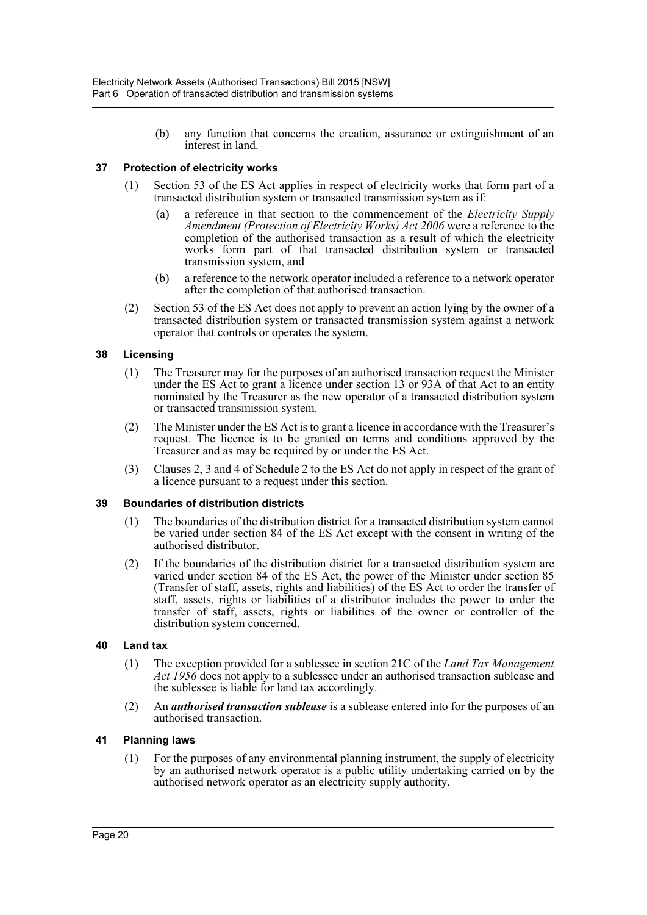(b) any function that concerns the creation, assurance or extinguishment of an interest in land.

### 37 Protection of electricity works

(1) Section 53 of the ES Act applies in respect of electricity works that form part of a transacted distribution system or transacted transmission system as if:

(a) a reference in that section to the commencement of the *Electricity Supply Amendment (Protection of Electricity Works) Act 2006* were a reference to the completion of the authorised transaction as a result of which the electricity works form part of that transacted distribution system or transacted transmission system, and

(b) a reference to the network operator included a reference to a network operator after the completion of that authorised transaction.

(2) Section 53 of the ES Act does not apply to prevent an action lying by the owner of a transacted distribution system or transacted transmission system against a network operator that controls or operates the system.

### 38 Licensing

(1) The Treasurer may for the purposes of an authorised transaction request the Minister under the ES Act to grant a licence under section 13 or 93A of that Act to an entity nominated by the Treasurer as the new operator of a transacted distribution system or transacted transmission system.

(2) The Minister under the ES Act is to grant a licence in accordance with the Treasurer's request. The licence is to be granted on terms and conditions approved by the Treasurer and as may be required by or under the ES Act.

(3) Clauses 2, 3 and 4 of Schedule 2 to the ES Act do not apply in respect of the grant of a licence pursuant to a request under this section.

### 39 Boundaries of distribution districts

(1) The boundaries of the distribution district for a transacted distribution system cannot be varied under section 84 of the ES Act except with the consent in writing of the authorised distributor.

(2) If the boundaries of the distribution district for a transacted distribution system are varied under section 84 of the ES Act, the power of the Minister under section 85 (Transfer of staff, assets, rights and liabilities) of the ES Act to order the transfer of staff, assets, rights or liabilities of a distributor includes the power to order the transfer of staff, assets, rights or liabilities of the owner or controller of the distribution system concerned.

### 40 Land tax

(1) The exception provided for a sublessee in section 21C of the *Land Tax Management Act 1956* does not apply to a sublessee under an authorised transaction sublease and the sublessee is liable for land tax accordingly.

(2) An ***authorised transaction sublease*** is a sublease entered into for the purposes of an authorised transaction.

### 41 Planning laws

(1) For the purposes of any environmental planning instrument, the supply of electricity by an authorised network operator is a public utility undertaking carried on by the authorised network operator as an electricity supply authority.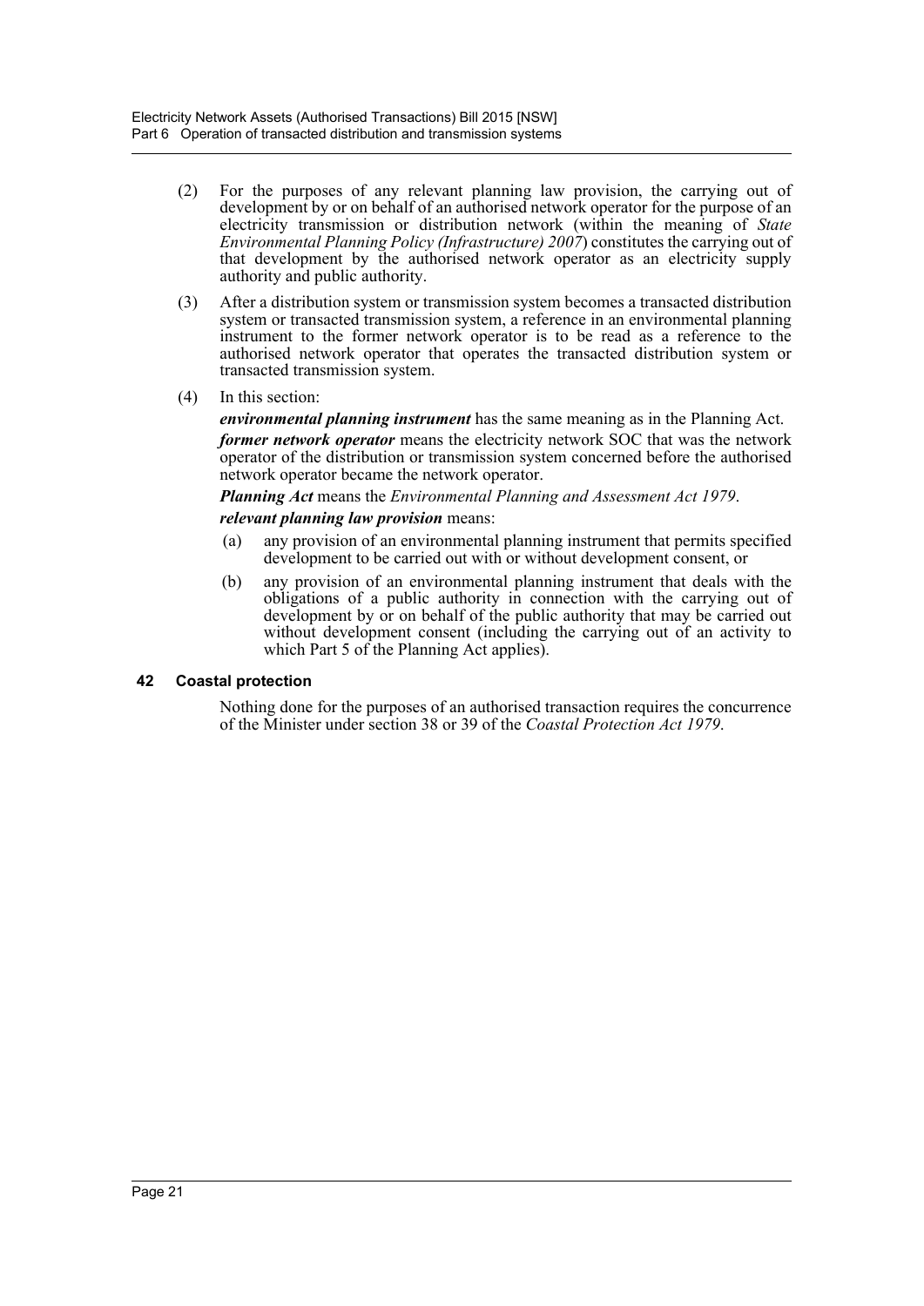(2) For the purposes of any relevant planning law provision, the carrying out of development by or on behalf of an authorised network operator for the purpose of an electricity transmission or distribution network (within the meaning of *State Environmental Planning Policy (Infrastructure) 2007*) constitutes the carrying out of that development by the authorised network operator as an electricity supply authority and public authority.

(3) After a distribution system or transmission system becomes a transacted distribution system or transacted transmission system, a reference in an environmental planning instrument to the former network operator is to be read as a reference to the authorised network operator that operates the transacted distribution system or transacted transmission system.

(4) In this section:

***environmental planning instrument*** has the same meaning as in the Planning Act.

***former network operator*** means the electricity network SOC that was the network operator of the distribution or transmission system concerned before the authorised network operator became the network operator.

***Planning Act*** means the *Environmental Planning and Assessment Act 1979*.

***relevant planning law provision*** means:

(a) any provision of an environmental planning instrument that permits specified development to be carried out with or without development consent, or

(b) any provision of an environmental planning instrument that deals with the obligations of a public authority in connection with the carrying out of development by or on behalf of the public authority that may be carried out without development consent (including the carrying out of an activity to which Part 5 of the Planning Act applies).

### 42 Coastal protection

Nothing done for the purposes of an authorised transaction requires the concurrence of the Minister under section 38 or 39 of the *Coastal Protection Act 1979*.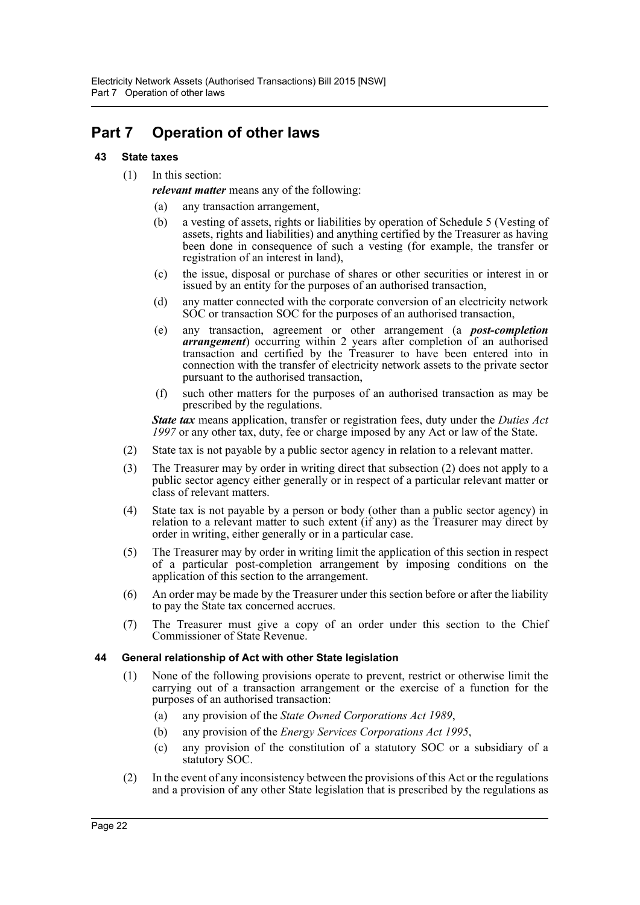# Part 7 Operation of other laws

### 43 State taxes

(1) In this section:

***relevant matter*** means any of the following:

- (a) any transaction arrangement,
- (b) a vesting of assets, rights or liabilities by operation of Schedule 5 (Vesting of assets, rights and liabilities) and anything certified by the Treasurer as having been done in consequence of such a vesting (for example, the transfer or registration of an interest in land),
- (c) the issue, disposal or purchase of shares or other securities or interest in or issued by an entity for the purposes of an authorised transaction,
- (d) any matter connected with the corporate conversion of an electricity network SOC or transaction SOC for the purposes of an authorised transaction,
- (e) any transaction, agreement or other arrangement (a ***post-completion arrangement***) occurring within 2 years after completion of an authorised transaction and certified by the Treasurer to have been entered into in connection with the transfer of electricity network assets to the private sector pursuant to the authorised transaction,
- (f) such other matters for the purposes of an authorised transaction as may be prescribed by the regulations.

***State tax*** means application, transfer or registration fees, duty under the *Duties Act 1997* or any other tax, duty, fee or charge imposed by any Act or law of the State.

(2) State tax is not payable by a public sector agency in relation to a relevant matter.

(3) The Treasurer may by order in writing direct that subsection (2) does not apply to a public sector agency either generally or in respect of a particular relevant matter or class of relevant matters.

(4) State tax is not payable by a person or body (other than a public sector agency) in relation to a relevant matter to such extent (if any) as the Treasurer may direct by order in writing, either generally or in a particular case.

(5) The Treasurer may by order in writing limit the application of this section in respect of a particular post-completion arrangement by imposing conditions on the application of this section to the arrangement.

(6) An order may be made by the Treasurer under this section before or after the liability to pay the State tax concerned accrues.

(7) The Treasurer must give a copy of an order under this section to the Chief Commissioner of State Revenue.

### 44 General relationship of Act with other State legislation

(1) None of the following provisions operate to prevent, restrict or otherwise limit the carrying out of a transaction arrangement or the exercise of a function for the purposes of an authorised transaction:

- (a) any provision of the *State Owned Corporations Act 1989*,
- (b) any provision of the *Energy Services Corporations Act 1995*,
- (c) any provision of the constitution of a statutory SOC or a subsidiary of a statutory SOC.

(2) In the event of any inconsistency between the provisions of this Act or the regulations and a provision of any other State legislation that is prescribed by the regulations as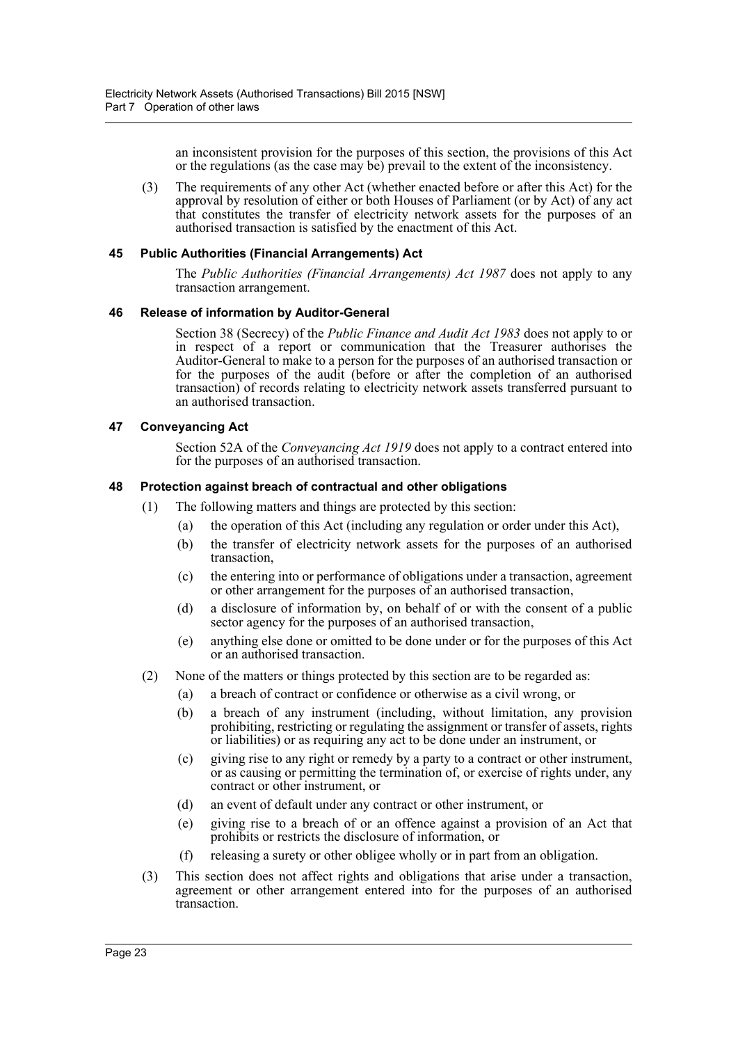an inconsistent provision for the purposes of this section, the provisions of this Act or the regulations (as the case may be) prevail to the extent of the inconsistency.

(3) The requirements of any other Act (whether enacted before or after this Act) for the approval by resolution of either or both Houses of Parliament (or by Act) of any act that constitutes the transfer of electricity network assets for the purposes of an authorised transaction is satisfied by the enactment of this Act.

### 45 Public Authorities (Financial Arrangements) Act

The *Public Authorities (Financial Arrangements) Act 1987* does not apply to any transaction arrangement.

### 46 Release of information by Auditor-General

Section 38 (Secrecy) of the *Public Finance and Audit Act 1983* does not apply to or in respect of a report or communication that the Treasurer authorises the Auditor-General to make to a person for the purposes of an authorised transaction or for the purposes of the audit (before or after the completion of an authorised transaction) of records relating to electricity network assets transferred pursuant to an authorised transaction.

### 47 Conveyancing Act

Section 52A of the *Conveyancing Act 1919* does not apply to a contract entered into for the purposes of an authorised transaction.

### 48 Protection against breach of contractual and other obligations

(1) The following matters and things are protected by this section:

- (a) the operation of this Act (including any regulation or order under this Act),
- (b) the transfer of electricity network assets for the purposes of an authorised transaction,
- (c) the entering into or performance of obligations under a transaction, agreement or other arrangement for the purposes of an authorised transaction,
- (d) a disclosure of information by, on behalf of or with the consent of a public sector agency for the purposes of an authorised transaction,
- (e) anything else done or omitted to be done under or for the purposes of this Act or an authorised transaction.

(2) None of the matters or things protected by this section are to be regarded as:

- (a) a breach of contract or confidence or otherwise as a civil wrong, or
- (b) a breach of any instrument (including, without limitation, any provision prohibiting, restricting or regulating the assignment or transfer of assets, rights or liabilities) or as requiring any act to be done under an instrument, or
- (c) giving rise to any right or remedy by a party to a contract or other instrument, or as causing or permitting the termination of, or exercise of rights under, any contract or other instrument, or
- (d) an event of default under any contract or other instrument, or
- (e) giving rise to a breach of or an offence against a provision of an Act that prohibits or restricts the disclosure of information, or
- (f) releasing a surety or other obligee wholly or in part from an obligation.

(3) This section does not affect rights and obligations that arise under a transaction, agreement or other arrangement entered into for the purposes of an authorised transaction.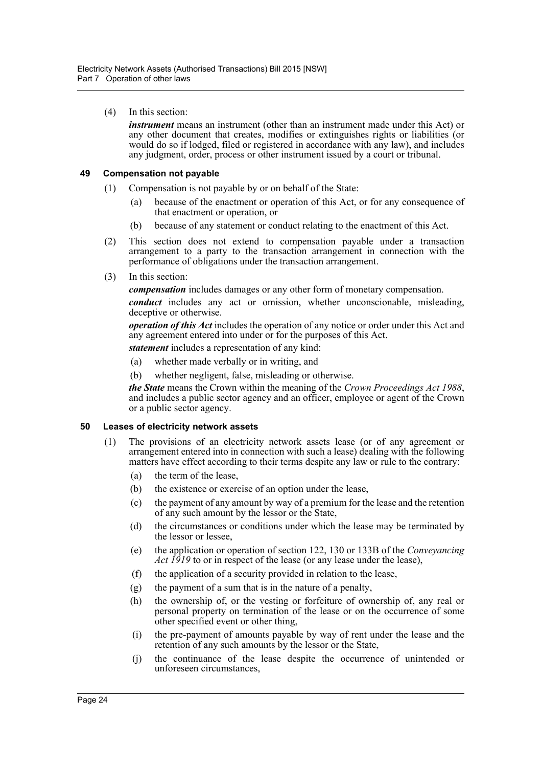(4) In this section:

***instrument*** means an instrument (other than an instrument made under this Act) or any other document that creates, modifies or extinguishes rights or liabilities (or would do so if lodged, filed or registered in accordance with any law), and includes any judgment, order, process or other instrument issued by a court or tribunal.

### 49 Compensation not payable

(1) Compensation is not payable by or on behalf of the State:

(a) because of the enactment or operation of this Act, or for any consequence of that enactment or operation, or

(b) because of any statement or conduct relating to the enactment of this Act.

(2) This section does not extend to compensation payable under a transaction arrangement to a party to the transaction arrangement in connection with the performance of obligations under the transaction arrangement.

(3) In this section:

***compensation*** includes damages or any other form of monetary compensation.

***conduct*** includes any act or omission, whether unconscionable, misleading, deceptive or otherwise.

***operation of this Act*** includes the operation of any notice or order under this Act and any agreement entered into under or for the purposes of this Act.

***statement*** includes a representation of any kind:

(a) whether made verbally or in writing, and

(b) whether negligent, false, misleading or otherwise.

***the State*** means the Crown within the meaning of the *Crown Proceedings Act 1988*, and includes a public sector agency and an officer, employee or agent of the Crown or a public sector agency.

### 50 Leases of electricity network assets

(1) The provisions of an electricity network assets lease (or of any agreement or arrangement entered into in connection with such a lease) dealing with the following matters have effect according to their terms despite any law or rule to the contrary:

(a) the term of the lease,

(b) the existence or exercise of an option under the lease,

(c) the payment of any amount by way of a premium for the lease and the retention of any such amount by the lessor or the State,

(d) the circumstances or conditions under which the lease may be terminated by the lessor or lessee,

(e) the application or operation of section 122, 130 or 133B of the *Conveyancing Act 1919* to or in respect of the lease (or any lease under the lease),

(f) the application of a security provided in relation to the lease,

(g) the payment of a sum that is in the nature of a penalty,

(h) the ownership of, or the vesting or forfeiture of ownership of, any real or personal property on termination of the lease or on the occurrence of some other specified event or other thing,

(i) the pre-payment of amounts payable by way of rent under the lease and the retention of any such amounts by the lessor or the State,

(j) the continuance of the lease despite the occurrence of unintended or unforeseen circumstances,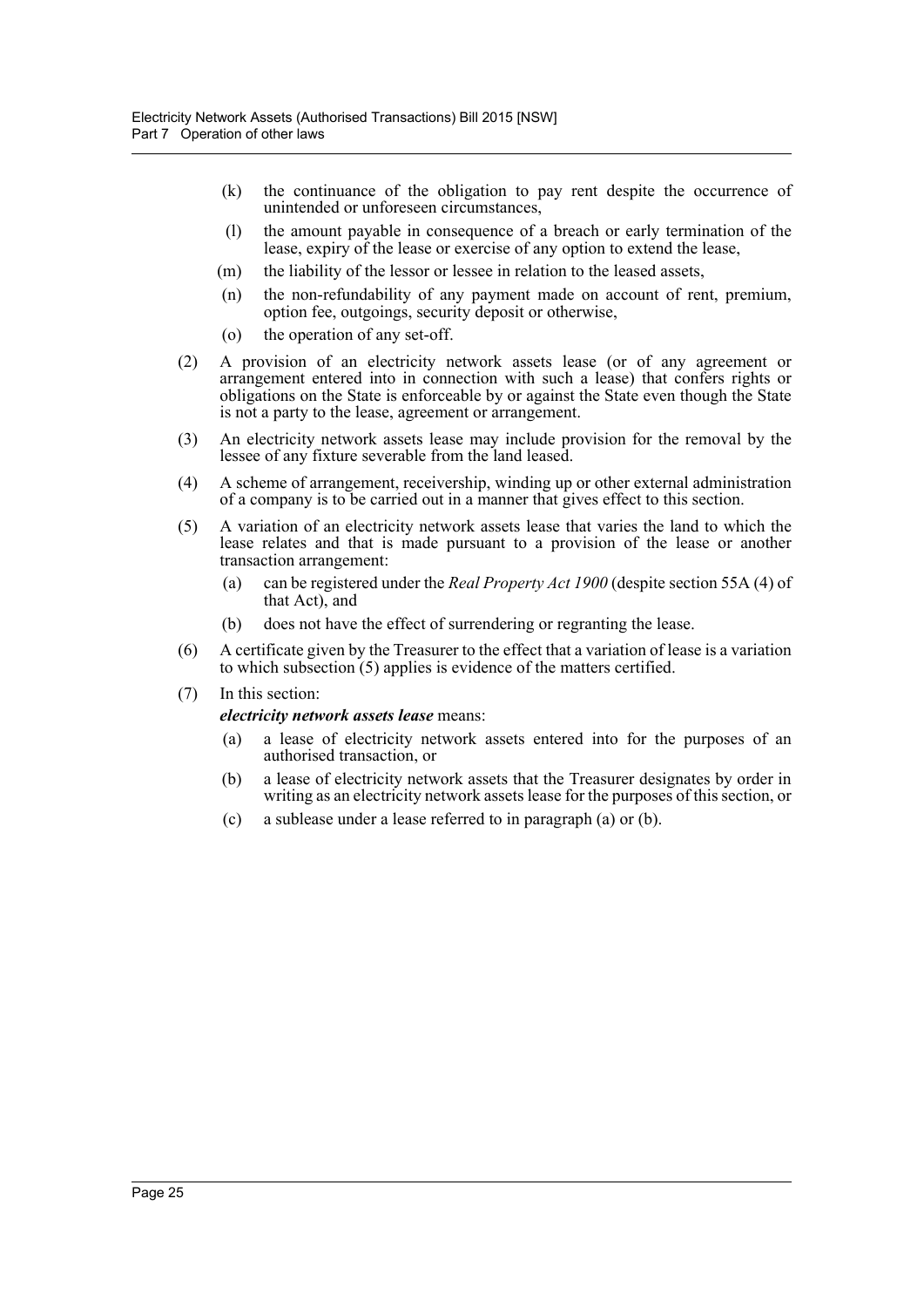(k) the continuance of the obligation to pay rent despite the occurrence of unintended or unforeseen circumstances,

(l) the amount payable in consequence of a breach or early termination of the lease, expiry of the lease or exercise of any option to extend the lease,

(m) the liability of the lessor or lessee in relation to the leased assets,

(n) the non-refundability of any payment made on account of rent, premium, option fee, outgoings, security deposit or otherwise,

(o) the operation of any set-off.

(2) A provision of an electricity network assets lease (or of any agreement or arrangement entered into in connection with such a lease) that confers rights or obligations on the State is enforceable by or against the State even though the State is not a party to the lease, agreement or arrangement.

(3) An electricity network assets lease may include provision for the removal by the lessee of any fixture severable from the land leased.

(4) A scheme of arrangement, receivership, winding up or other external administration of a company is to be carried out in a manner that gives effect to this section.

(5) A variation of an electricity network assets lease that varies the land to which the lease relates and that is made pursuant to a provision of the lease or another transaction arrangement:

(a) can be registered under the *Real Property Act 1900* (despite section 55A (4) of that Act), and

(b) does not have the effect of surrendering or regranting the lease.

(6) A certificate given by the Treasurer to the effect that a variation of lease is a variation to which subsection (5) applies is evidence of the matters certified.

(7) In this section:

***electricity network assets lease*** means:

(a) a lease of electricity network assets entered into for the purposes of an authorised transaction, or

(b) a lease of electricity network assets that the Treasurer designates by order in writing as an electricity network assets lease for the purposes of this section, or

(c) a sublease under a lease referred to in paragraph (a) or (b).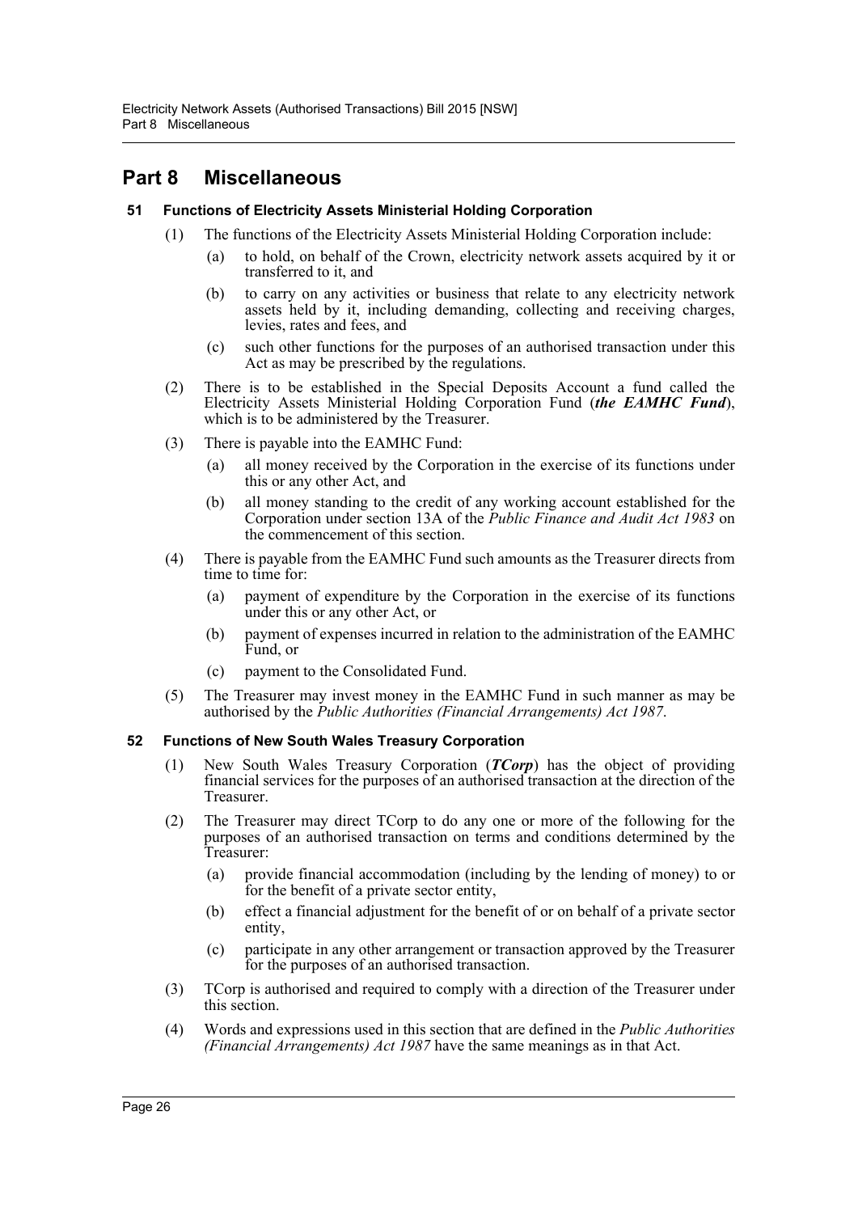# Part 8 Miscellaneous

### 51 Functions of Electricity Assets Ministerial Holding Corporation

(1) The functions of the Electricity Assets Ministerial Holding Corporation include:

(a) to hold, on behalf of the Crown, electricity network assets acquired by it or transferred to it, and

(b) to carry on any activities or business that relate to any electricity network assets held by it, including demanding, collecting and receiving charges, levies, rates and fees, and

(c) such other functions for the purposes of an authorised transaction under this Act as may be prescribed by the regulations.

(2) There is to be established in the Special Deposits Account a fund called the Electricity Assets Ministerial Holding Corporation Fund (***the EAMHC Fund***), which is to be administered by the Treasurer.

(3) There is payable into the EAMHC Fund:

(a) all money received by the Corporation in the exercise of its functions under this or any other Act, and

(b) all money standing to the credit of any working account established for the Corporation under section 13A of the *Public Finance and Audit Act 1983* on the commencement of this section.

(4) There is payable from the EAMHC Fund such amounts as the Treasurer directs from time to time for:

(a) payment of expenditure by the Corporation in the exercise of its functions under this or any other Act, or

(b) payment of expenses incurred in relation to the administration of the EAMHC Fund, or

(c) payment to the Consolidated Fund.

(5) The Treasurer may invest money in the EAMHC Fund in such manner as may be authorised by the *Public Authorities (Financial Arrangements) Act 1987*.

### 52 Functions of New South Wales Treasury Corporation

(1) New South Wales Treasury Corporation (***TCorp***) has the object of providing financial services for the purposes of an authorised transaction at the direction of the Treasurer.

(2) The Treasurer may direct TCorp to do any one or more of the following for the purposes of an authorised transaction on terms and conditions determined by the Treasurer:

(a) provide financial accommodation (including by the lending of money) to or for the benefit of a private sector entity,

(b) effect a financial adjustment for the benefit of or on behalf of a private sector entity,

(c) participate in any other arrangement or transaction approved by the Treasurer for the purposes of an authorised transaction.

(3) TCorp is authorised and required to comply with a direction of the Treasurer under this section.

(4) Words and expressions used in this section that are defined in the *Public Authorities (Financial Arrangements) Act 1987* have the same meanings as in that Act.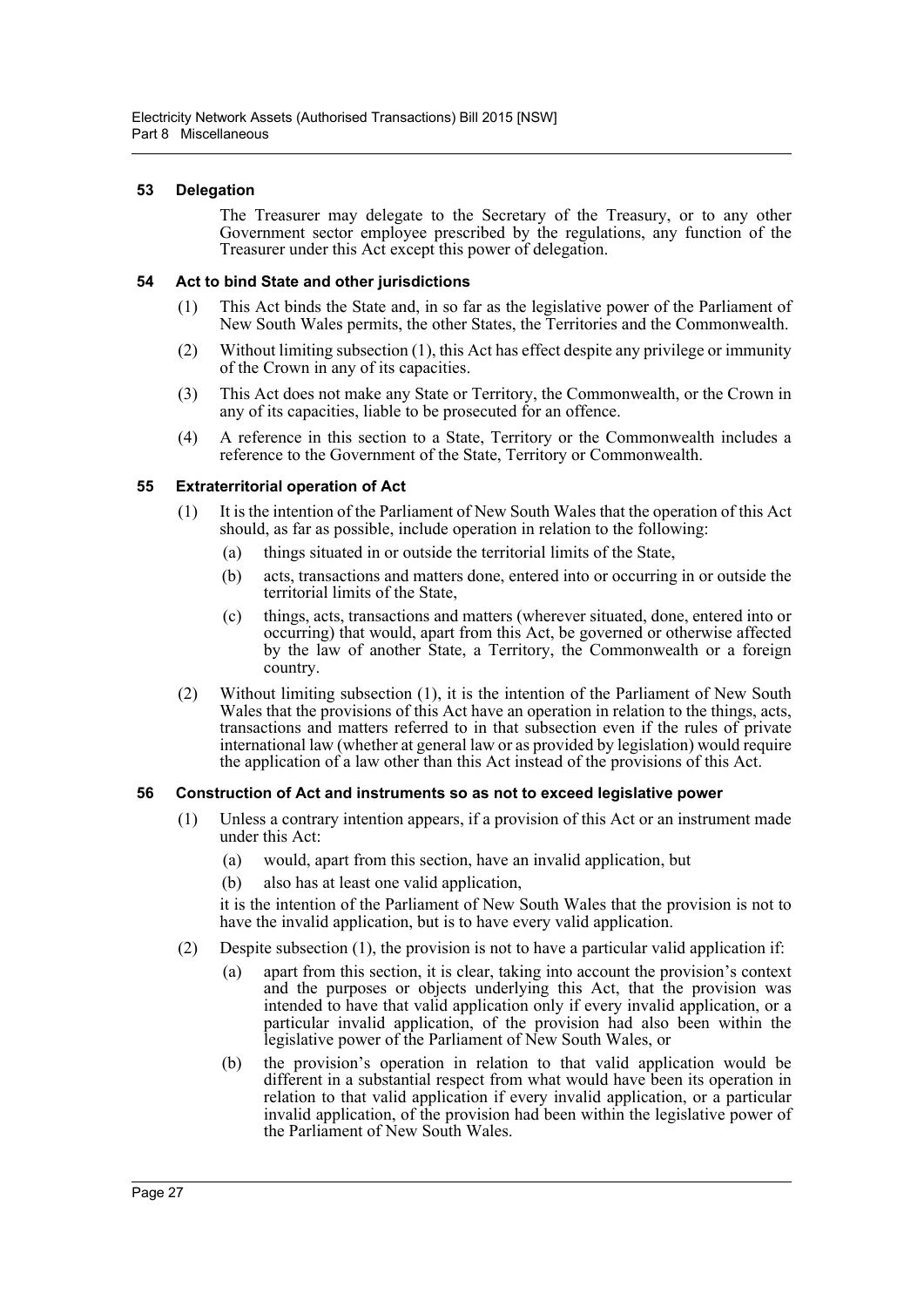### 53 Delegation

The Treasurer may delegate to the Secretary of the Treasury, or to any other Government sector employee prescribed by the regulations, any function of the Treasurer under this Act except this power of delegation.

### 54 Act to bind State and other jurisdictions

(1) This Act binds the State and, in so far as the legislative power of the Parliament of New South Wales permits, the other States, the Territories and the Commonwealth.

(2) Without limiting subsection (1), this Act has effect despite any privilege or immunity of the Crown in any of its capacities.

(3) This Act does not make any State or Territory, the Commonwealth, or the Crown in any of its capacities, liable to be prosecuted for an offence.

(4) A reference in this section to a State, Territory or the Commonwealth includes a reference to the Government of the State, Territory or Commonwealth.

### 55 Extraterritorial operation of Act

(1) It is the intention of the Parliament of New South Wales that the operation of this Act should, as far as possible, include operation in relation to the following:

- (a) things situated in or outside the territorial limits of the State,
- (b) acts, transactions and matters done, entered into or occurring in or outside the territorial limits of the State,
- (c) things, acts, transactions and matters (wherever situated, done, entered into or occurring) that would, apart from this Act, be governed or otherwise affected by the law of another State, a Territory, the Commonwealth or a foreign country.

(2) Without limiting subsection (1), it is the intention of the Parliament of New South Wales that the provisions of this Act have an operation in relation to the things, acts, transactions and matters referred to in that subsection even if the rules of private international law (whether at general law or as provided by legislation) would require the application of a law other than this Act instead of the provisions of this Act.

### 56 Construction of Act and instruments so as not to exceed legislative power

(1) Unless a contrary intention appears, if a provision of this Act or an instrument made under this Act:

- (a) would, apart from this section, have an invalid application, but
- (b) also has at least one valid application,

it is the intention of the Parliament of New South Wales that the provision is not to have the invalid application, but is to have every valid application.

(2) Despite subsection (1), the provision is not to have a particular valid application if:

- (a) apart from this section, it is clear, taking into account the provision's context and the purposes or objects underlying this Act, that the provision was intended to have that valid application only if every invalid application, or a particular invalid application, of the provision had also been within the legislative power of the Parliament of New South Wales, or
- (b) the provision's operation in relation to that valid application would be different in a substantial respect from what would have been its operation in relation to that valid application if every invalid application, or a particular invalid application, of the provision had been within the legislative power of the Parliament of New South Wales.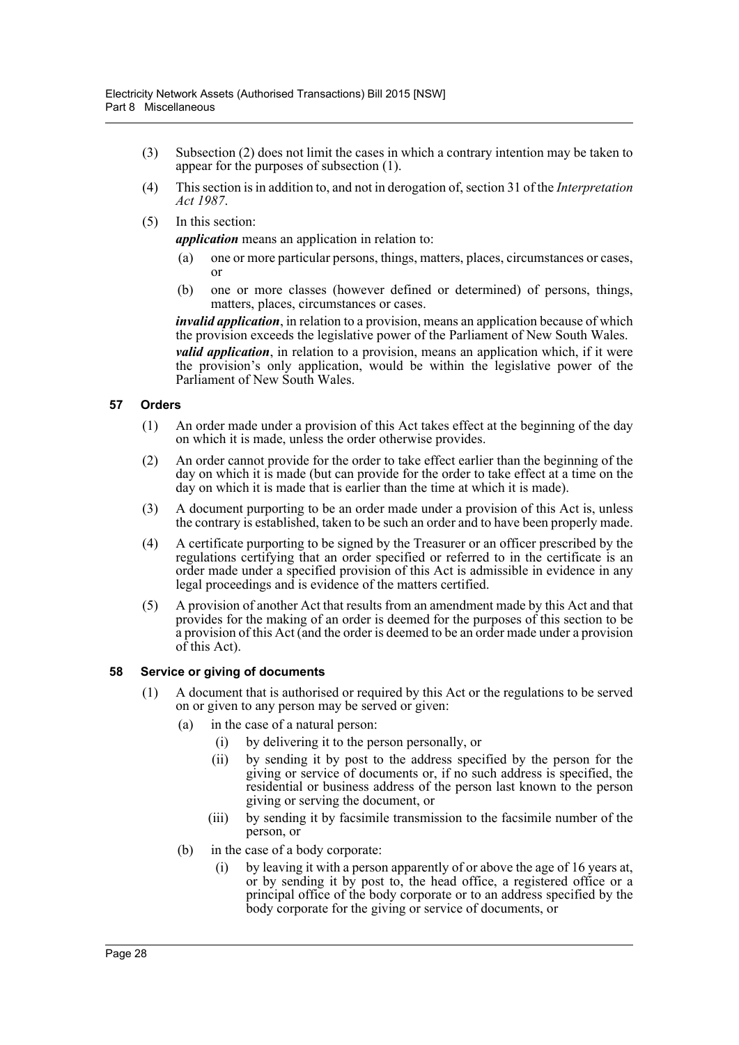(3) Subsection (2) does not limit the cases in which a contrary intention may be taken to appear for the purposes of subsection (1).

(4) This section is in addition to, and not in derogation of, section 31 of the *Interpretation Act 1987*.

(5) In this section:

***application*** means an application in relation to:

- (a) one or more particular persons, things, matters, places, circumstances or cases, or
- (b) one or more classes (however defined or determined) of persons, things, matters, places, circumstances or cases.

***invalid application***, in relation to a provision, means an application because of which the provision exceeds the legislative power of the Parliament of New South Wales.

***valid application***, in relation to a provision, means an application which, if it were the provision's only application, would be within the legislative power of the Parliament of New South Wales.

### 57 Orders

(1) An order made under a provision of this Act takes effect at the beginning of the day on which it is made, unless the order otherwise provides.

(2) An order cannot provide for the order to take effect earlier than the beginning of the day on which it is made (but can provide for the order to take effect at a time on the day on which it is made that is earlier than the time at which it is made).

(3) A document purporting to be an order made under a provision of this Act is, unless the contrary is established, taken to be such an order and to have been properly made.

(4) A certificate purporting to be signed by the Treasurer or an officer prescribed by the regulations certifying that an order specified or referred to in the certificate is an order made under a specified provision of this Act is admissible in evidence in any legal proceedings and is evidence of the matters certified.

(5) A provision of another Act that results from an amendment made by this Act and that provides for the making of an order is deemed for the purposes of this section to be a provision of this Act (and the order is deemed to be an order made under a provision of this Act).

### 58 Service or giving of documents

(1) A document that is authorised or required by this Act or the regulations to be served on or given to any person may be served or given:

- (a) in the case of a natural person:
  - (i) by delivering it to the person personally, or
  - (ii) by sending it by post to the address specified by the person for the giving or service of documents or, if no such address is specified, the residential or business address of the person last known to the person giving or serving the document, or
  - (iii) by sending it by facsimile transmission to the facsimile number of the person, or
- (b) in the case of a body corporate:
  - (i) by leaving it with a person apparently of or above the age of 16 years at, or by sending it by post to, the head office, a registered office or a principal office of the body corporate or to an address specified by the body corporate for the giving or service of documents, or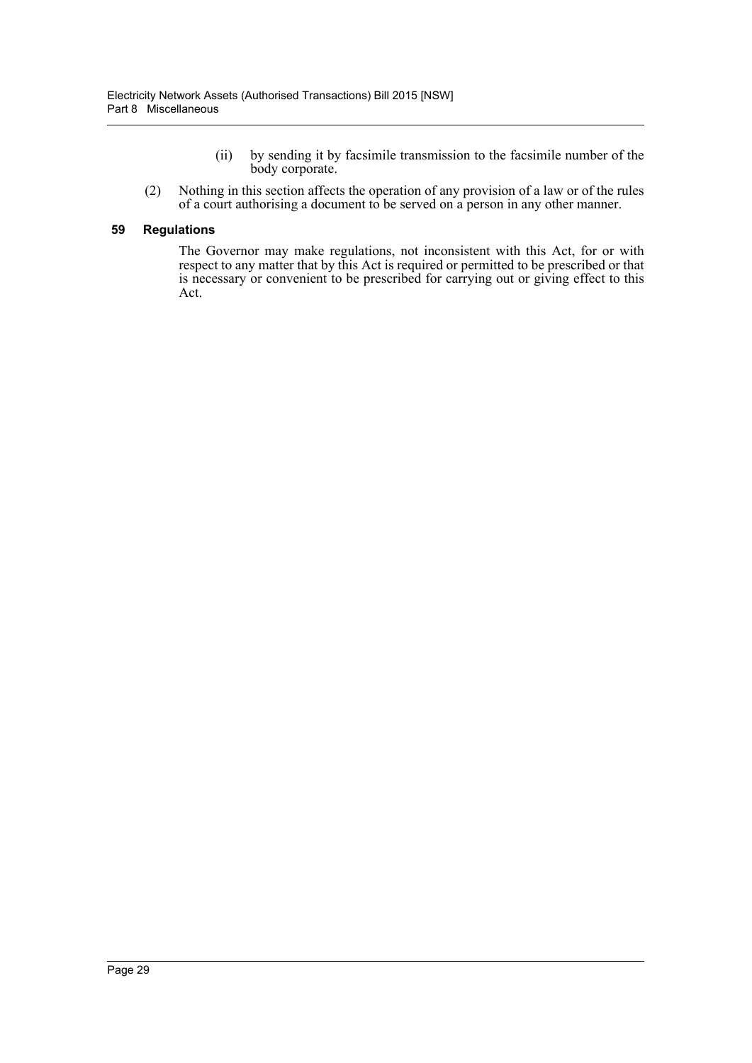(ii) by sending it by facsimile transmission to the facsimile number of the body corporate.

(2) Nothing in this section affects the operation of any provision of a law or of the rules of a court authorising a document to be served on a person in any other manner.

### 59 Regulations

The Governor may make regulations, not inconsistent with this Act, for or with respect to any matter that by this Act is required or permitted to be prescribed or that is necessary or convenient to be prescribed for carrying out or giving effect to this Act.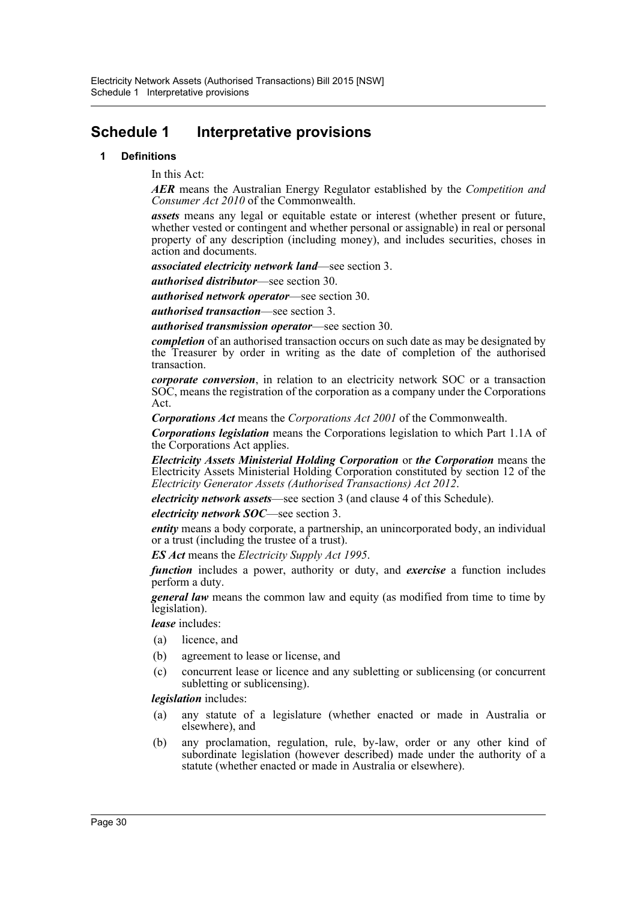# Schedule 1 Interpretative provisions

## 1 Definitions

In this Act:

***AER*** means the Australian Energy Regulator established by the *Competition and Consumer Act 2010* of the Commonwealth.

***assets*** means any legal or equitable estate or interest (whether present or future, whether vested or contingent and whether personal or assignable) in real or personal property of any description (including money), and includes securities, choses in action and documents.

***associated electricity network land***—see section 3.

***authorised distributor***—see section 30.

***authorised network operator***—see section 30.

***authorised transaction***—see section 3.

***authorised transmission operator***—see section 30.

***completion*** of an authorised transaction occurs on such date as may be designated by the Treasurer by order in writing as the date of completion of the authorised transaction.

***corporate conversion***, in relation to an electricity network SOC or a transaction SOC, means the registration of the corporation as a company under the Corporations Act.

***Corporations Act*** means the *Corporations Act 2001* of the Commonwealth.

***Corporations legislation*** means the Corporations legislation to which Part 1.1A of the Corporations Act applies.

***Electricity Assets Ministerial Holding Corporation*** or ***the Corporation*** means the Electricity Assets Ministerial Holding Corporation constituted by section 12 of the *Electricity Generator Assets (Authorised Transactions) Act 2012*.

***electricity network assets***—see section 3 (and clause 4 of this Schedule).

***electricity network SOC***—see section 3.

***entity*** means a body corporate, a partnership, an unincorporated body, an individual or a trust (including the trustee of a trust).

***ES Act*** means the *Electricity Supply Act 1995*.

***function*** includes a power, authority or duty, and ***exercise*** a function includes perform a duty.

***general law*** means the common law and equity (as modified from time to time by legislation).

***lease*** includes:

(a) licence, and

(b) agreement to lease or license, and

(c) concurrent lease or licence and any subletting or sublicensing (or concurrent subletting or sublicensing).

***legislation*** includes:

(a) any statute of a legislature (whether enacted or made in Australia or elsewhere), and

(b) any proclamation, regulation, rule, by-law, order or any other kind of subordinate legislation (however described) made under the authority of a statute (whether enacted or made in Australia or elsewhere).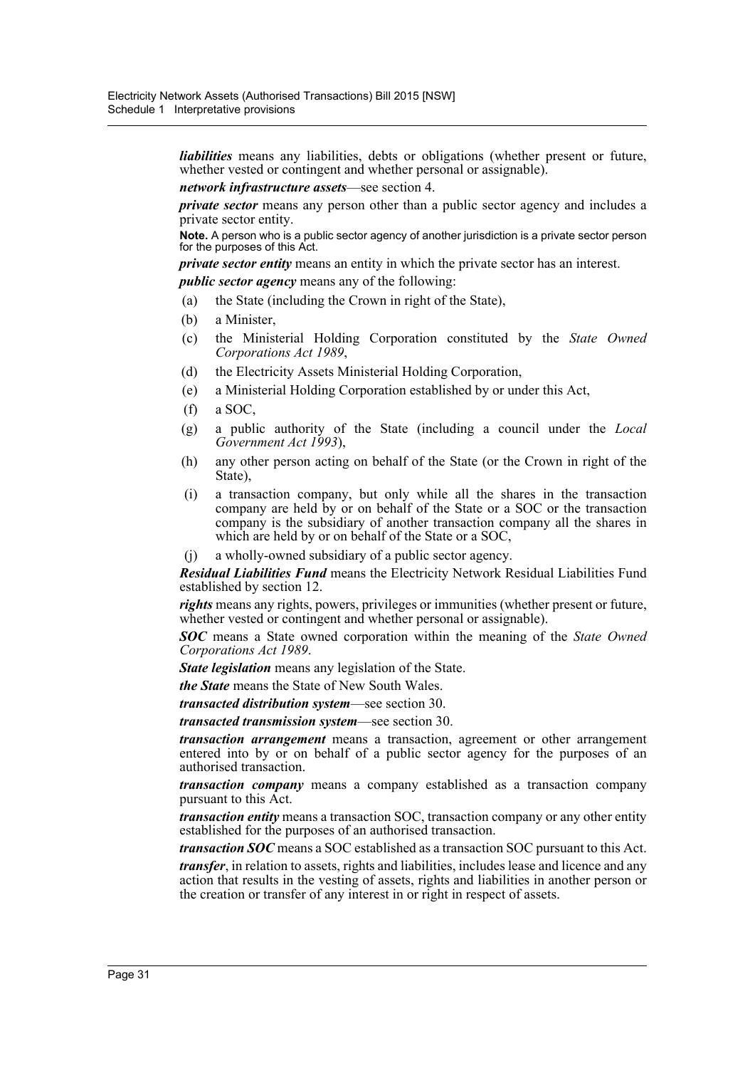***liabilities*** means any liabilities, debts or obligations (whether present or future, whether vested or contingent and whether personal or assignable).

***network infrastructure assets***—see section 4.

***private sector*** means any person other than a public sector agency and includes a private sector entity.

**Note.** A person who is a public sector agency of another jurisdiction is a private sector person for the purposes of this Act.

***private sector entity*** means an entity in which the private sector has an interest.

***public sector agency*** means any of the following:

(a) the State (including the Crown in right of the State),

(b) a Minister,

(c) the Ministerial Holding Corporation constituted by the *State Owned Corporations Act 1989*,

(d) the Electricity Assets Ministerial Holding Corporation,

(e) a Ministerial Holding Corporation established by or under this Act,

(f) a SOC,

(g) a public authority of the State (including a council under the *Local Government Act 1993*),

(h) any other person acting on behalf of the State (or the Crown in right of the State),

(i) a transaction company, but only while all the shares in the transaction company are held by or on behalf of the State or a SOC or the transaction company is the subsidiary of another transaction company all the shares in which are held by or on behalf of the State or a SOC,

(j) a wholly-owned subsidiary of a public sector agency.

***Residual Liabilities Fund*** means the Electricity Network Residual Liabilities Fund established by section 12.

***rights*** means any rights, powers, privileges or immunities (whether present or future, whether vested or contingent and whether personal or assignable).

***SOC*** means a State owned corporation within the meaning of the *State Owned Corporations Act 1989*.

***State legislation*** means any legislation of the State.

***the State*** means the State of New South Wales.

***transacted distribution system***—see section 30.

***transacted transmission system***—see section 30.

***transaction arrangement*** means a transaction, agreement or other arrangement entered into by or on behalf of a public sector agency for the purposes of an authorised transaction.

***transaction company*** means a company established as a transaction company pursuant to this Act.

***transaction entity*** means a transaction SOC, transaction company or any other entity established for the purposes of an authorised transaction.

***transaction SOC*** means a SOC established as a transaction SOC pursuant to this Act.

***transfer***, in relation to assets, rights and liabilities, includes lease and licence and any action that results in the vesting of assets, rights and liabilities in another person or the creation or transfer of any interest in or right in respect of assets.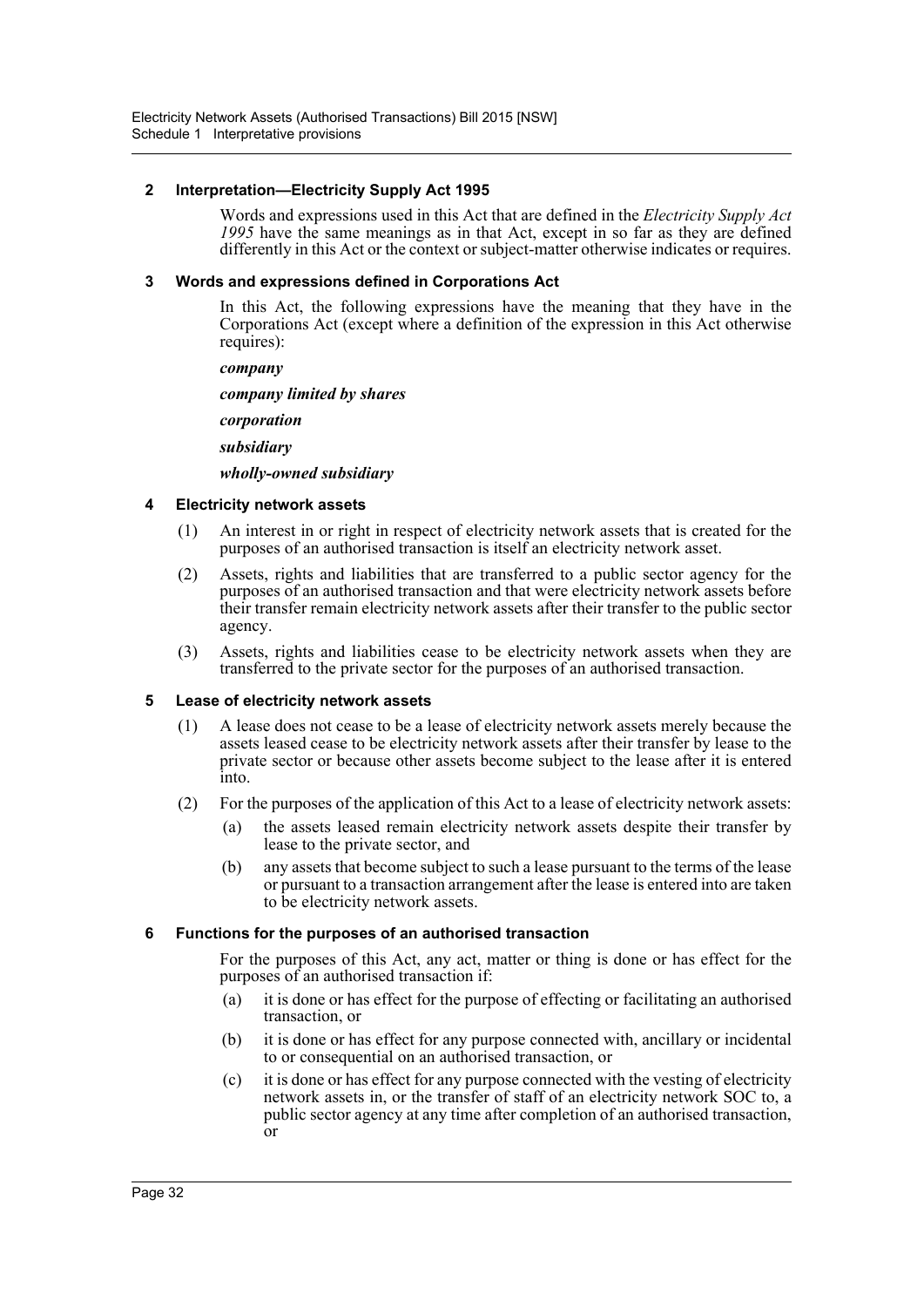#### 2 Interpretation—Electricity Supply Act 1995

Words and expressions used in this Act that are defined in the *Electricity Supply Act 1995* have the same meanings as in that Act, except in so far as they are defined differently in this Act or the context or subject-matter otherwise indicates or requires.

#### 3 Words and expressions defined in Corporations Act

In this Act, the following expressions have the meaning that they have in the Corporations Act (except where a definition of the expression in this Act otherwise requires):

***company***

***company limited by shares***

***corporation***

***subsidiary***

***wholly-owned subsidiary***

#### 4 Electricity network assets

(1) An interest in or right in respect of electricity network assets that is created for the purposes of an authorised transaction is itself an electricity network asset.

(2) Assets, rights and liabilities that are transferred to a public sector agency for the purposes of an authorised transaction and that were electricity network assets before their transfer remain electricity network assets after their transfer to the public sector agency.

(3) Assets, rights and liabilities cease to be electricity network assets when they are transferred to the private sector for the purposes of an authorised transaction.

#### 5 Lease of electricity network assets

(1) A lease does not cease to be a lease of electricity network assets merely because the assets leased cease to be electricity network assets after their transfer by lease to the private sector or because other assets become subject to the lease after it is entered into.

(2) For the purposes of the application of this Act to a lease of electricity network assets:

- (a) the assets leased remain electricity network assets despite their transfer by lease to the private sector, and
- (b) any assets that become subject to such a lease pursuant to the terms of the lease or pursuant to a transaction arrangement after the lease is entered into are taken to be electricity network assets.

#### 6 Functions for the purposes of an authorised transaction

For the purposes of this Act, any act, matter or thing is done or has effect for the purposes of an authorised transaction if:

- (a) it is done or has effect for the purpose of effecting or facilitating an authorised transaction, or
- (b) it is done or has effect for any purpose connected with, ancillary or incidental to or consequential on an authorised transaction, or
- (c) it is done or has effect for any purpose connected with the vesting of electricity network assets in, or the transfer of staff of an electricity network SOC to, a public sector agency at any time after completion of an authorised transaction, or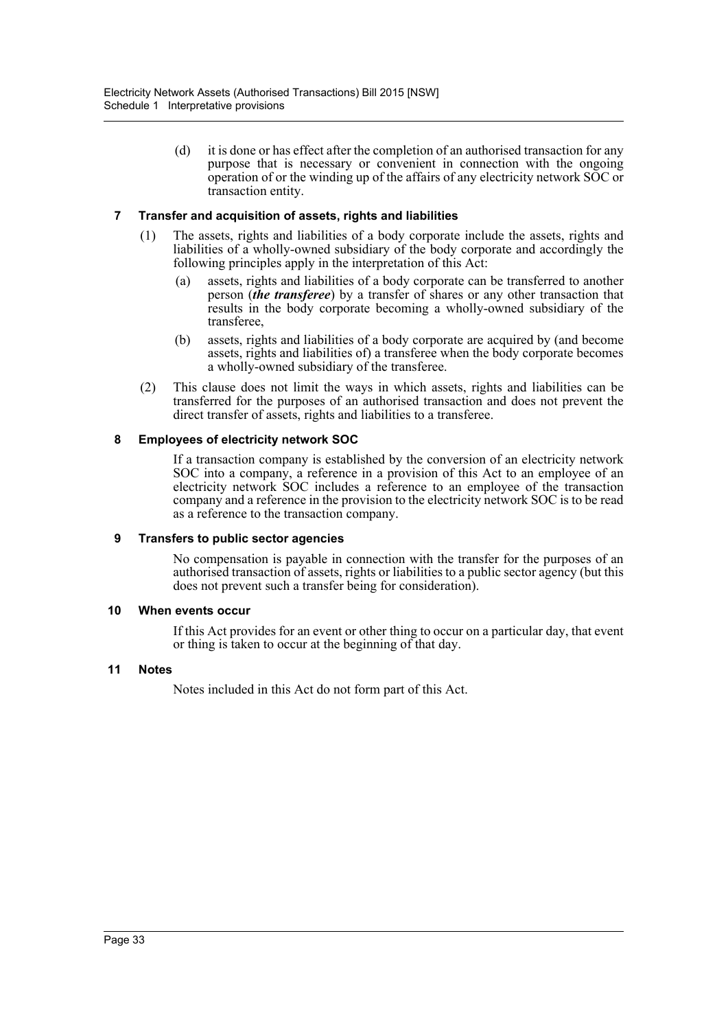(d) it is done or has effect after the completion of an authorised transaction for any purpose that is necessary or convenient in connection with the ongoing operation of or the winding up of the affairs of any electricity network SOC or transaction entity.

### 7 Transfer and acquisition of assets, rights and liabilities

(1) The assets, rights and liabilities of a body corporate include the assets, rights and liabilities of a wholly-owned subsidiary of the body corporate and accordingly the following principles apply in the interpretation of this Act:

(a) assets, rights and liabilities of a body corporate can be transferred to another person (***the transferee***) by a transfer of shares or any other transaction that results in the body corporate becoming a wholly-owned subsidiary of the transferee,

(b) assets, rights and liabilities of a body corporate are acquired by (and become assets, rights and liabilities of) a transferee when the body corporate becomes a wholly-owned subsidiary of the transferee.

(2) This clause does not limit the ways in which assets, rights and liabilities can be transferred for the purposes of an authorised transaction and does not prevent the direct transfer of assets, rights and liabilities to a transferee.

### 8 Employees of electricity network SOC

If a transaction company is established by the conversion of an electricity network SOC into a company, a reference in a provision of this Act to an employee of an electricity network SOC includes a reference to an employee of the transaction company and a reference in the provision to the electricity network SOC is to be read as a reference to the transaction company.

### 9 Transfers to public sector agencies

No compensation is payable in connection with the transfer for the purposes of an authorised transaction of assets, rights or liabilities to a public sector agency (but this does not prevent such a transfer being for consideration).

### 10 When events occur

If this Act provides for an event or other thing to occur on a particular day, that event or thing is taken to occur at the beginning of that day.

### 11 Notes

Notes included in this Act do not form part of this Act.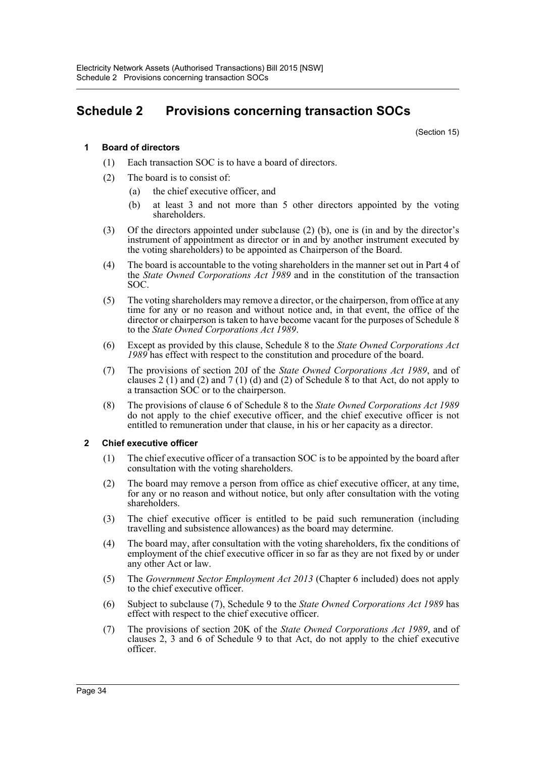# Schedule 2 Provisions concerning transaction SOCs

(Section 15)

**1 Board of directors**

(1) Each transaction SOC is to have a board of directors.

(2) The board is to consist of:

(a) the chief executive officer, and

(b) at least 3 and not more than 5 other directors appointed by the voting shareholders.

(3) Of the directors appointed under subclause (2) (b), one is (in and by the director's instrument of appointment as director or in and by another instrument executed by the voting shareholders) to be appointed as Chairperson of the Board.

(4) The board is accountable to the voting shareholders in the manner set out in Part 4 of the *State Owned Corporations Act 1989* and in the constitution of the transaction SOC.

(5) The voting shareholders may remove a director, or the chairperson, from office at any time for any or no reason and without notice and, in that event, the office of the director or chairperson is taken to have become vacant for the purposes of Schedule 8 to the *State Owned Corporations Act 1989*.

(6) Except as provided by this clause, Schedule 8 to the *State Owned Corporations Act 1989* has effect with respect to the constitution and procedure of the board.

(7) The provisions of section 20J of the *State Owned Corporations Act 1989*, and of clauses 2 (1) and (2) and 7 (1) (d) and (2) of Schedule 8 to that Act, do not apply to a transaction SOC or to the chairperson.

(8) The provisions of clause 6 of Schedule 8 to the *State Owned Corporations Act 1989* do not apply to the chief executive officer, and the chief executive officer is not entitled to remuneration under that clause, in his or her capacity as a director.

**2 Chief executive officer**

(1) The chief executive officer of a transaction SOC is to be appointed by the board after consultation with the voting shareholders.

(2) The board may remove a person from office as chief executive officer, at any time, for any or no reason and without notice, but only after consultation with the voting shareholders.

(3) The chief executive officer is entitled to be paid such remuneration (including travelling and subsistence allowances) as the board may determine.

(4) The board may, after consultation with the voting shareholders, fix the conditions of employment of the chief executive officer in so far as they are not fixed by or under any other Act or law.

(5) The *Government Sector Employment Act 2013* (Chapter 6 included) does not apply to the chief executive officer.

(6) Subject to subclause (7), Schedule 9 to the *State Owned Corporations Act 1989* has effect with respect to the chief executive officer.

(7) The provisions of section 20K of the *State Owned Corporations Act 1989*, and of clauses 2, 3 and 6 of Schedule 9 to that Act, do not apply to the chief executive officer.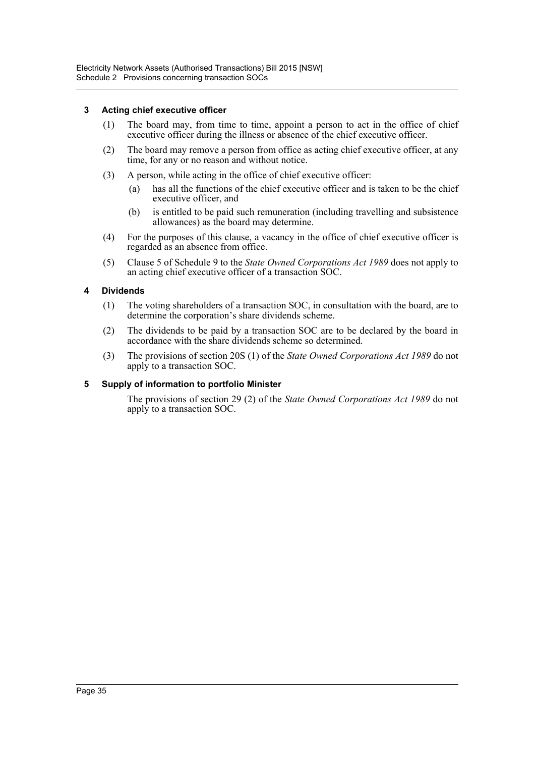### 3 Acting chief executive officer

(1) The board may, from time to time, appoint a person to act in the office of chief executive officer during the illness or absence of the chief executive officer.

(2) The board may remove a person from office as acting chief executive officer, at any time, for any or no reason and without notice.

(3) A person, while acting in the office of chief executive officer:

(a) has all the functions of the chief executive officer and is taken to be the chief executive officer, and

(b) is entitled to be paid such remuneration (including travelling and subsistence allowances) as the board may determine.

(4) For the purposes of this clause, a vacancy in the office of chief executive officer is regarded as an absence from office.

(5) Clause 5 of Schedule 9 to the *State Owned Corporations Act 1989* does not apply to an acting chief executive officer of a transaction SOC.

### 4 Dividends

(1) The voting shareholders of a transaction SOC, in consultation with the board, are to determine the corporation's share dividends scheme.

(2) The dividends to be paid by a transaction SOC are to be declared by the board in accordance with the share dividends scheme so determined.

(3) The provisions of section 20S (1) of the *State Owned Corporations Act 1989* do not apply to a transaction SOC.

### 5 Supply of information to portfolio Minister

The provisions of section 29 (2) of the *State Owned Corporations Act 1989* do not apply to a transaction SOC.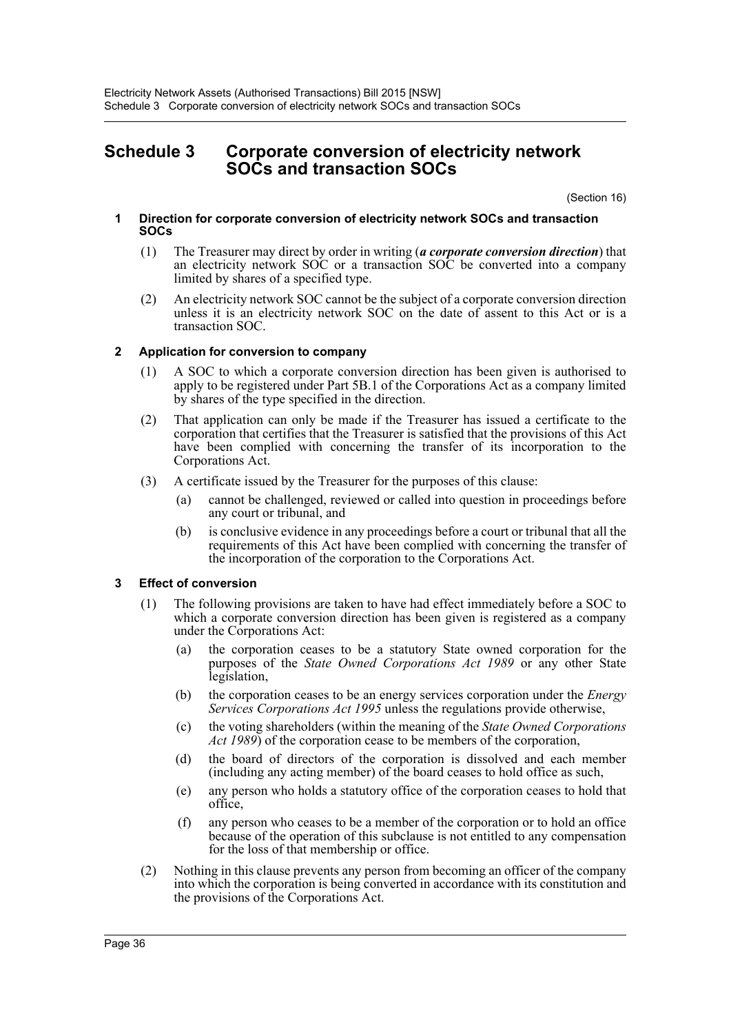# Schedule 3 Corporate conversion of electricity network SOCs and transaction SOCs

(Section 16)

### 1 Direction for corporate conversion of electricity network SOCs and transaction SOCs

(1) The Treasurer may direct by order in writing (***a corporate conversion direction***) that an electricity network SOC or a transaction SOC be converted into a company limited by shares of a specified type.

(2) An electricity network SOC cannot be the subject of a corporate conversion direction unless it is an electricity network SOC on the date of assent to this Act or is a transaction SOC.

### 2 Application for conversion to company

(1) A SOC to which a corporate conversion direction has been given is authorised to apply to be registered under Part 5B.1 of the Corporations Act as a company limited by shares of the type specified in the direction.

(2) That application can only be made if the Treasurer has issued a certificate to the corporation that certifies that the Treasurer is satisfied that the provisions of this Act have been complied with concerning the transfer of its incorporation to the Corporations Act.

(3) A certificate issued by the Treasurer for the purposes of this clause:

- (a) cannot be challenged, reviewed or called into question in proceedings before any court or tribunal, and
- (b) is conclusive evidence in any proceedings before a court or tribunal that all the requirements of this Act have been complied with concerning the transfer of the incorporation of the corporation to the Corporations Act.

### 3 Effect of conversion

(1) The following provisions are taken to have had effect immediately before a SOC to which a corporate conversion direction has been given is registered as a company under the Corporations Act:

- (a) the corporation ceases to be a statutory State owned corporation for the purposes of the *State Owned Corporations Act 1989* or any other State legislation,
- (b) the corporation ceases to be an energy services corporation under the *Energy Services Corporations Act 1995* unless the regulations provide otherwise,
- (c) the voting shareholders (within the meaning of the *State Owned Corporations Act 1989*) of the corporation cease to be members of the corporation,
- (d) the board of directors of the corporation is dissolved and each member (including any acting member) of the board ceases to hold office as such,
- (e) any person who holds a statutory office of the corporation ceases to hold that office,
- (f) any person who ceases to be a member of the corporation or to hold an office because of the operation of this subclause is not entitled to any compensation for the loss of that membership or office.

(2) Nothing in this clause prevents any person from becoming an officer of the company into which the corporation is being converted in accordance with its constitution and the provisions of the Corporations Act.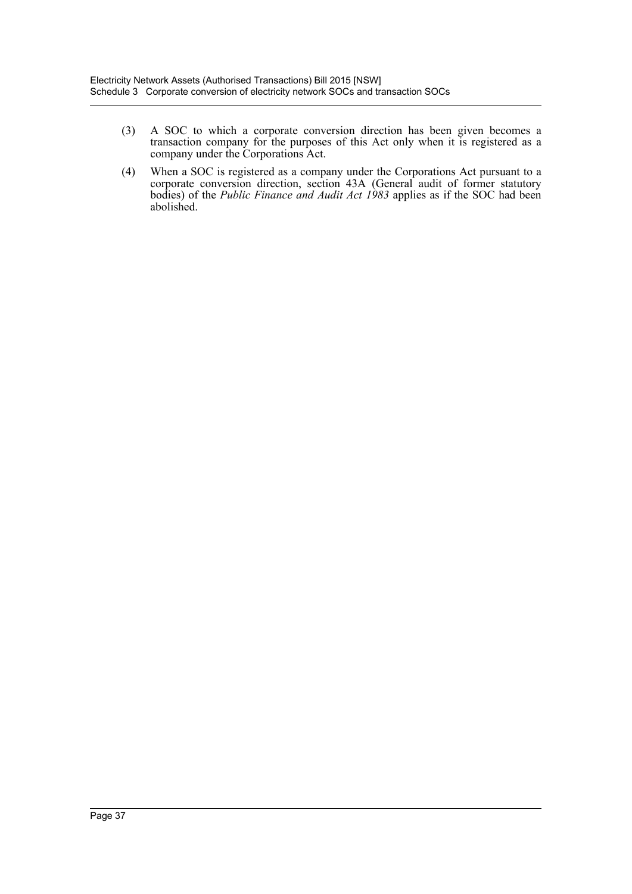(3) A SOC to which a corporate conversion direction has been given becomes a transaction company for the purposes of this Act only when it is registered as a company under the Corporations Act.

(4) When a SOC is registered as a company under the Corporations Act pursuant to a corporate conversion direction, section 43A (General audit of former statutory bodies) of the *Public Finance and Audit Act 1983* applies as if the SOC had been abolished.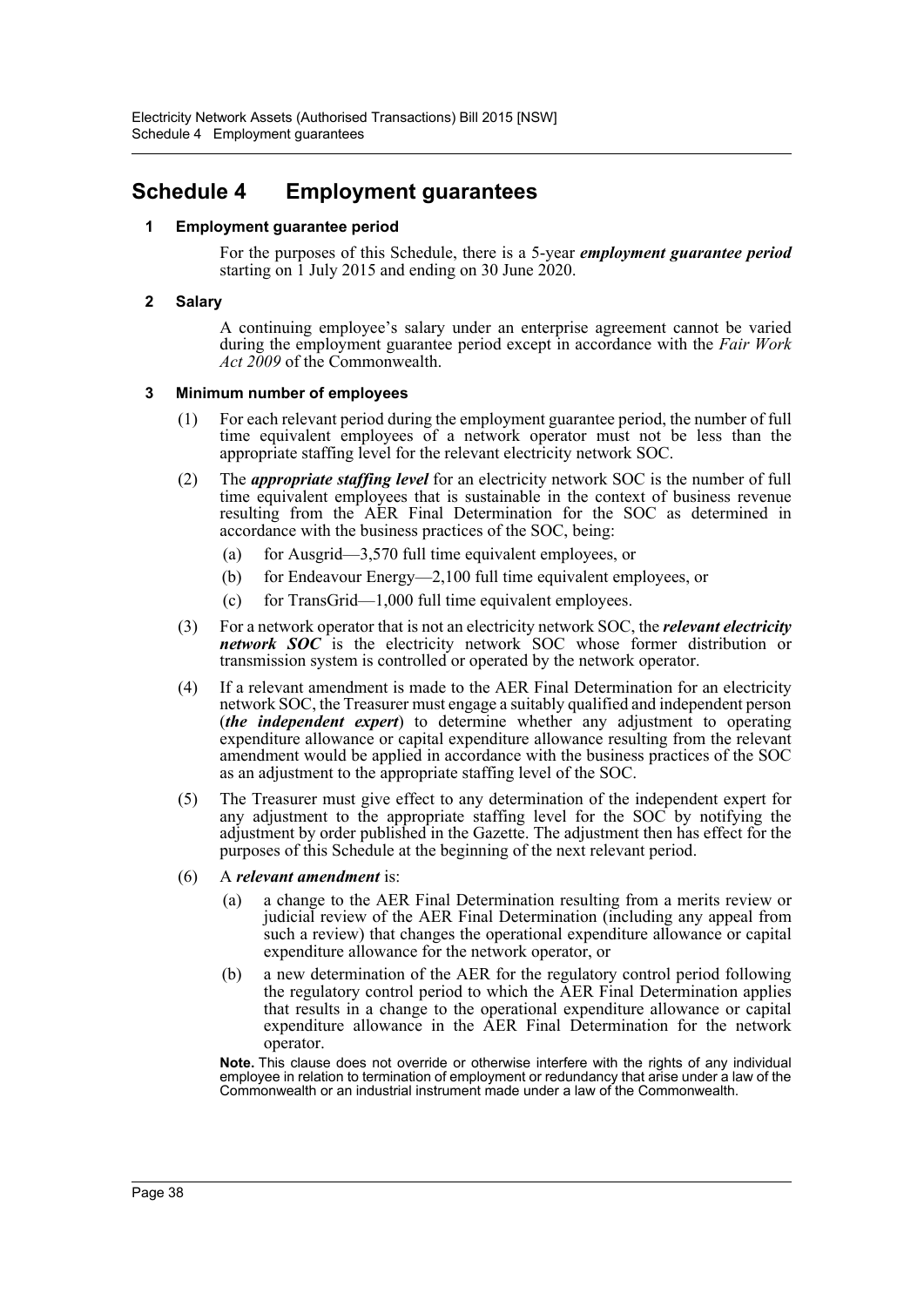# Schedule 4 Employment guarantees

### 1 Employment guarantee period

For the purposes of this Schedule, there is a 5-year ***employment guarantee period*** starting on 1 July 2015 and ending on 30 June 2020.

### 2 Salary

A continuing employee's salary under an enterprise agreement cannot be varied during the employment guarantee period except in accordance with the *Fair Work Act 2009* of the Commonwealth.

### 3 Minimum number of employees

(1) For each relevant period during the employment guarantee period, the number of full time equivalent employees of a network operator must not be less than the appropriate staffing level for the relevant electricity network SOC.

(2) The ***appropriate staffing level*** for an electricity network SOC is the number of full time equivalent employees that is sustainable in the context of business revenue resulting from the AER Final Determination for the SOC as determined in accordance with the business practices of the SOC, being:

- (a) for Ausgrid—3,570 full time equivalent employees, or
- (b) for Endeavour Energy—2,100 full time equivalent employees, or
- (c) for TransGrid—1,000 full time equivalent employees.

(3) For a network operator that is not an electricity network SOC, the ***relevant electricity network SOC*** is the electricity network SOC whose former distribution or transmission system is controlled or operated by the network operator.

(4) If a relevant amendment is made to the AER Final Determination for an electricity network SOC, the Treasurer must engage a suitably qualified and independent person (***the independent expert***) to determine whether any adjustment to operating expenditure allowance or capital expenditure allowance resulting from the relevant amendment would be applied in accordance with the business practices of the SOC as an adjustment to the appropriate staffing level of the SOC.

(5) The Treasurer must give effect to any determination of the independent expert for any adjustment to the appropriate staffing level for the SOC by notifying the adjustment by order published in the Gazette. The adjustment then has effect for the purposes of this Schedule at the beginning of the next relevant period.

(6) A ***relevant amendment*** is:

- (a) a change to the AER Final Determination resulting from a merits review or judicial review of the AER Final Determination (including any appeal from such a review) that changes the operational expenditure allowance or capital expenditure allowance for the network operator, or
- (b) a new determination of the AER for the regulatory control period following the regulatory control period to which the AER Final Determination applies that results in a change to the operational expenditure allowance or capital expenditure allowance in the AER Final Determination for the network operator.

**Note.** This clause does not override or otherwise interfere with the rights of any individual employee in relation to termination of employment or redundancy that arise under a law of the Commonwealth or an industrial instrument made under a law of the Commonwealth.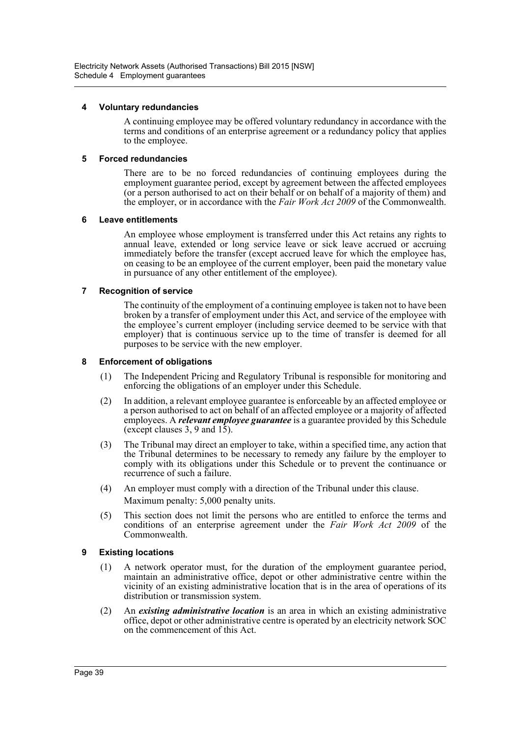#### 4 Voluntary redundancies

A continuing employee may be offered voluntary redundancy in accordance with the terms and conditions of an enterprise agreement or a redundancy policy that applies to the employee.

#### 5 Forced redundancies

There are to be no forced redundancies of continuing employees during the employment guarantee period, except by agreement between the affected employees (or a person authorised to act on their behalf or on behalf of a majority of them) and the employer, or in accordance with the *Fair Work Act 2009* of the Commonwealth.

#### 6 Leave entitlements

An employee whose employment is transferred under this Act retains any rights to annual leave, extended or long service leave or sick leave accrued or accruing immediately before the transfer (except accrued leave for which the employee has, on ceasing to be an employee of the current employer, been paid the monetary value in pursuance of any other entitlement of the employee).

#### 7 Recognition of service

The continuity of the employment of a continuing employee is taken not to have been broken by a transfer of employment under this Act, and service of the employee with the employee's current employer (including service deemed to be service with that employer) that is continuous service up to the time of transfer is deemed for all purposes to be service with the new employer.

#### 8 Enforcement of obligations

(1) The Independent Pricing and Regulatory Tribunal is responsible for monitoring and enforcing the obligations of an employer under this Schedule.

(2) In addition, a relevant employee guarantee is enforceable by an affected employee or a person authorised to act on behalf of an affected employee or a majority of affected employees. A ***relevant employee guarantee*** is a guarantee provided by this Schedule (except clauses 3, 9 and 15).

(3) The Tribunal may direct an employer to take, within a specified time, any action that the Tribunal determines to be necessary to remedy any failure by the employer to comply with its obligations under this Schedule or to prevent the continuance or recurrence of such a failure.

(4) An employer must comply with a direction of the Tribunal under this clause.

Maximum penalty: 5,000 penalty units.

(5) This section does not limit the persons who are entitled to enforce the terms and conditions of an enterprise agreement under the *Fair Work Act 2009* of the Commonwealth.

#### 9 Existing locations

(1) A network operator must, for the duration of the employment guarantee period, maintain an administrative office, depot or other administrative centre within the vicinity of an existing administrative location that is in the area of operations of its distribution or transmission system.

(2) An ***existing administrative location*** is an area in which an existing administrative office, depot or other administrative centre is operated by an electricity network SOC on the commencement of this Act.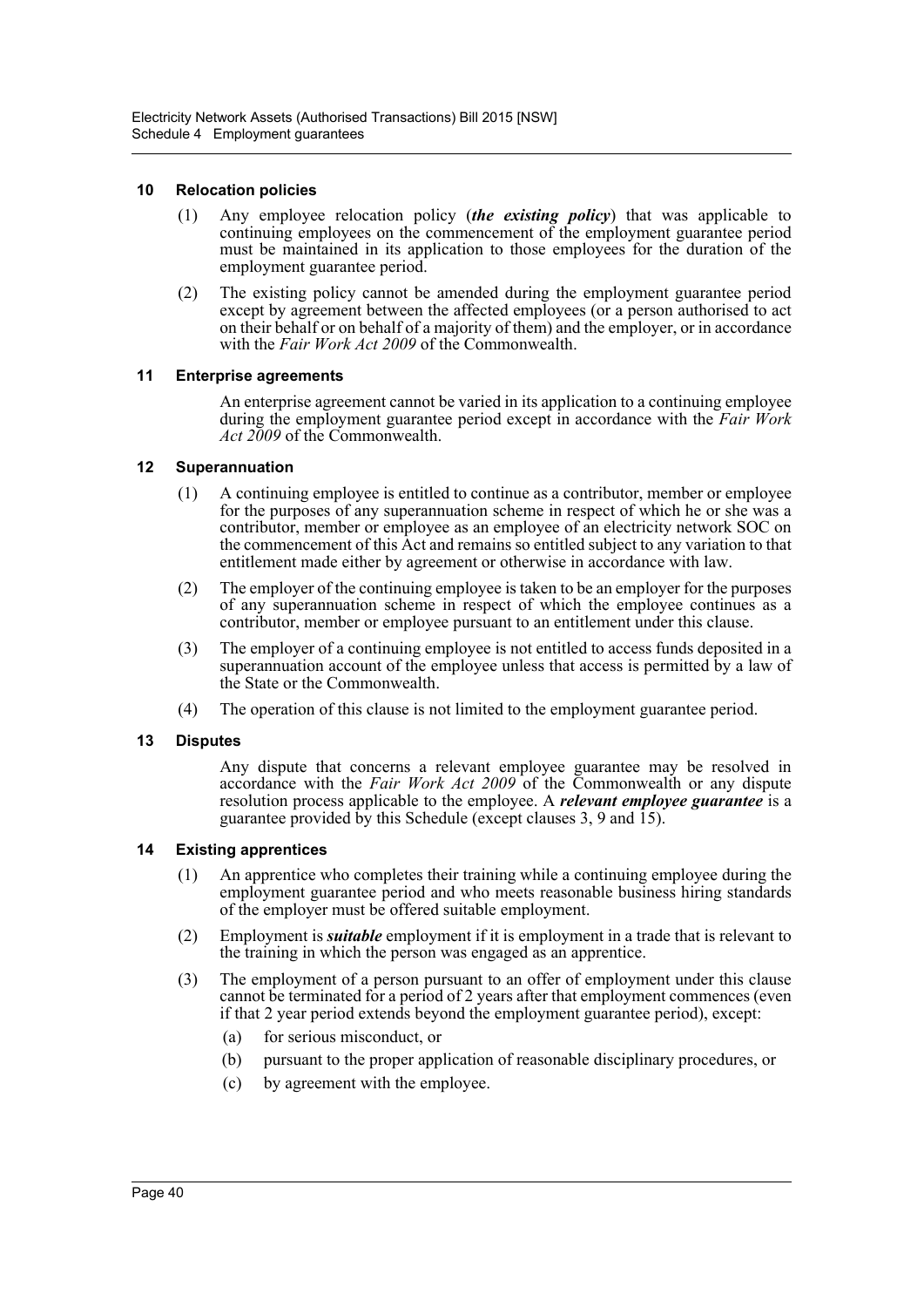### 10 Relocation policies

(1) Any employee relocation policy (***the existing policy***) that was applicable to continuing employees on the commencement of the employment guarantee period must be maintained in its application to those employees for the duration of the employment guarantee period.

(2) The existing policy cannot be amended during the employment guarantee period except by agreement between the affected employees (or a person authorised to act on their behalf or on behalf of a majority of them) and the employer, or in accordance with the *Fair Work Act 2009* of the Commonwealth.

### 11 Enterprise agreements

An enterprise agreement cannot be varied in its application to a continuing employee during the employment guarantee period except in accordance with the *Fair Work Act 2009* of the Commonwealth.

### 12 Superannuation

(1) A continuing employee is entitled to continue as a contributor, member or employee for the purposes of any superannuation scheme in respect of which he or she was a contributor, member or employee as an employee of an electricity network SOC on the commencement of this Act and remains so entitled subject to any variation to that entitlement made either by agreement or otherwise in accordance with law.

(2) The employer of the continuing employee is taken to be an employer for the purposes of any superannuation scheme in respect of which the employee continues as a contributor, member or employee pursuant to an entitlement under this clause.

(3) The employer of a continuing employee is not entitled to access funds deposited in a superannuation account of the employee unless that access is permitted by a law of the State or the Commonwealth.

(4) The operation of this clause is not limited to the employment guarantee period.

### 13 Disputes

Any dispute that concerns a relevant employee guarantee may be resolved in accordance with the *Fair Work Act 2009* of the Commonwealth or any dispute resolution process applicable to the employee. A ***relevant employee guarantee*** is a guarantee provided by this Schedule (except clauses 3, 9 and 15).

### 14 Existing apprentices

(1) An apprentice who completes their training while a continuing employee during the employment guarantee period and who meets reasonable business hiring standards of the employer must be offered suitable employment.

(2) Employment is ***suitable*** employment if it is employment in a trade that is relevant to the training in which the person was engaged as an apprentice.

(3) The employment of a person pursuant to an offer of employment under this clause cannot be terminated for a period of 2 years after that employment commences (even if that 2 year period extends beyond the employment guarantee period), except:

(a) for serious misconduct, or

(b) pursuant to the proper application of reasonable disciplinary procedures, or

(c) by agreement with the employee.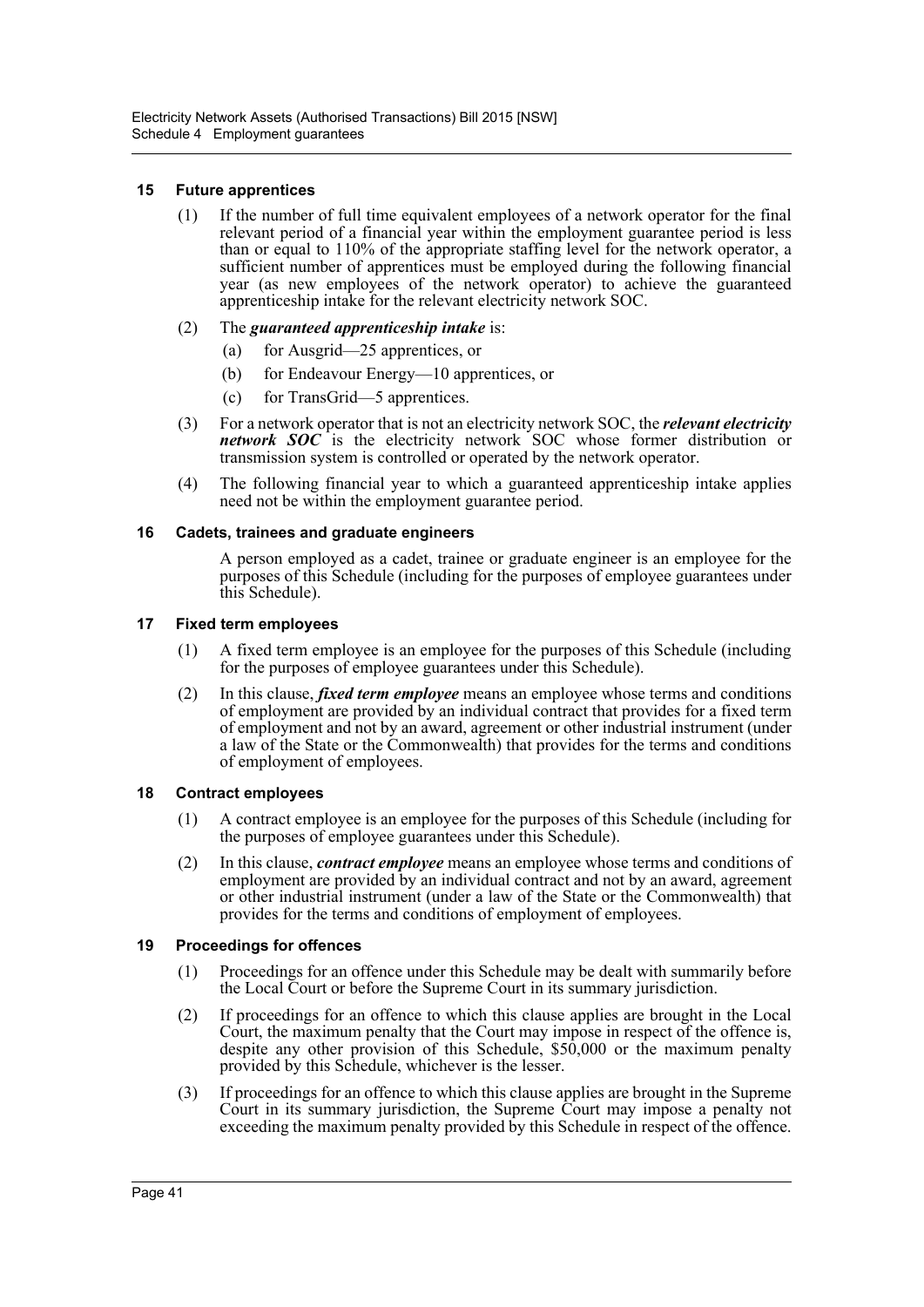### 15 Future apprentices

(1) If the number of full time equivalent employees of a network operator for the final relevant period of a financial year within the employment guarantee period is less than or equal to 110% of the appropriate staffing level for the network operator, a sufficient number of apprentices must be employed during the following financial year (as new employees of the network operator) to achieve the guaranteed apprenticeship intake for the relevant electricity network SOC.

(2) The ***guaranteed apprenticeship intake*** is:

(a) for Ausgrid—25 apprentices, or

(b) for Endeavour Energy—10 apprentices, or

(c) for TransGrid—5 apprentices.

(3) For a network operator that is not an electricity network SOC, the ***relevant electricity network SOC*** is the electricity network SOC whose former distribution or transmission system is controlled or operated by the network operator.

(4) The following financial year to which a guaranteed apprenticeship intake applies need not be within the employment guarantee period.

### 16 Cadets, trainees and graduate engineers

A person employed as a cadet, trainee or graduate engineer is an employee for the purposes of this Schedule (including for the purposes of employee guarantees under this Schedule).

### 17 Fixed term employees

(1) A fixed term employee is an employee for the purposes of this Schedule (including for the purposes of employee guarantees under this Schedule).

(2) In this clause, ***fixed term employee*** means an employee whose terms and conditions of employment are provided by an individual contract that provides for a fixed term of employment and not by an award, agreement or other industrial instrument (under a law of the State or the Commonwealth) that provides for the terms and conditions of employment of employees.

### 18 Contract employees

(1) A contract employee is an employee for the purposes of this Schedule (including for the purposes of employee guarantees under this Schedule).

(2) In this clause, ***contract employee*** means an employee whose terms and conditions of employment are provided by an individual contract and not by an award, agreement or other industrial instrument (under a law of the State or the Commonwealth) that provides for the terms and conditions of employment of employees.

### 19 Proceedings for offences

(1) Proceedings for an offence under this Schedule may be dealt with summarily before the Local Court or before the Supreme Court in its summary jurisdiction.

(2) If proceedings for an offence to which this clause applies are brought in the Local Court, the maximum penalty that the Court may impose in respect of the offence is, despite any other provision of this Schedule, $50,000 or the maximum penalty provided by this Schedule, whichever is the lesser.

(3) If proceedings for an offence to which this clause applies are brought in the Supreme Court in its summary jurisdiction, the Supreme Court may impose a penalty not exceeding the maximum penalty provided by this Schedule in respect of the offence.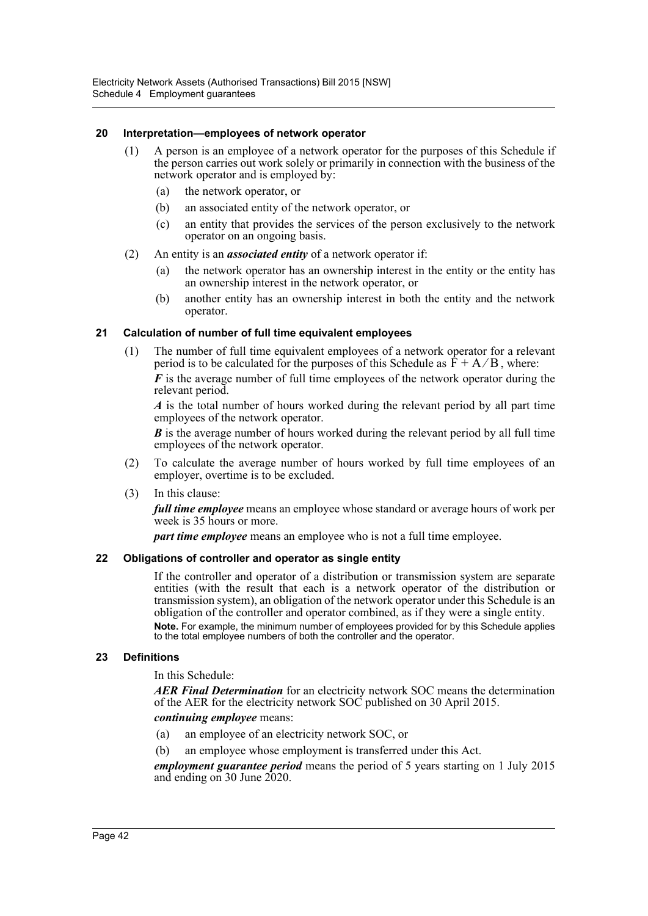### 20 Interpretation—employees of network operator

(1) A person is an employee of a network operator for the purposes of this Schedule if the person carries out work solely or primarily in connection with the business of the network operator and is employed by:

- (a) the network operator, or
- (b) an associated entity of the network operator, or
- (c) an entity that provides the services of the person exclusively to the network operator on an ongoing basis.

(2) An entity is an ***associated entity*** of a network operator if:

- (a) the network operator has an ownership interest in the entity or the entity has an ownership interest in the network operator, or
- (b) another entity has an ownership interest in both the entity and the network operator.

### 21 Calculation of number of full time equivalent employees

(1) The number of full time equivalent employees of a network operator for a relevant period is to be calculated for the purposes of this Schedule as $F + A / B$, where:

***F*** is the average number of full time employees of the network operator during the relevant period.

***A*** is the total number of hours worked during the relevant period by all part time employees of the network operator.

***B*** is the average number of hours worked during the relevant period by all full time employees of the network operator.

(2) To calculate the average number of hours worked by full time employees of an employer, overtime is to be excluded.

(3) In this clause:

***full time employee*** means an employee whose standard or average hours of work per week is 35 hours or more.

***part time employee*** means an employee who is not a full time employee.

### 22 Obligations of controller and operator as single entity

If the controller and operator of a distribution or transmission system are separate entities (with the result that each is a network operator of the distribution or transmission system), an obligation of the network operator under this Schedule is an obligation of the controller and operator combined, as if they were a single entity.

**Note.** For example, the minimum number of employees provided for by this Schedule applies to the total employee numbers of both the controller and the operator.

### 23 Definitions

In this Schedule:

***AER Final Determination*** for an electricity network SOC means the determination of the AER for the electricity network SOC published on 30 April 2015.

***continuing employee*** means:

- (a) an employee of an electricity network SOC, or
- (b) an employee whose employment is transferred under this Act.

***employment guarantee period*** means the period of 5 years starting on 1 July 2015 and ending on 30 June 2020.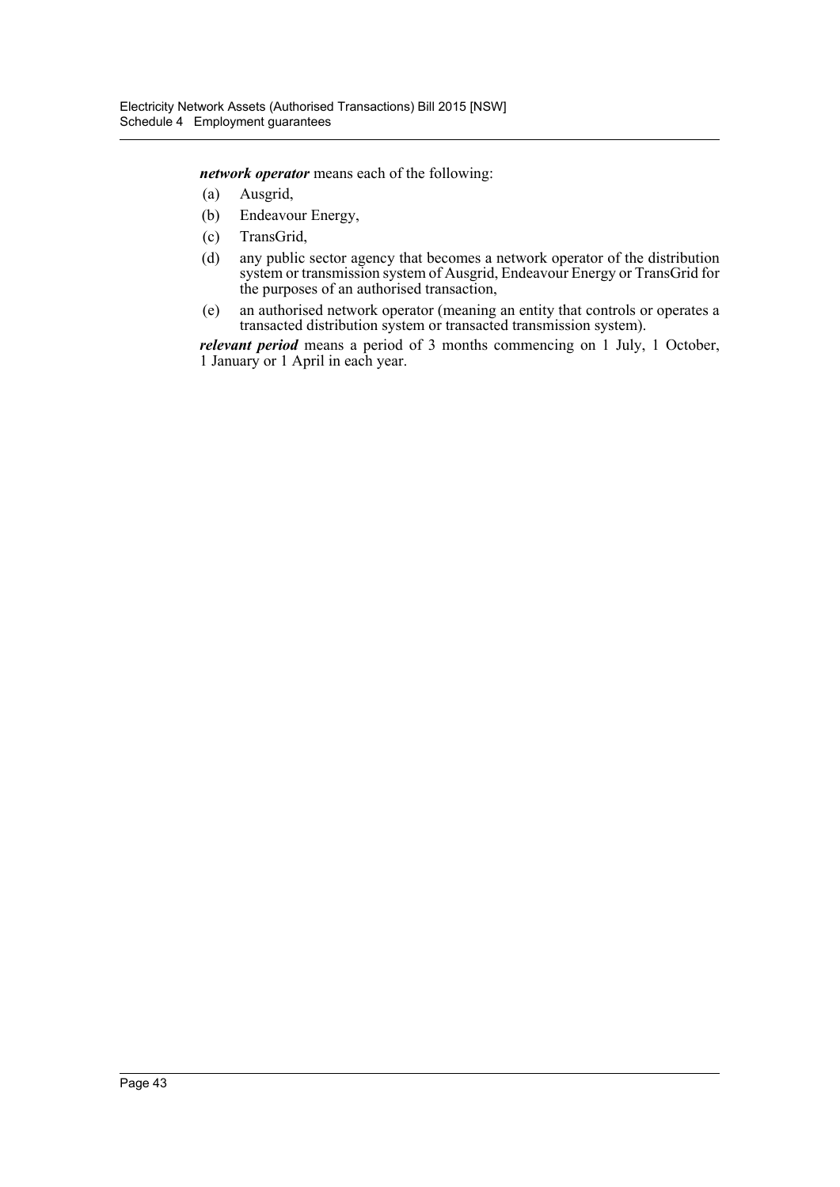***network operator*** means each of the following:

(a) Ausgrid,

(b) Endeavour Energy,

(c) TransGrid,

(d) any public sector agency that becomes a network operator of the distribution system or transmission system of Ausgrid, Endeavour Energy or TransGrid for the purposes of an authorised transaction,

(e) an authorised network operator (meaning an entity that controls or operates a transacted distribution system or transacted transmission system).

***relevant period*** means a period of 3 months commencing on 1 July, 1 October, 1 January or 1 April in each year.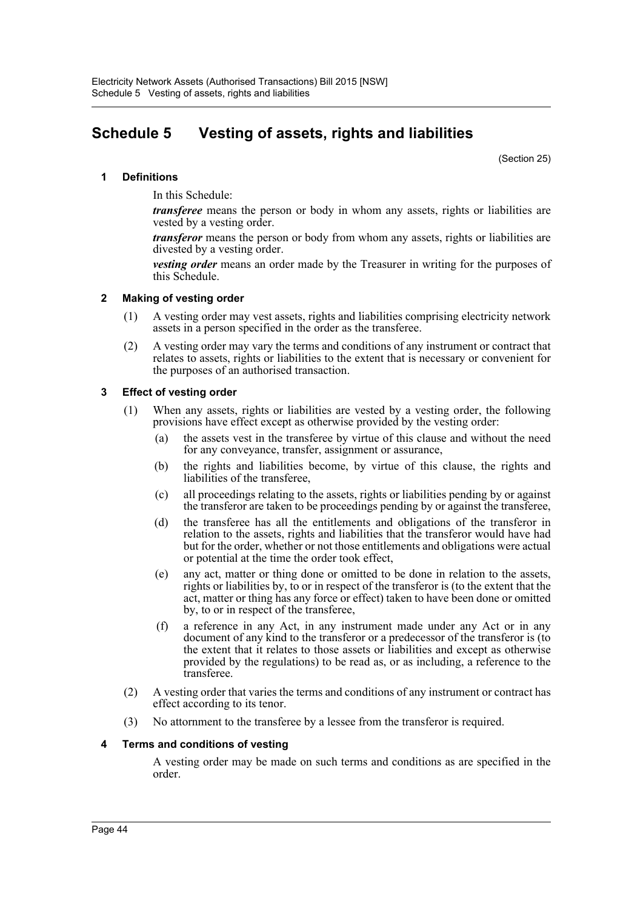# Schedule 5 Vesting of assets, rights and liabilities

(Section 25)

## 1 Definitions

In this Schedule:

***transferee*** means the person or body in whom any assets, rights or liabilities are vested by a vesting order.

***transferor*** means the person or body from whom any assets, rights or liabilities are divested by a vesting order.

***vesting order*** means an order made by the Treasurer in writing for the purposes of this Schedule.

## 2 Making of vesting order

(1) A vesting order may vest assets, rights and liabilities comprising electricity network assets in a person specified in the order as the transferee.

(2) A vesting order may vary the terms and conditions of any instrument or contract that relates to assets, rights or liabilities to the extent that is necessary or convenient for the purposes of an authorised transaction.

## 3 Effect of vesting order

(1) When any assets, rights or liabilities are vested by a vesting order, the following provisions have effect except as otherwise provided by the vesting order:

(a) the assets vest in the transferee by virtue of this clause and without the need for any conveyance, transfer, assignment or assurance,

(b) the rights and liabilities become, by virtue of this clause, the rights and liabilities of the transferee,

(c) all proceedings relating to the assets, rights or liabilities pending by or against the transferor are taken to be proceedings pending by or against the transferee,

(d) the transferee has all the entitlements and obligations of the transferor in relation to the assets, rights and liabilities that the transferor would have had but for the order, whether or not those entitlements and obligations were actual or potential at the time the order took effect,

(e) any act, matter or thing done or omitted to be done in relation to the assets, rights or liabilities by, to or in respect of the transferor is (to the extent that the act, matter or thing has any force or effect) taken to have been done or omitted by, to or in respect of the transferee,

(f) a reference in any Act, in any instrument made under any Act or in any document of any kind to the transferor or a predecessor of the transferor is (to the extent that it relates to those assets or liabilities and except as otherwise provided by the regulations) to be read as, or as including, a reference to the transferee.

(2) A vesting order that varies the terms and conditions of any instrument or contract has effect according to its tenor.

(3) No attornment to the transferee by a lessee from the transferor is required.

## 4 Terms and conditions of vesting

A vesting order may be made on such terms and conditions as are specified in the order.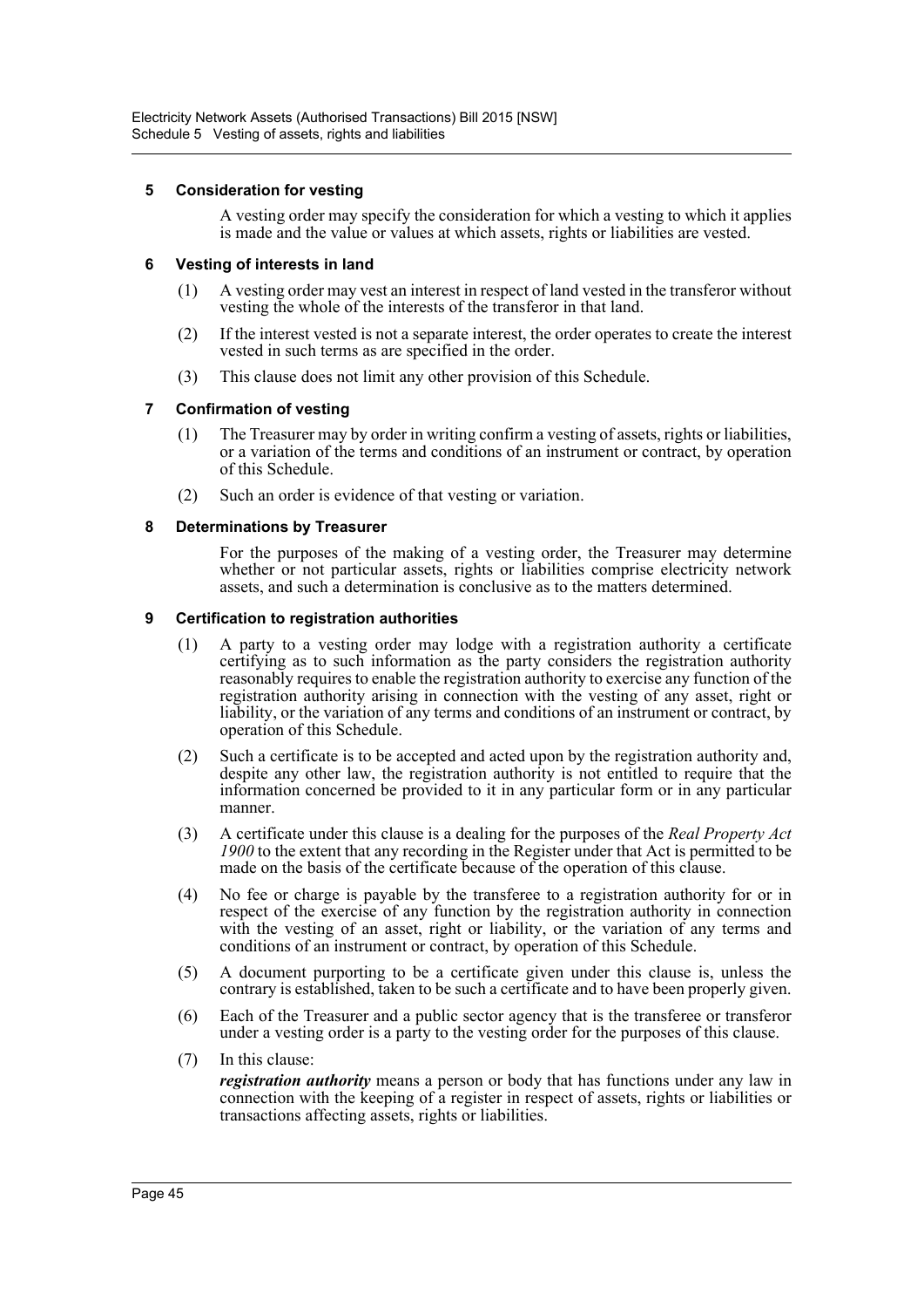### 5 Consideration for vesting

A vesting order may specify the consideration for which a vesting to which it applies is made and the value or values at which assets, rights or liabilities are vested.

### 6 Vesting of interests in land

(1) A vesting order may vest an interest in respect of land vested in the transferor without vesting the whole of the interests of the transferor in that land.

(2) If the interest vested is not a separate interest, the order operates to create the interest vested in such terms as are specified in the order.

(3) This clause does not limit any other provision of this Schedule.

### 7 Confirmation of vesting

(1) The Treasurer may by order in writing confirm a vesting of assets, rights or liabilities, or a variation of the terms and conditions of an instrument or contract, by operation of this Schedule.

(2) Such an order is evidence of that vesting or variation.

### 8 Determinations by Treasurer

For the purposes of the making of a vesting order, the Treasurer may determine whether or not particular assets, rights or liabilities comprise electricity network assets, and such a determination is conclusive as to the matters determined.

### 9 Certification to registration authorities

(1) A party to a vesting order may lodge with a registration authority a certificate certifying as to such information as the party considers the registration authority reasonably requires to enable the registration authority to exercise any function of the registration authority arising in connection with the vesting of any asset, right or liability, or the variation of any terms and conditions of an instrument or contract, by operation of this Schedule.

(2) Such a certificate is to be accepted and acted upon by the registration authority and, despite any other law, the registration authority is not entitled to require that the information concerned be provided to it in any particular form or in any particular manner.

(3) A certificate under this clause is a dealing for the purposes of the *Real Property Act 1900* to the extent that any recording in the Register under that Act is permitted to be made on the basis of the certificate because of the operation of this clause.

(4) No fee or charge is payable by the transferee to a registration authority for or in respect of the exercise of any function by the registration authority in connection with the vesting of an asset, right or liability, or the variation of any terms and conditions of an instrument or contract, by operation of this Schedule.

(5) A document purporting to be a certificate given under this clause is, unless the contrary is established, taken to be such a certificate and to have been properly given.

(6) Each of the Treasurer and a public sector agency that is the transferee or transferor under a vesting order is a party to the vesting order for the purposes of this clause.

(7) In this clause:

***registration authority*** means a person or body that has functions under any law in connection with the keeping of a register in respect of assets, rights or liabilities or transactions affecting assets, rights or liabilities.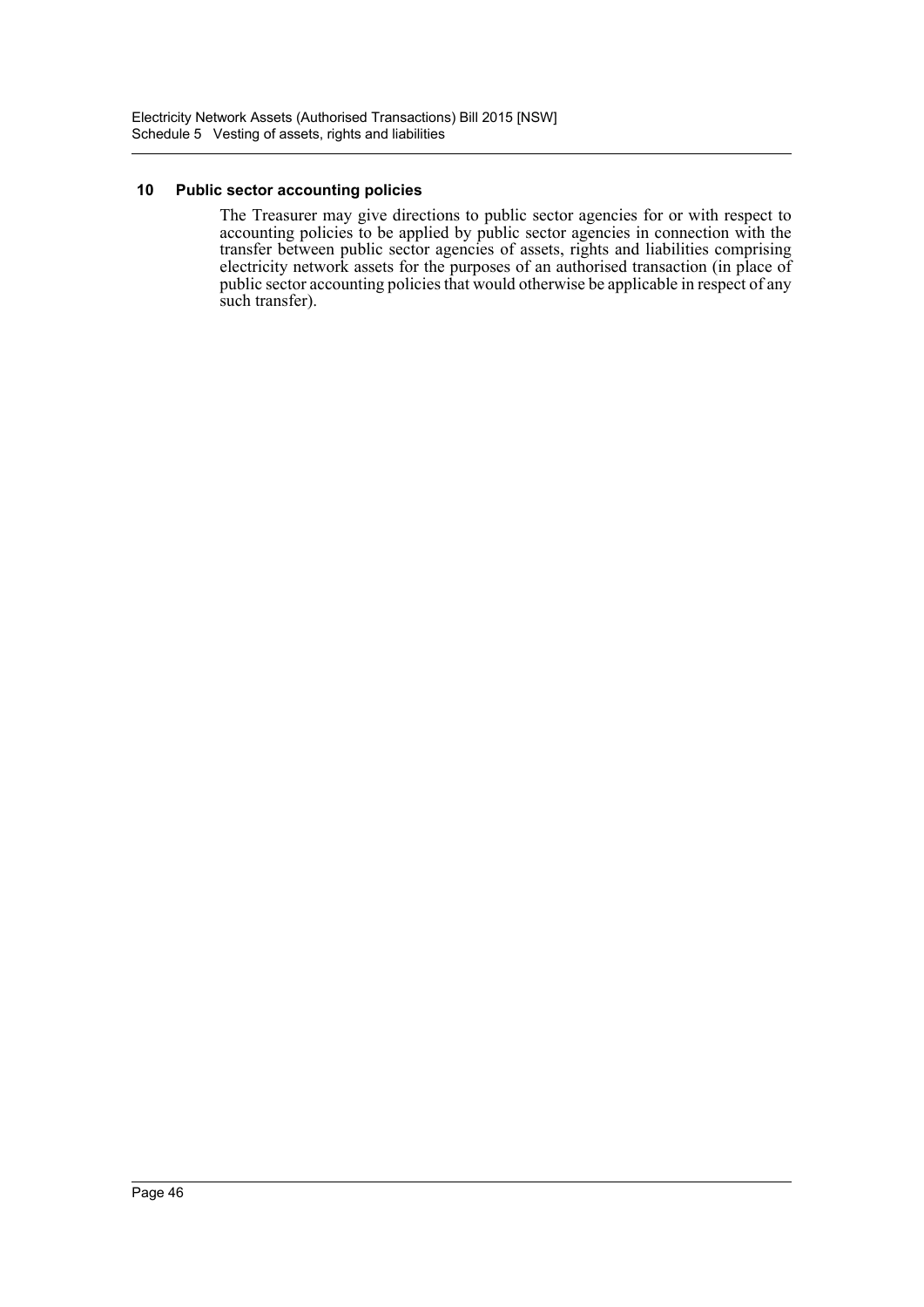### 10 Public sector accounting policies

The Treasurer may give directions to public sector agencies for or with respect to accounting policies to be applied by public sector agencies in connection with the transfer between public sector agencies of assets, rights and liabilities comprising electricity network assets for the purposes of an authorised transaction (in place of public sector accounting policies that would otherwise be applicable in respect of any such transfer).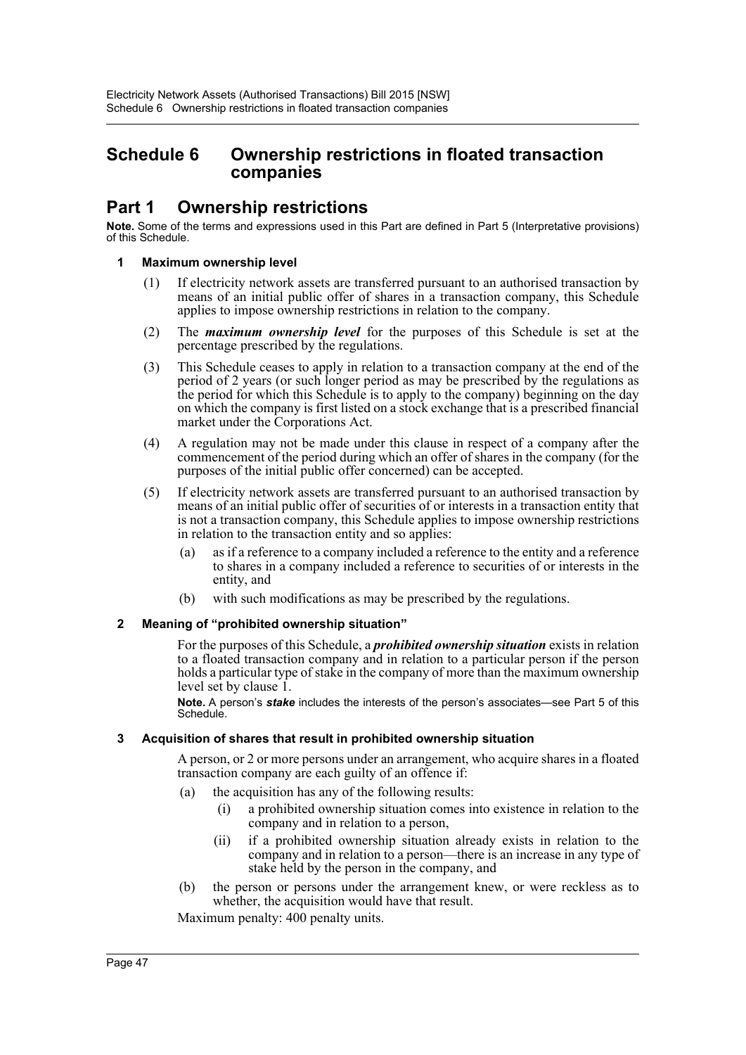# Schedule 6 Ownership restrictions in floated transaction companies

## Part 1 Ownership restrictions

**Note.** Some of the terms and expressions used in this Part are defined in Part 5 (Interpretative provisions) of this Schedule.

### 1 Maximum ownership level

(1) If electricity network assets are transferred pursuant to an authorised transaction by means of an initial public offer of shares in a transaction company, this Schedule applies to impose ownership restrictions in relation to the company.

(2) The ***maximum ownership level*** for the purposes of this Schedule is set at the percentage prescribed by the regulations.

(3) This Schedule ceases to apply in relation to a transaction company at the end of the period of 2 years (or such longer period as may be prescribed by the regulations as the period for which this Schedule is to apply to the company) beginning on the day on which the company is first listed on a stock exchange that is a prescribed financial market under the Corporations Act.

(4) A regulation may not be made under this clause in respect of a company after the commencement of the period during which an offer of shares in the company (for the purposes of the initial public offer concerned) can be accepted.

(5) If electricity network assets are transferred pursuant to an authorised transaction by means of an initial public offer of securities of or interests in a transaction entity that is not a transaction company, this Schedule applies to impose ownership restrictions in relation to the transaction entity and so applies:

- (a) as if a reference to a company included a reference to the entity and a reference to shares in a company included a reference to securities of or interests in the entity, and
- (b) with such modifications as may be prescribed by the regulations.

### 2 Meaning of "prohibited ownership situation"

For the purposes of this Schedule, a ***prohibited ownership situation*** exists in relation to a floated transaction company and in relation to a particular person if the person holds a particular type of stake in the company of more than the maximum ownership level set by clause 1.

**Note.** A person's ***stake*** includes the interests of the person's associates—see Part 5 of this Schedule.

### 3 Acquisition of shares that result in prohibited ownership situation

A person, or 2 or more persons under an arrangement, who acquire shares in a floated transaction company are each guilty of an offence if:

- (a) the acquisition has any of the following results:
  - (i) a prohibited ownership situation comes into existence in relation to the company and in relation to a person,
  - (ii) if a prohibited ownership situation already exists in relation to the company and in relation to a person—there is an increase in any type of stake held by the person in the company, and
- (b) the person or persons under the arrangement knew, or were reckless as to whether, the acquisition would have that result.

Maximum penalty: 400 penalty units.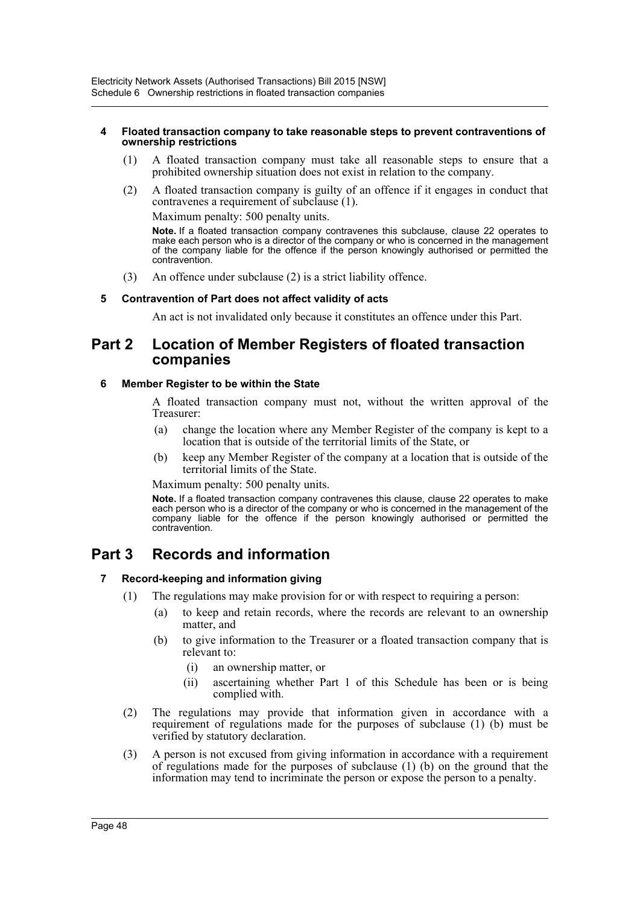#### 4 Floated transaction company to take reasonable steps to prevent contraventions of ownership restrictions

(1) A floated transaction company must take all reasonable steps to ensure that a prohibited ownership situation does not exist in relation to the company.

(2) A floated transaction company is guilty of an offence if it engages in conduct that contravenes a requirement of subclause (1).

Maximum penalty: 500 penalty units.

**Note.** If a floated transaction company contravenes this subclause, clause 22 operates to make each person who is a director of the company or who is concerned in the management of the company liable for the offence if the person knowingly authorised or permitted the contravention.

(3) An offence under subclause (2) is a strict liability offence.

#### 5 Contravention of Part does not affect validity of acts

An act is not invalidated only because it constitutes an offence under this Part.

## Part 2 Location of Member Registers of floated transaction companies

#### 6 Member Register to be within the State

A floated transaction company must not, without the written approval of the Treasurer:

(a) change the location where any Member Register of the company is kept to a location that is outside of the territorial limits of the State, or

(b) keep any Member Register of the company at a location that is outside of the territorial limits of the State.

Maximum penalty: 500 penalty units.

**Note.** If a floated transaction company contravenes this clause, clause 22 operates to make each person who is a director of the company or who is concerned in the management of the company liable for the offence if the person knowingly authorised or permitted the contravention.

## Part 3 Records and information

#### 7 Record-keeping and information giving

(1) The regulations may make provision for or with respect to requiring a person:

(a) to keep and retain records, where the records are relevant to an ownership matter, and

(b) to give information to the Treasurer or a floated transaction company that is relevant to:

(i) an ownership matter, or

(ii) ascertaining whether Part 1 of this Schedule has been or is being complied with.

(2) The regulations may provide that information given in accordance with a requirement of regulations made for the purposes of subclause (1) (b) must be verified by statutory declaration.

(3) A person is not excused from giving information in accordance with a requirement of regulations made for the purposes of subclause (1) (b) on the ground that the information may tend to incriminate the person or expose the person to a penalty.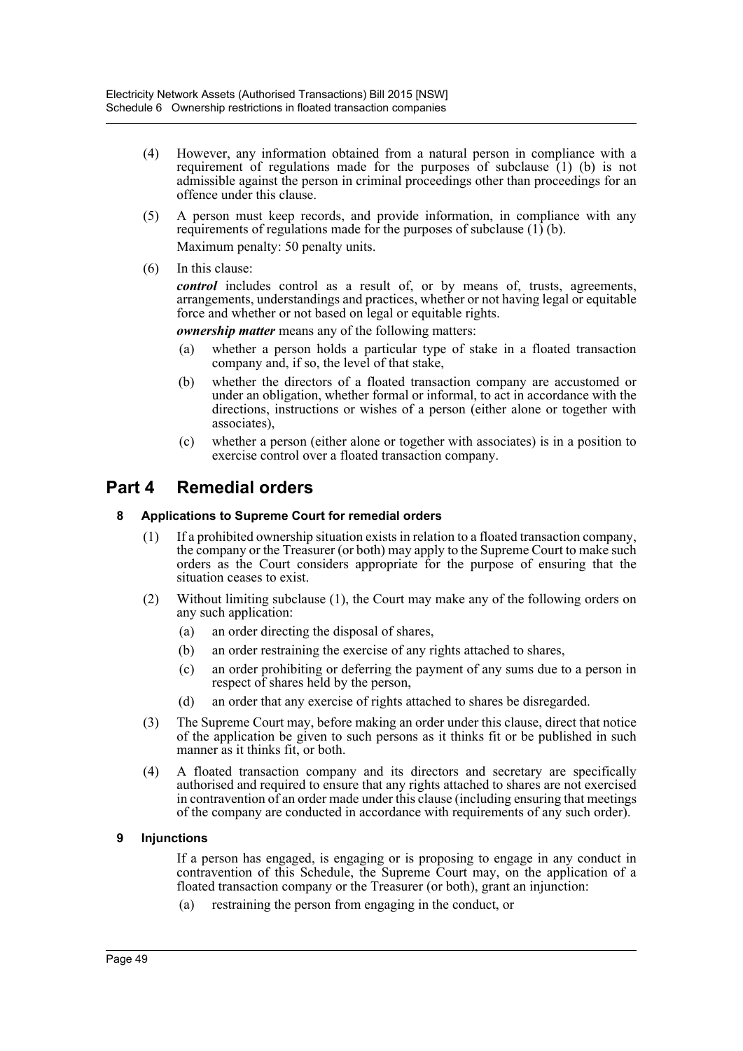(4) However, any information obtained from a natural person in compliance with a requirement of regulations made for the purposes of subclause (1) (b) is not admissible against the person in criminal proceedings other than proceedings for an offence under this clause.

(5) A person must keep records, and provide information, in compliance with any requirements of regulations made for the purposes of subclause (1) (b).

Maximum penalty: 50 penalty units.

(6) In this clause:

***control*** includes control as a result of, or by means of, trusts, agreements, arrangements, understandings and practices, whether or not having legal or equitable force and whether or not based on legal or equitable rights.

***ownership matter*** means any of the following matters:

(a) whether a person holds a particular type of stake in a floated transaction company and, if so, the level of that stake,

(b) whether the directors of a floated transaction company are accustomed or under an obligation, whether formal or informal, to act in accordance with the directions, instructions or wishes of a person (either alone or together with associates),

(c) whether a person (either alone or together with associates) is in a position to exercise control over a floated transaction company.

# Part 4 Remedial orders

### 8 Applications to Supreme Court for remedial orders

(1) If a prohibited ownership situation exists in relation to a floated transaction company, the company or the Treasurer (or both) may apply to the Supreme Court to make such orders as the Court considers appropriate for the purpose of ensuring that the situation ceases to exist.

(2) Without limiting subclause (1), the Court may make any of the following orders on any such application:

(a) an order directing the disposal of shares,

(b) an order restraining the exercise of any rights attached to shares,

(c) an order prohibiting or deferring the payment of any sums due to a person in respect of shares held by the person,

(d) an order that any exercise of rights attached to shares be disregarded.

(3) The Supreme Court may, before making an order under this clause, direct that notice of the application be given to such persons as it thinks fit or be published in such manner as it thinks fit, or both.

(4) A floated transaction company and its directors and secretary are specifically authorised and required to ensure that any rights attached to shares are not exercised in contravention of an order made under this clause (including ensuring that meetings of the company are conducted in accordance with requirements of any such order).

### 9 Injunctions

If a person has engaged, is engaging or is proposing to engage in any conduct in contravention of this Schedule, the Supreme Court may, on the application of a floated transaction company or the Treasurer (or both), grant an injunction:

(a) restraining the person from engaging in the conduct, or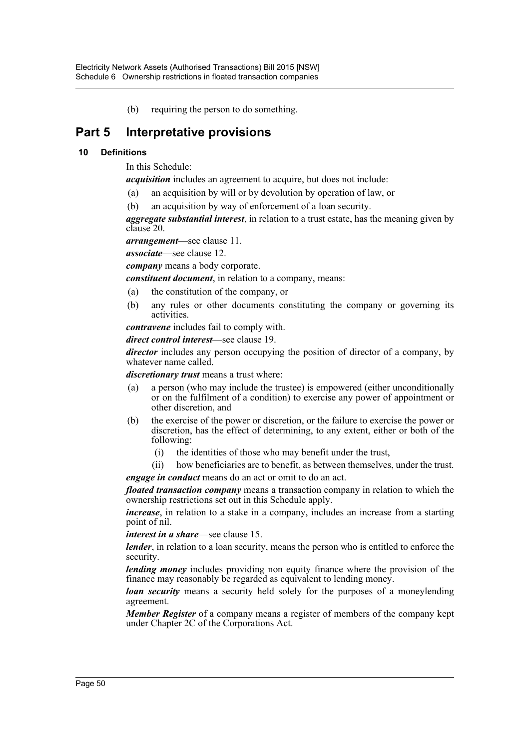(b) requiring the person to do something.

# Part 5 Interpretative provisions

## 10 Definitions

In this Schedule:

***acquisition*** includes an agreement to acquire, but does not include:

(a) an acquisition by will or by devolution by operation of law, or

(b) an acquisition by way of enforcement of a loan security.

***aggregate substantial interest***, in relation to a trust estate, has the meaning given by clause 20.

***arrangement***—see clause 11.

***associate***—see clause 12.

***company*** means a body corporate.

***constituent document***, in relation to a company, means:

(a) the constitution of the company, or

(b) any rules or other documents constituting the company or governing its activities.

***contravene*** includes fail to comply with.

***direct control interest***—see clause 19.

***director*** includes any person occupying the position of director of a company, by whatever name called.

***discretionary trust*** means a trust where:

(a) a person (who may include the trustee) is empowered (either unconditionally or on the fulfilment of a condition) to exercise any power of appointment or other discretion, and

(b) the exercise of the power or discretion, or the failure to exercise the power or discretion, has the effect of determining, to any extent, either or both of the following:

    (i) the identities of those who may benefit under the trust,

    (ii) how beneficiaries are to benefit, as between themselves, under the trust.

***engage in conduct*** means do an act or omit to do an act.

***floated transaction company*** means a transaction company in relation to which the ownership restrictions set out in this Schedule apply.

***increase***, in relation to a stake in a company, includes an increase from a starting point of nil.

***interest in a share***—see clause 15.

***lender***, in relation to a loan security, means the person who is entitled to enforce the security.

***lending money*** includes providing non equity finance where the provision of the finance may reasonably be regarded as equivalent to lending money.

***loan security*** means a security held solely for the purposes of a moneylending agreement.

***Member Register*** of a company means a register of members of the company kept under Chapter 2C of the Corporations Act.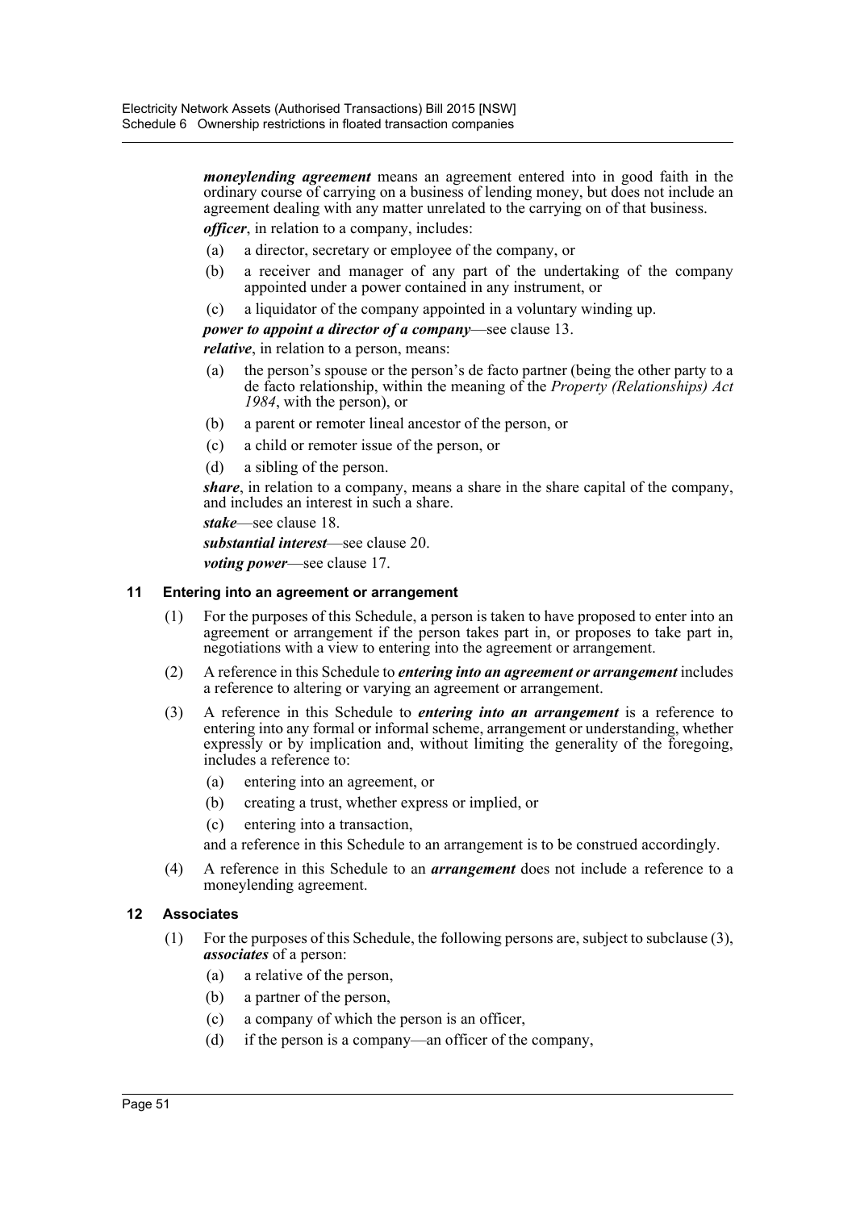***moneylending agreement*** means an agreement entered into in good faith in the ordinary course of carrying on a business of lending money, but does not include an agreement dealing with any matter unrelated to the carrying on of that business.

***officer***, in relation to a company, includes:

- (a) a director, secretary or employee of the company, or
- (b) a receiver and manager of any part of the undertaking of the company appointed under a power contained in any instrument, or
- (c) a liquidator of the company appointed in a voluntary winding up.

***power to appoint a director of a company***—see clause 13.

***relative***, in relation to a person, means:

- (a) the person's spouse or the person's de facto partner (being the other party to a de facto relationship, within the meaning of the *Property (Relationships) Act 1984*, with the person), or
- (b) a parent or remoter lineal ancestor of the person, or
- (c) a child or remoter issue of the person, or
- (d) a sibling of the person.

***share***, in relation to a company, means a share in the share capital of the company, and includes an interest in such a share.

***stake***—see clause 18.

***substantial interest***—see clause 20.

***voting power***—see clause 17.

### 11 Entering into an agreement or arrangement

(1) For the purposes of this Schedule, a person is taken to have proposed to enter into an agreement or arrangement if the person takes part in, or proposes to take part in, negotiations with a view to entering into the agreement or arrangement.

(2) A reference in this Schedule to ***entering into an agreement or arrangement*** includes a reference to altering or varying an agreement or arrangement.

(3) A reference in this Schedule to ***entering into an arrangement*** is a reference to entering into any formal or informal scheme, arrangement or understanding, whether expressly or by implication and, without limiting the generality of the foregoing, includes a reference to:

- (a) entering into an agreement, or
- (b) creating a trust, whether express or implied, or
- (c) entering into a transaction,

and a reference in this Schedule to an arrangement is to be construed accordingly.

(4) A reference in this Schedule to an ***arrangement*** does not include a reference to a moneylending agreement.

### 12 Associates

(1) For the purposes of this Schedule, the following persons are, subject to subclause (3), ***associates*** of a person:

- (a) a relative of the person,
- (b) a partner of the person,
- (c) a company of which the person is an officer,
- (d) if the person is a company—an officer of the company,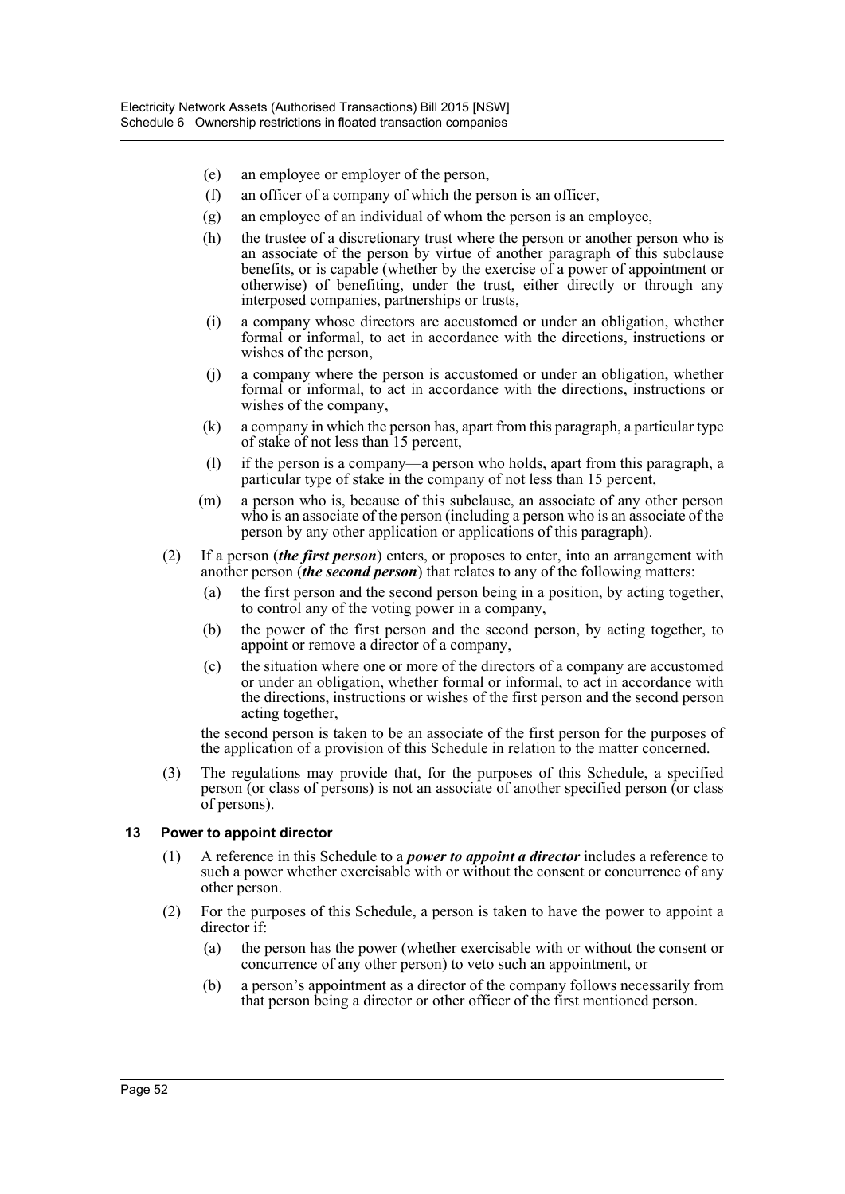- (e) an employee or employer of the person,
- (f) an officer of a company of which the person is an officer,
- (g) an employee of an individual of whom the person is an employee,
- (h) the trustee of a discretionary trust where the person or another person who is an associate of the person by virtue of another paragraph of this subclause benefits, or is capable (whether by the exercise of a power of appointment or otherwise) of benefiting, under the trust, either directly or through any interposed companies, partnerships or trusts,
- (i) a company whose directors are accustomed or under an obligation, whether formal or informal, to act in accordance with the directions, instructions or wishes of the person,
- (j) a company where the person is accustomed or under an obligation, whether formal or informal, to act in accordance with the directions, instructions or wishes of the company,
- (k) a company in which the person has, apart from this paragraph, a particular type of stake of not less than 15 percent,
- (l) if the person is a company—a person who holds, apart from this paragraph, a particular type of stake in the company of not less than 15 percent,
- (m) a person who is, because of this subclause, an associate of any other person who is an associate of the person (including a person who is an associate of the person by any other application or applications of this paragraph).

(2) If a person (***the first person***) enters, or proposes to enter, into an arrangement with another person (***the second person***) that relates to any of the following matters:

- (a) the first person and the second person being in a position, by acting together, to control any of the voting power in a company,
- (b) the power of the first person and the second person, by acting together, to appoint or remove a director of a company,
- (c) the situation where one or more of the directors of a company are accustomed or under an obligation, whether formal or informal, to act in accordance with the directions, instructions or wishes of the first person and the second person acting together,

the second person is taken to be an associate of the first person for the purposes of the application of a provision of this Schedule in relation to the matter concerned.

(3) The regulations may provide that, for the purposes of this Schedule, a specified person (or class of persons) is not an associate of another specified person (or class of persons).

### 13 Power to appoint director

(1) A reference in this Schedule to a ***power to appoint a director*** includes a reference to such a power whether exercisable with or without the consent or concurrence of any other person.

(2) For the purposes of this Schedule, a person is taken to have the power to appoint a director if:

- (a) the person has the power (whether exercisable with or without the consent or concurrence of any other person) to veto such an appointment, or
- (b) a person's appointment as a director of the company follows necessarily from that person being a director or other officer of the first mentioned person.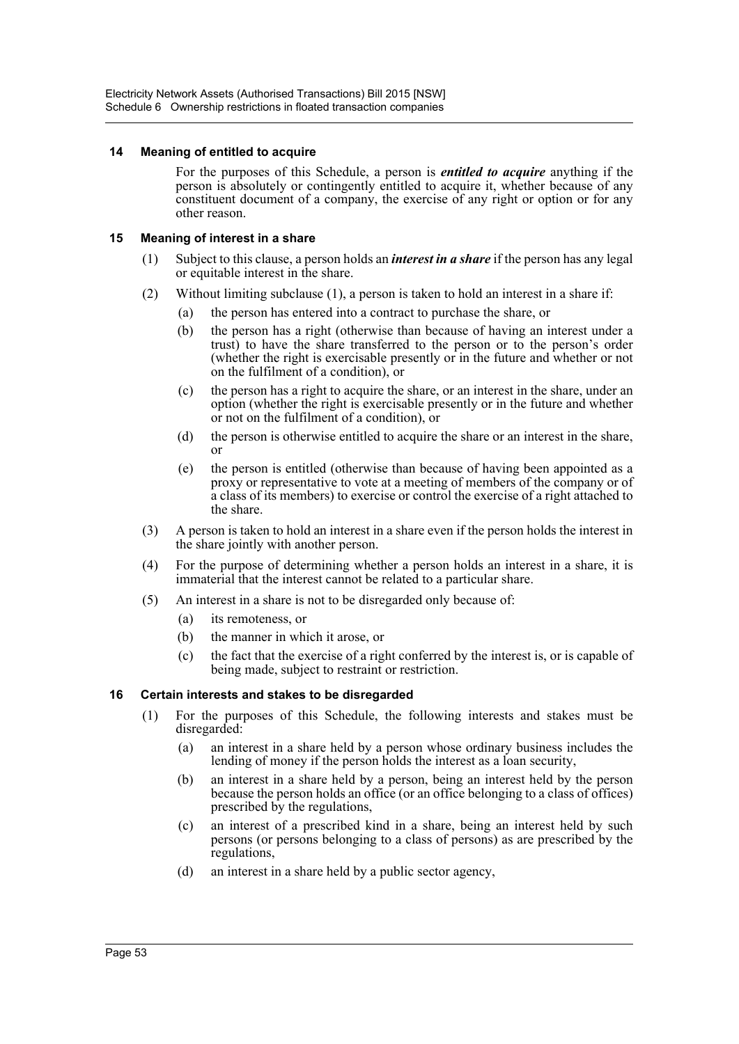#### 14 Meaning of entitled to acquire

For the purposes of this Schedule, a person is ***entitled to acquire*** anything if the person is absolutely or contingently entitled to acquire it, whether because of any constituent document of a company, the exercise of any right or option or for any other reason.

#### 15 Meaning of interest in a share

(1) Subject to this clause, a person holds an ***interest in a share*** if the person has any legal or equitable interest in the share.

(2) Without limiting subclause (1), a person is taken to hold an interest in a share if:

- (a) the person has entered into a contract to purchase the share, or
- (b) the person has a right (otherwise than because of having an interest under a trust) to have the share transferred to the person or to the person's order (whether the right is exercisable presently or in the future and whether or not on the fulfilment of a condition), or
- (c) the person has a right to acquire the share, or an interest in the share, under an option (whether the right is exercisable presently or in the future and whether or not on the fulfilment of a condition), or
- (d) the person is otherwise entitled to acquire the share or an interest in the share, or
- (e) the person is entitled (otherwise than because of having been appointed as a proxy or representative to vote at a meeting of members of the company or of a class of its members) to exercise or control the exercise of a right attached to the share.

(3) A person is taken to hold an interest in a share even if the person holds the interest in the share jointly with another person.

(4) For the purpose of determining whether a person holds an interest in a share, it is immaterial that the interest cannot be related to a particular share.

(5) An interest in a share is not to be disregarded only because of:

- (a) its remoteness, or
- (b) the manner in which it arose, or
- (c) the fact that the exercise of a right conferred by the interest is, or is capable of being made, subject to restraint or restriction.

#### 16 Certain interests and stakes to be disregarded

(1) For the purposes of this Schedule, the following interests and stakes must be disregarded:

- (a) an interest in a share held by a person whose ordinary business includes the lending of money if the person holds the interest as a loan security,
- (b) an interest in a share held by a person, being an interest held by the person because the person holds an office (or an office belonging to a class of offices) prescribed by the regulations,
- (c) an interest of a prescribed kind in a share, being an interest held by such persons (or persons belonging to a class of persons) as are prescribed by the regulations,
- (d) an interest in a share held by a public sector agency,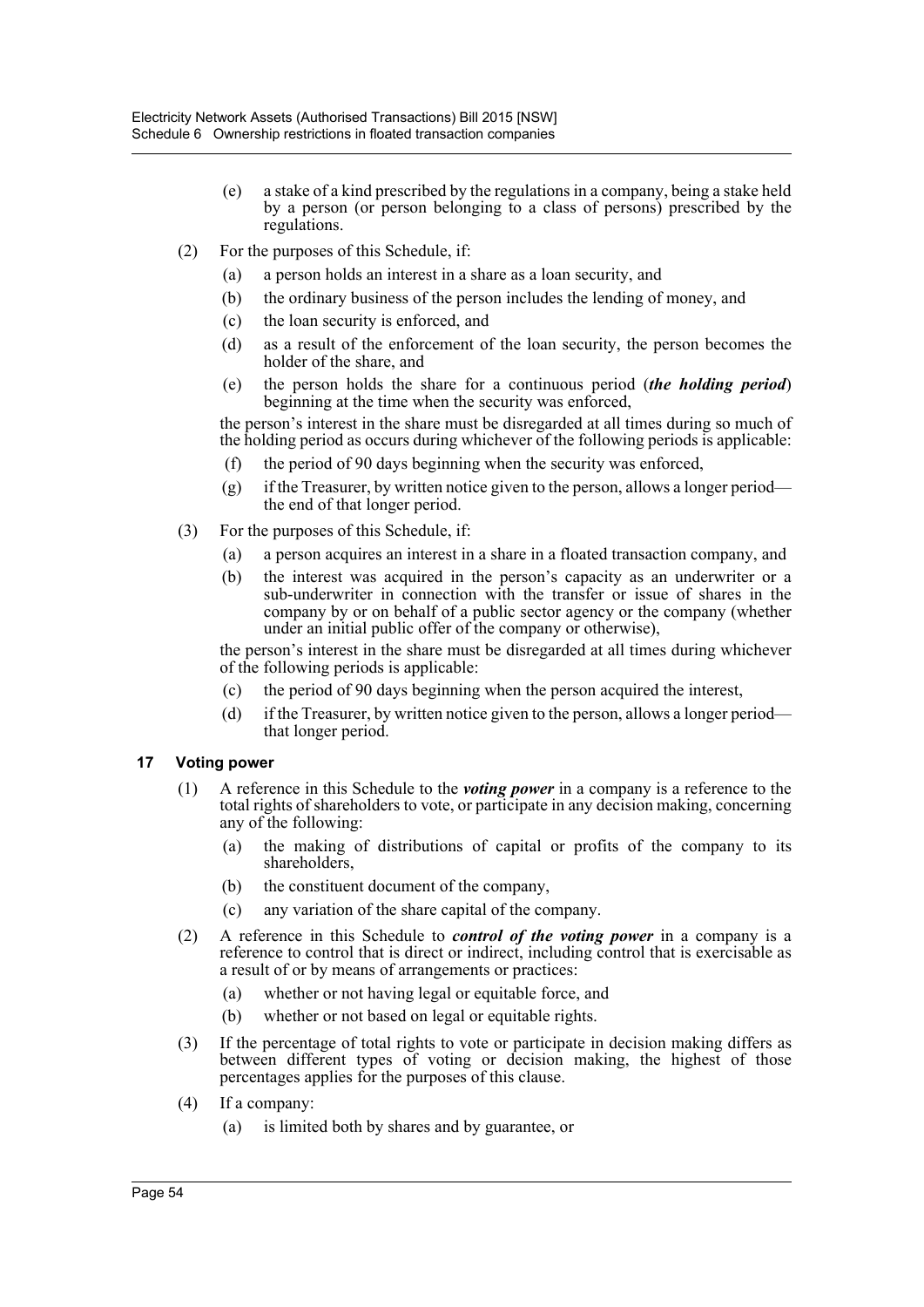(e) a stake of a kind prescribed by the regulations in a company, being a stake held by a person (or person belonging to a class of persons) prescribed by the regulations.

(2) For the purposes of this Schedule, if:

(a) a person holds an interest in a share as a loan security, and

(b) the ordinary business of the person includes the lending of money, and

(c) the loan security is enforced, and

(d) as a result of the enforcement of the loan security, the person becomes the holder of the share, and

(e) the person holds the share for a continuous period (***the holding period***) beginning at the time when the security was enforced,

the person's interest in the share must be disregarded at all times during so much of the holding period as occurs during whichever of the following periods is applicable:

(f) the period of 90 days beginning when the security was enforced,

(g) if the Treasurer, by written notice given to the person, allows a longer period—the end of that longer period.

(3) For the purposes of this Schedule, if:

(a) a person acquires an interest in a share in a floated transaction company, and

(b) the interest was acquired in the person's capacity as an underwriter or a sub-underwriter in connection with the transfer or issue of shares in the company by or on behalf of a public sector agency or the company (whether under an initial public offer of the company or otherwise),

the person's interest in the share must be disregarded at all times during whichever of the following periods is applicable:

(c) the period of 90 days beginning when the person acquired the interest,

(d) if the Treasurer, by written notice given to the person, allows a longer period—that longer period.

### 17 Voting power

(1) A reference in this Schedule to the ***voting power*** in a company is a reference to the total rights of shareholders to vote, or participate in any decision making, concerning any of the following:

(a) the making of distributions of capital or profits of the company to its shareholders,

(b) the constituent document of the company,

(c) any variation of the share capital of the company.

(2) A reference in this Schedule to ***control of the voting power*** in a company is a reference to control that is direct or indirect, including control that is exercisable as a result of or by means of arrangements or practices:

(a) whether or not having legal or equitable force, and

(b) whether or not based on legal or equitable rights.

(3) If the percentage of total rights to vote or participate in decision making differs as between different types of voting or decision making, the highest of those percentages applies for the purposes of this clause.

(4) If a company:

(a) is limited both by shares and by guarantee, or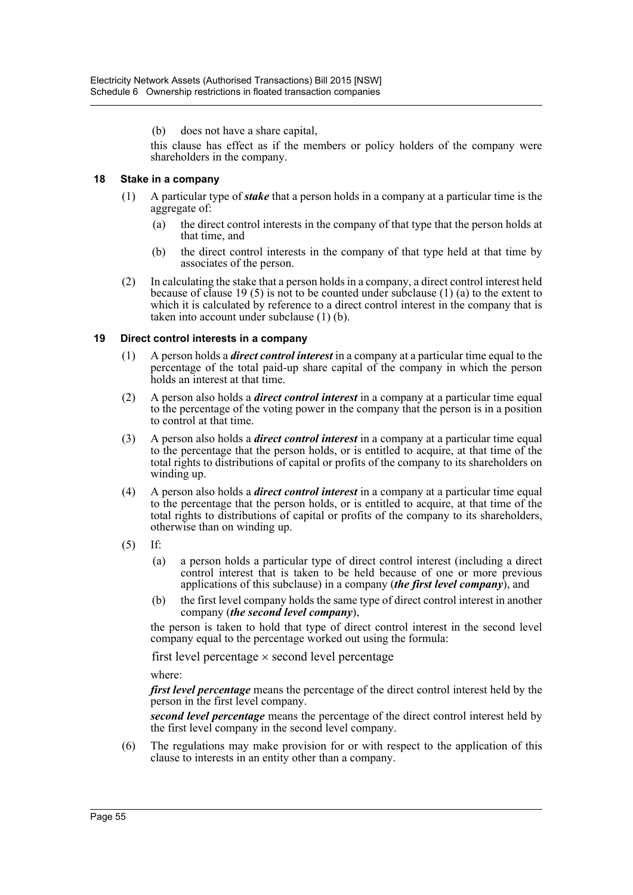(b) does not have a share capital,

this clause has effect as if the members or policy holders of the company were shareholders in the company.

### 18 Stake in a company

(1) A particular type of ***stake*** that a person holds in a company at a particular time is the aggregate of:

(a) the direct control interests in the company of that type that the person holds at that time, and

(b) the direct control interests in the company of that type held at that time by associates of the person.

(2) In calculating the stake that a person holds in a company, a direct control interest held because of clause 19 (5) is not to be counted under subclause (1) (a) to the extent to which it is calculated by reference to a direct control interest in the company that is taken into account under subclause (1) (b).

### 19 Direct control interests in a company

(1) A person holds a ***direct control interest*** in a company at a particular time equal to the percentage of the total paid-up share capital of the company in which the person holds an interest at that time.

(2) A person also holds a ***direct control interest*** in a company at a particular time equal to the percentage of the voting power in the company that the person is in a position to control at that time.

(3) A person also holds a ***direct control interest*** in a company at a particular time equal to the percentage that the person holds, or is entitled to acquire, at that time of the total rights to distributions of capital or profits of the company to its shareholders on winding up.

(4) A person also holds a ***direct control interest*** in a company at a particular time equal to the percentage that the person holds, or is entitled to acquire, at that time of the total rights to distributions of capital or profits of the company to its shareholders, otherwise than on winding up.

(5) If:

(a) a person holds a particular type of direct control interest (including a direct control interest that is taken to be held because of one or more previous applications of this subclause) in a company (***the first level company***), and

(b) the first level company holds the same type of direct control interest in another company (***the second level company***),

the person is taken to hold that type of direct control interest in the second level company equal to the percentage worked out using the formula:

$$\text{first level percentage} \times \text{second level percentage}$$

where:

***first level percentage*** means the percentage of the direct control interest held by the person in the first level company.

***second level percentage*** means the percentage of the direct control interest held by the first level company in the second level company.

(6) The regulations may make provision for or with respect to the application of this clause to interests in an entity other than a company.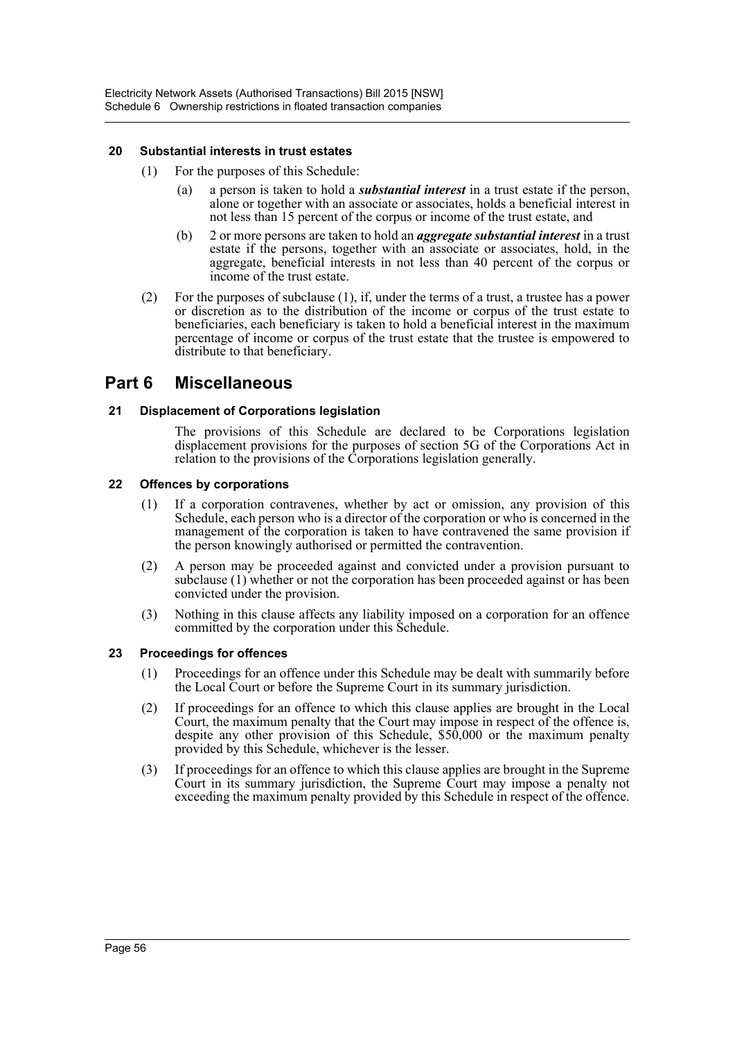### 20 Substantial interests in trust estates

(1) For the purposes of this Schedule:

(a) a person is taken to hold a ***substantial interest*** in a trust estate if the person, alone or together with an associate or associates, holds a beneficial interest in not less than 15 percent of the corpus or income of the trust estate, and

(b) 2 or more persons are taken to hold an ***aggregate substantial interest*** in a trust estate if the persons, together with an associate or associates, hold, in the aggregate, beneficial interests in not less than 40 percent of the corpus or income of the trust estate.

(2) For the purposes of subclause (1), if, under the terms of a trust, a trustee has a power or discretion as to the distribution of the income or corpus of the trust estate to beneficiaries, each beneficiary is taken to hold a beneficial interest in the maximum percentage of income or corpus of the trust estate that the trustee is empowered to distribute to that beneficiary.

## Part 6 Miscellaneous

### 21 Displacement of Corporations legislation

The provisions of this Schedule are declared to be Corporations legislation displacement provisions for the purposes of section 5G of the Corporations Act in relation to the provisions of the Corporations legislation generally.

### 22 Offences by corporations

(1) If a corporation contravenes, whether by act or omission, any provision of this Schedule, each person who is a director of the corporation or who is concerned in the management of the corporation is taken to have contravened the same provision if the person knowingly authorised or permitted the contravention.

(2) A person may be proceeded against and convicted under a provision pursuant to subclause (1) whether or not the corporation has been proceeded against or has been convicted under the provision.

(3) Nothing in this clause affects any liability imposed on a corporation for an offence committed by the corporation under this Schedule.

### 23 Proceedings for offences

(1) Proceedings for an offence under this Schedule may be dealt with summarily before the Local Court or before the Supreme Court in its summary jurisdiction.

(2) If proceedings for an offence to which this clause applies are brought in the Local Court, the maximum penalty that the Court may impose in respect of the offence is, despite any other provision of this Schedule, $50,000 or the maximum penalty provided by this Schedule, whichever is the lesser.

(3) If proceedings for an offence to which this clause applies are brought in the Supreme Court in its summary jurisdiction, the Supreme Court may impose a penalty not exceeding the maximum penalty provided by this Schedule in respect of the offence.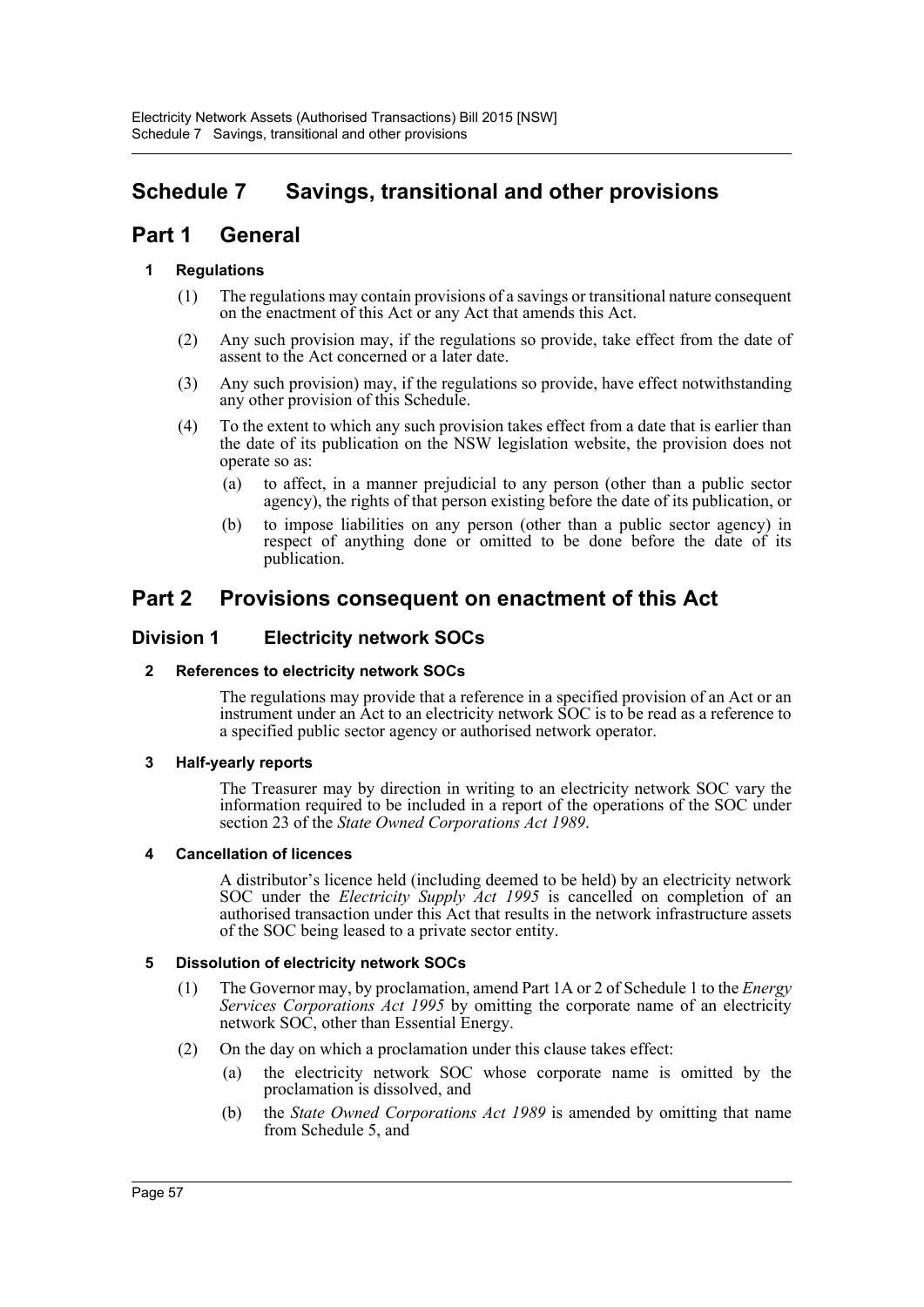# Schedule 7 Savings, transitional and other provisions

## Part 1 General

### 1 Regulations

(1) The regulations may contain provisions of a savings or transitional nature consequent on the enactment of this Act or any Act that amends this Act.

(2) Any such provision may, if the regulations so provide, take effect from the date of assent to the Act concerned or a later date.

(3) Any such provision) may, if the regulations so provide, have effect notwithstanding any other provision of this Schedule.

(4) To the extent to which any such provision takes effect from a date that is earlier than the date of its publication on the NSW legislation website, the provision does not operate so as:

- (a) to affect, in a manner prejudicial to any person (other than a public sector agency), the rights of that person existing before the date of its publication, or
- (b) to impose liabilities on any person (other than a public sector agency) in respect of anything done or omitted to be done before the date of its publication.

## Part 2 Provisions consequent on enactment of this Act

### Division 1 Electricity network SOCs

#### 2 References to electricity network SOCs

The regulations may provide that a reference in a specified provision of an Act or an instrument under an Act to an electricity network SOC is to be read as a reference to a specified public sector agency or authorised network operator.

#### 3 Half-yearly reports

The Treasurer may by direction in writing to an electricity network SOC vary the information required to be included in a report of the operations of the SOC under section 23 of the *State Owned Corporations Act 1989*.

#### 4 Cancellation of licences

A distributor's licence held (including deemed to be held) by an electricity network SOC under the *Electricity Supply Act 1995* is cancelled on completion of an authorised transaction under this Act that results in the network infrastructure assets of the SOC being leased to a private sector entity.

#### 5 Dissolution of electricity network SOCs

(1) The Governor may, by proclamation, amend Part 1A or 2 of Schedule 1 to the *Energy Services Corporations Act 1995* by omitting the corporate name of an electricity network SOC, other than Essential Energy.

(2) On the day on which a proclamation under this clause takes effect:

- (a) the electricity network SOC whose corporate name is omitted by the proclamation is dissolved, and
- (b) the *State Owned Corporations Act 1989* is amended by omitting that name from Schedule 5, and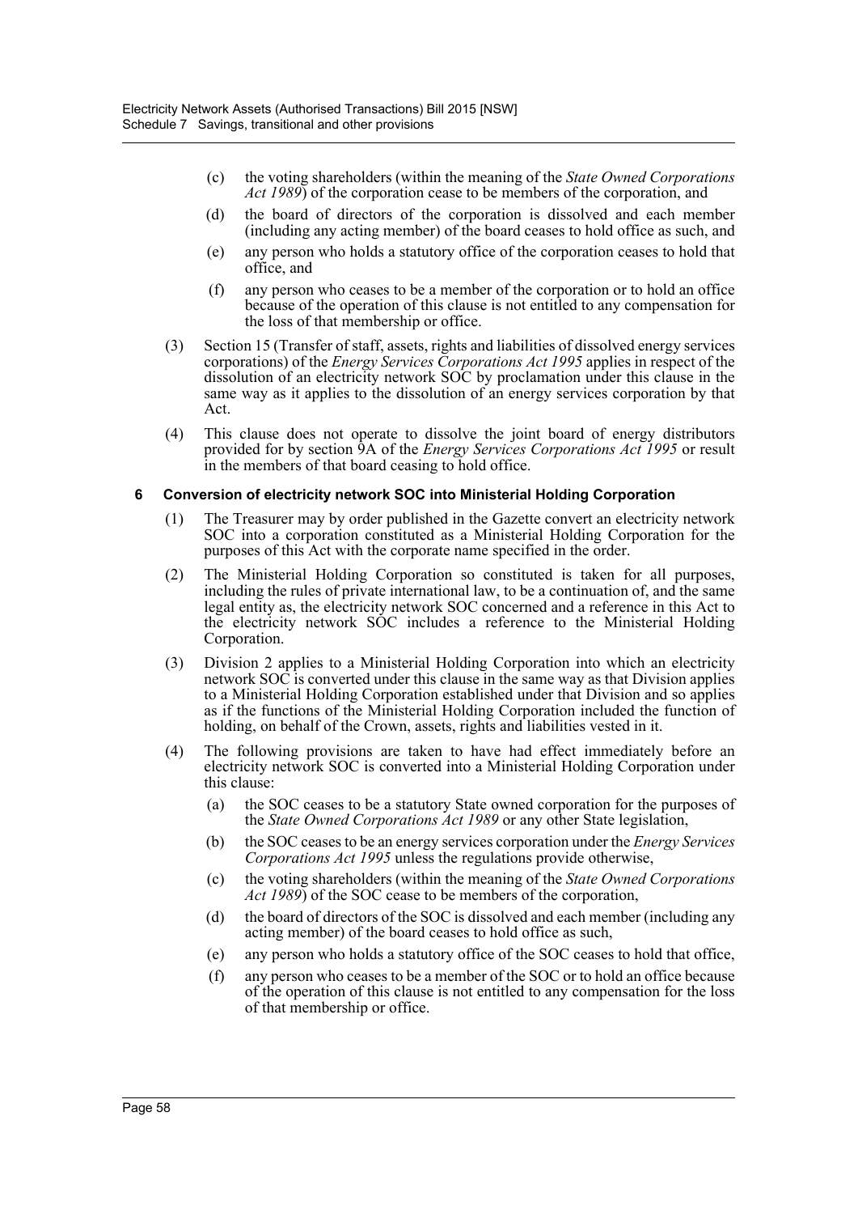(c) the voting shareholders (within the meaning of the *State Owned Corporations Act 1989*) of the corporation cease to be members of the corporation, and

(d) the board of directors of the corporation is dissolved and each member (including any acting member) of the board ceases to hold office as such, and

(e) any person who holds a statutory office of the corporation ceases to hold that office, and

(f) any person who ceases to be a member of the corporation or to hold an office because of the operation of this clause is not entitled to any compensation for the loss of that membership or office.

(3) Section 15 (Transfer of staff, assets, rights and liabilities of dissolved energy services corporations) of the *Energy Services Corporations Act 1995* applies in respect of the dissolution of an electricity network SOC by proclamation under this clause in the same way as it applies to the dissolution of an energy services corporation by that Act.

(4) This clause does not operate to dissolve the joint board of energy distributors provided for by section 9A of the *Energy Services Corporations Act 1995* or result in the members of that board ceasing to hold office.

**6 Conversion of electricity network SOC into Ministerial Holding Corporation**

(1) The Treasurer may by order published in the Gazette convert an electricity network SOC into a corporation constituted as a Ministerial Holding Corporation for the purposes of this Act with the corporate name specified in the order.

(2) The Ministerial Holding Corporation so constituted is taken for all purposes, including the rules of private international law, to be a continuation of, and the same legal entity as, the electricity network SOC concerned and a reference in this Act to the electricity network SOC includes a reference to the Ministerial Holding Corporation.

(3) Division 2 applies to a Ministerial Holding Corporation into which an electricity network SOC is converted under this clause in the same way as that Division applies to a Ministerial Holding Corporation established under that Division and so applies as if the functions of the Ministerial Holding Corporation included the function of holding, on behalf of the Crown, assets, rights and liabilities vested in it.

(4) The following provisions are taken to have had effect immediately before an electricity network SOC is converted into a Ministerial Holding Corporation under this clause:

(a) the SOC ceases to be a statutory State owned corporation for the purposes of the *State Owned Corporations Act 1989* or any other State legislation,

(b) the SOC ceases to be an energy services corporation under the *Energy Services Corporations Act 1995* unless the regulations provide otherwise,

(c) the voting shareholders (within the meaning of the *State Owned Corporations Act 1989*) of the SOC cease to be members of the corporation,

(d) the board of directors of the SOC is dissolved and each member (including any acting member) of the board ceases to hold office as such,

(e) any person who holds a statutory office of the SOC ceases to hold that office,

(f) any person who ceases to be a member of the SOC or to hold an office because of the operation of this clause is not entitled to any compensation for the loss of that membership or office.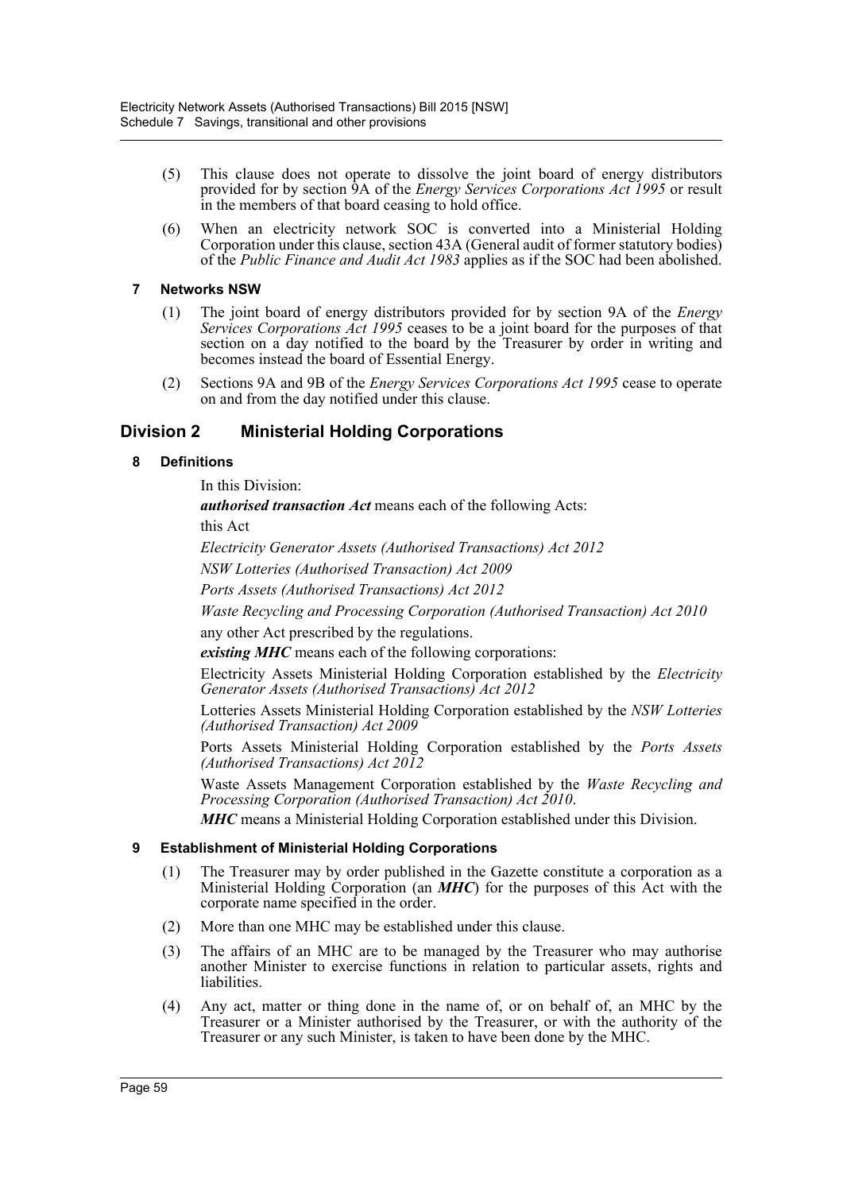(5) This clause does not operate to dissolve the joint board of energy distributors provided for by section 9A of the *Energy Services Corporations Act 1995* or result in the members of that board ceasing to hold office.

(6) When an electricity network SOC is converted into a Ministerial Holding Corporation under this clause, section 43A (General audit of former statutory bodies) of the *Public Finance and Audit Act 1983* applies as if the SOC had been abolished.

#### 7 Networks NSW

(1) The joint board of energy distributors provided for by section 9A of the *Energy Services Corporations Act 1995* ceases to be a joint board for the purposes of that section on a day notified to the board by the Treasurer by order in writing and becomes instead the board of Essential Energy.

(2) Sections 9A and 9B of the *Energy Services Corporations Act 1995* cease to operate on and from the day notified under this clause.

### Division 2 Ministerial Holding Corporations

#### 8 Definitions

In this Division:

***authorised transaction Act*** means each of the following Acts:

this Act

*Electricity Generator Assets (Authorised Transactions) Act 2012*

*NSW Lotteries (Authorised Transaction) Act 2009*

*Ports Assets (Authorised Transactions) Act 2012*

*Waste Recycling and Processing Corporation (Authorised Transaction) Act 2010*

any other Act prescribed by the regulations.

***existing MHC*** means each of the following corporations:

Electricity Assets Ministerial Holding Corporation established by the *Electricity Generator Assets (Authorised Transactions) Act 2012*

Lotteries Assets Ministerial Holding Corporation established by the *NSW Lotteries (Authorised Transaction) Act 2009*

Ports Assets Ministerial Holding Corporation established by the *Ports Assets (Authorised Transactions) Act 2012*

Waste Assets Management Corporation established by the *Waste Recycling and Processing Corporation (Authorised Transaction) Act 2010*.

***MHC*** means a Ministerial Holding Corporation established under this Division.

#### 9 Establishment of Ministerial Holding Corporations

(1) The Treasurer may by order published in the Gazette constitute a corporation as a Ministerial Holding Corporation (an ***MHC***) for the purposes of this Act with the corporate name specified in the order.

(2) More than one MHC may be established under this clause.

(3) The affairs of an MHC are to be managed by the Treasurer who may authorise another Minister to exercise functions in relation to particular assets, rights and liabilities.

(4) Any act, matter or thing done in the name of, or on behalf of, an MHC by the Treasurer or a Minister authorised by the Treasurer, or with the authority of the Treasurer or any such Minister, is taken to have been done by the MHC.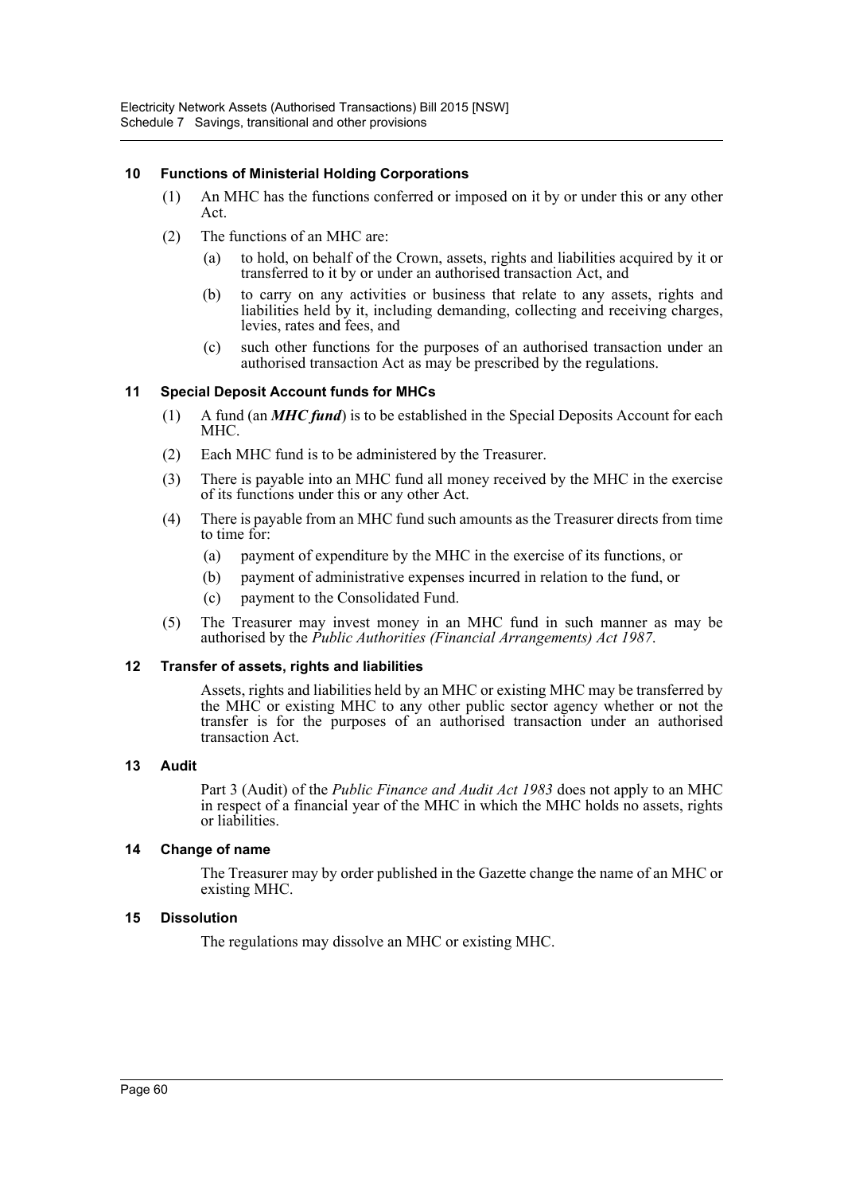### 10 Functions of Ministerial Holding Corporations

(1) An MHC has the functions conferred or imposed on it by or under this or any other Act.

(2) The functions of an MHC are:

(a) to hold, on behalf of the Crown, assets, rights and liabilities acquired by it or transferred to it by or under an authorised transaction Act, and

(b) to carry on any activities or business that relate to any assets, rights and liabilities held by it, including demanding, collecting and receiving charges, levies, rates and fees, and

(c) such other functions for the purposes of an authorised transaction under an authorised transaction Act as may be prescribed by the regulations.

### 11 Special Deposit Account funds for MHCs

(1) A fund (an ***MHC fund***) is to be established in the Special Deposits Account for each MHC.

(2) Each MHC fund is to be administered by the Treasurer.

(3) There is payable into an MHC fund all money received by the MHC in the exercise of its functions under this or any other Act.

(4) There is payable from an MHC fund such amounts as the Treasurer directs from time to time for:

(a) payment of expenditure by the MHC in the exercise of its functions, or

(b) payment of administrative expenses incurred in relation to the fund, or

(c) payment to the Consolidated Fund.

(5) The Treasurer may invest money in an MHC fund in such manner as may be authorised by the *Public Authorities (Financial Arrangements) Act 1987*.

### 12 Transfer of assets, rights and liabilities

Assets, rights and liabilities held by an MHC or existing MHC may be transferred by the MHC or existing MHC to any other public sector agency whether or not the transfer is for the purposes of an authorised transaction under an authorised transaction Act.

### 13 Audit

Part 3 (Audit) of the *Public Finance and Audit Act 1983* does not apply to an MHC in respect of a financial year of the MHC in which the MHC holds no assets, rights or liabilities.

### 14 Change of name

The Treasurer may by order published in the Gazette change the name of an MHC or existing MHC.

### 15 Dissolution

The regulations may dissolve an MHC or existing MHC.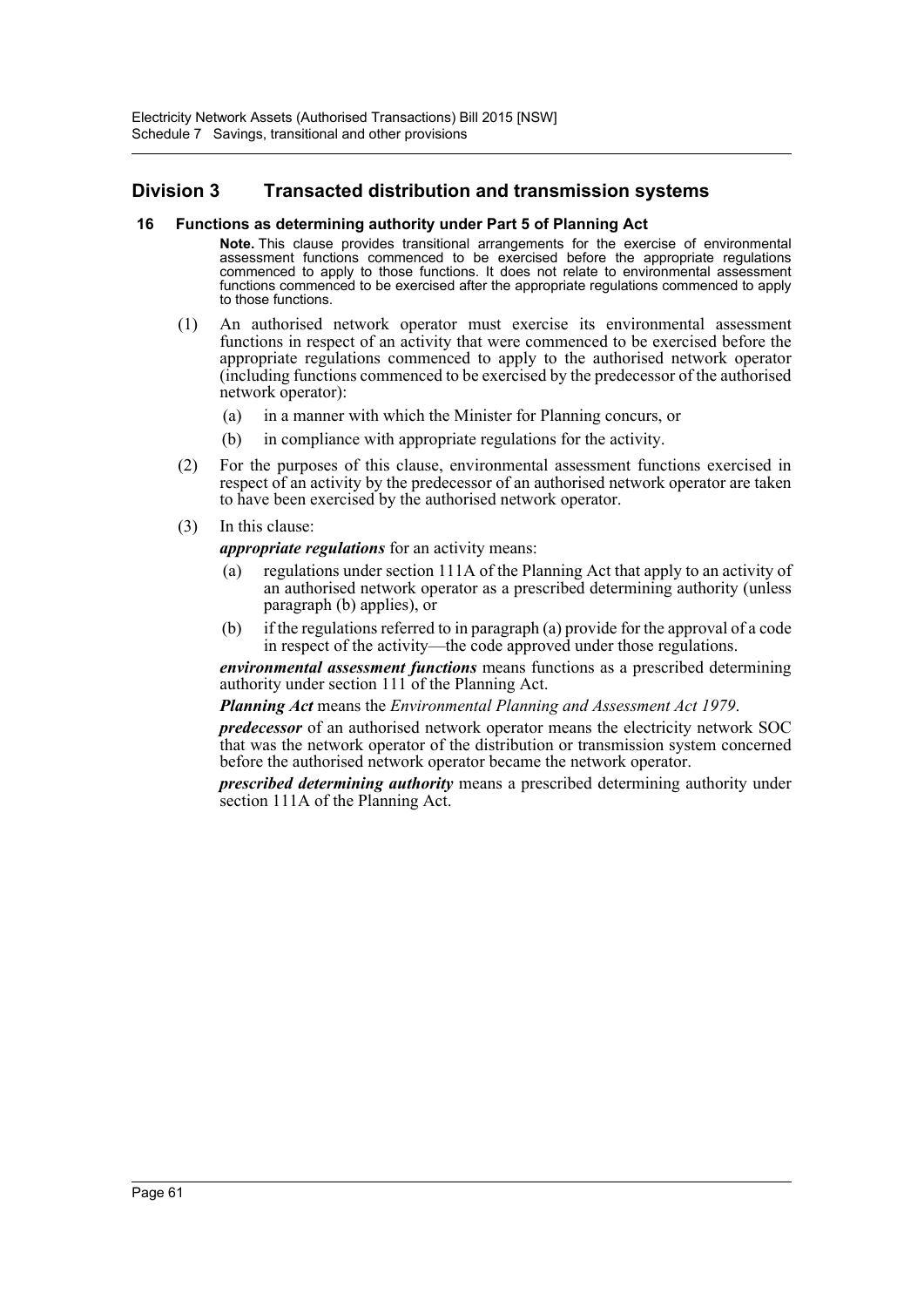## Division 3 Transacted distribution and transmission systems

### 16 Functions as determining authority under Part 5 of Planning Act

**Note.** This clause provides transitional arrangements for the exercise of environmental assessment functions commenced to be exercised before the appropriate regulations commenced to apply to those functions. It does not relate to environmental assessment functions commenced to be exercised after the appropriate regulations commenced to apply to those functions.

(1) An authorised network operator must exercise its environmental assessment functions in respect of an activity that were commenced to be exercised before the appropriate regulations commenced to apply to the authorised network operator (including functions commenced to be exercised by the predecessor of the authorised network operator):

- (a) in a manner with which the Minister for Planning concurs, or
- (b) in compliance with appropriate regulations for the activity.

(2) For the purposes of this clause, environmental assessment functions exercised in respect of an activity by the predecessor of an authorised network operator are taken to have been exercised by the authorised network operator.

(3) In this clause:

***appropriate regulations*** for an activity means:

- (a) regulations under section 111A of the Planning Act that apply to an activity of an authorised network operator as a prescribed determining authority (unless paragraph (b) applies), or
- (b) if the regulations referred to in paragraph (a) provide for the approval of a code in respect of the activity—the code approved under those regulations.

***environmental assessment functions*** means functions as a prescribed determining authority under section 111 of the Planning Act.

***Planning Act*** means the *Environmental Planning and Assessment Act 1979*.

***predecessor*** of an authorised network operator means the electricity network SOC that was the network operator of the distribution or transmission system concerned before the authorised network operator became the network operator.

***prescribed determining authority*** means a prescribed determining authority under section 111A of the Planning Act.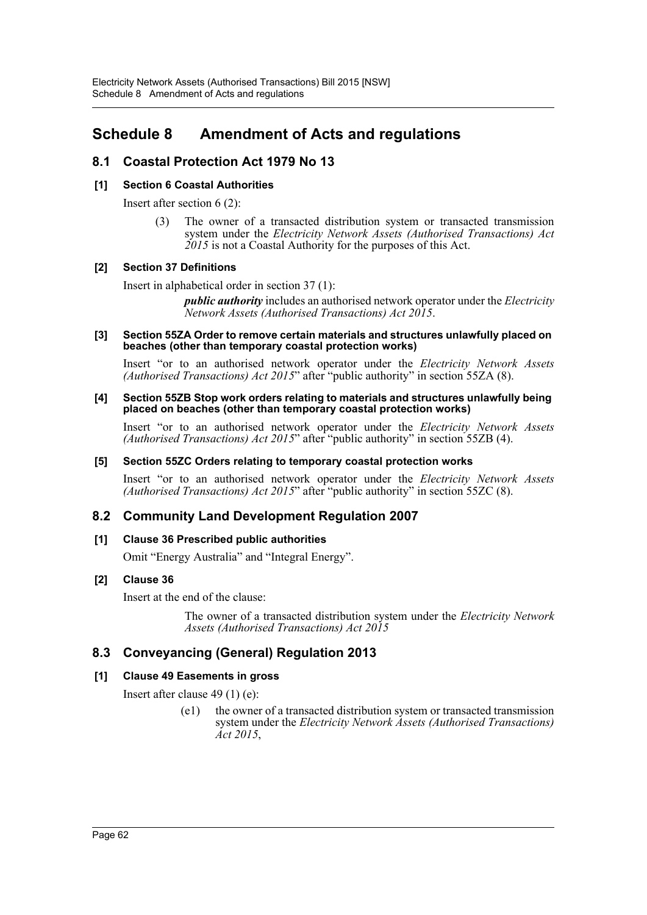# Schedule 8 Amendment of Acts and regulations

## 8.1 Coastal Protection Act 1979 No 13

### [1] Section 6 Coastal Authorities

Insert after section 6 (2):

> (3) The owner of a transacted distribution system or transacted transmission system under the *Electricity Network Assets (Authorised Transactions) Act 2015* is not a Coastal Authority for the purposes of this Act.

### [2] Section 37 Definitions

Insert in alphabetical order in section 37 (1):

> ***public authority*** includes an authorised network operator under the *Electricity Network Assets (Authorised Transactions) Act 2015*.

### [3] Section 55ZA Order to remove certain materials and structures unlawfully placed on beaches (other than temporary coastal protection works)

Insert "or to an authorised network operator under the *Electricity Network Assets (Authorised Transactions) Act 2015*" after "public authority" in section 55ZA (8).

### [4] Section 55ZB Stop work orders relating to materials and structures unlawfully being placed on beaches (other than temporary coastal protection works)

Insert "or to an authorised network operator under the *Electricity Network Assets (Authorised Transactions) Act 2015*" after "public authority" in section 55ZB (4).

### [5] Section 55ZC Orders relating to temporary coastal protection works

Insert "or to an authorised network operator under the *Electricity Network Assets (Authorised Transactions) Act 2015*" after "public authority" in section 55ZC (8).

## 8.2 Community Land Development Regulation 2007

### [1] Clause 36 Prescribed public authorities

Omit "Energy Australia" and "Integral Energy".

### [2] Clause 36

Insert at the end of the clause:

> The owner of a transacted distribution system under the *Electricity Network Assets (Authorised Transactions) Act 2015*

## 8.3 Conveyancing (General) Regulation 2013

### [1] Clause 49 Easements in gross

Insert after clause 49 (1) (e):

> (e1) the owner of a transacted distribution system or transacted transmission system under the *Electricity Network Assets (Authorised Transactions) Act 2015*,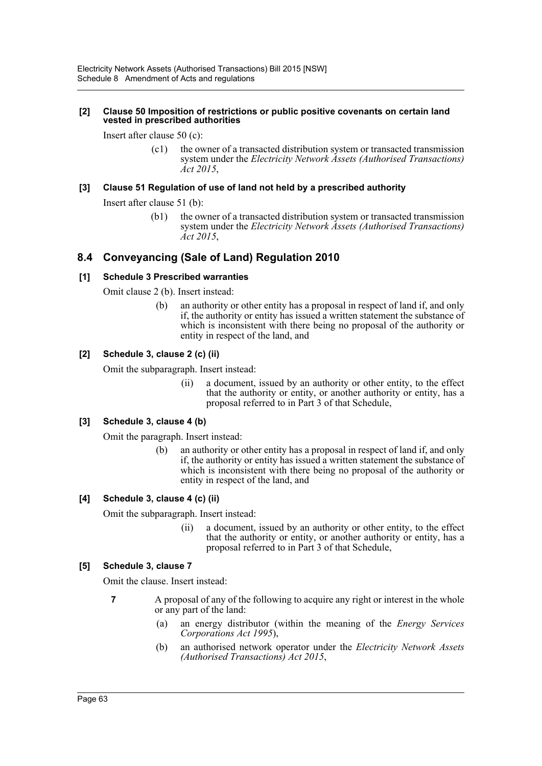**[2] Clause 50 Imposition of restrictions or public positive covenants on certain land vested in prescribed authorities**

Insert after clause 50 (c):

> (c1) the owner of a transacted distribution system or transacted transmission system under the *Electricity Network Assets (Authorised Transactions) Act 2015*,

**[3] Clause 51 Regulation of use of land not held by a prescribed authority**

Insert after clause 51 (b):

> (b1) the owner of a transacted distribution system or transacted transmission system under the *Electricity Network Assets (Authorised Transactions) Act 2015*,

## 8.4 Conveyancing (Sale of Land) Regulation 2010

**[1] Schedule 3 Prescribed warranties**

Omit clause 2 (b). Insert instead:

> (b) an authority or other entity has a proposal in respect of land if, and only if, the authority or entity has issued a written statement the substance of which is inconsistent with there being no proposal of the authority or entity in respect of the land, and

**[2] Schedule 3, clause 2 (c) (ii)**

Omit the subparagraph. Insert instead:

> (ii) a document, issued by an authority or other entity, to the effect that the authority or entity, or another authority or entity, has a proposal referred to in Part 3 of that Schedule,

**[3] Schedule 3, clause 4 (b)**

Omit the paragraph. Insert instead:

> (b) an authority or other entity has a proposal in respect of land if, and only if, the authority or entity has issued a written statement the substance of which is inconsistent with there being no proposal of the authority or entity in respect of the land, and

**[4] Schedule 3, clause 4 (c) (ii)**

Omit the subparagraph. Insert instead:

> (ii) a document, issued by an authority or other entity, to the effect that the authority or entity, or another authority or entity, has a proposal referred to in Part 3 of that Schedule,

**[5] Schedule 3, clause 7**

Omit the clause. Insert instead:

> **7** A proposal of any of the following to acquire any right or interest in the whole or any part of the land:
>
> (a) an energy distributor (within the meaning of the *Energy Services Corporations Act 1995*),
>
> (b) an authorised network operator under the *Electricity Network Assets (Authorised Transactions) Act 2015*,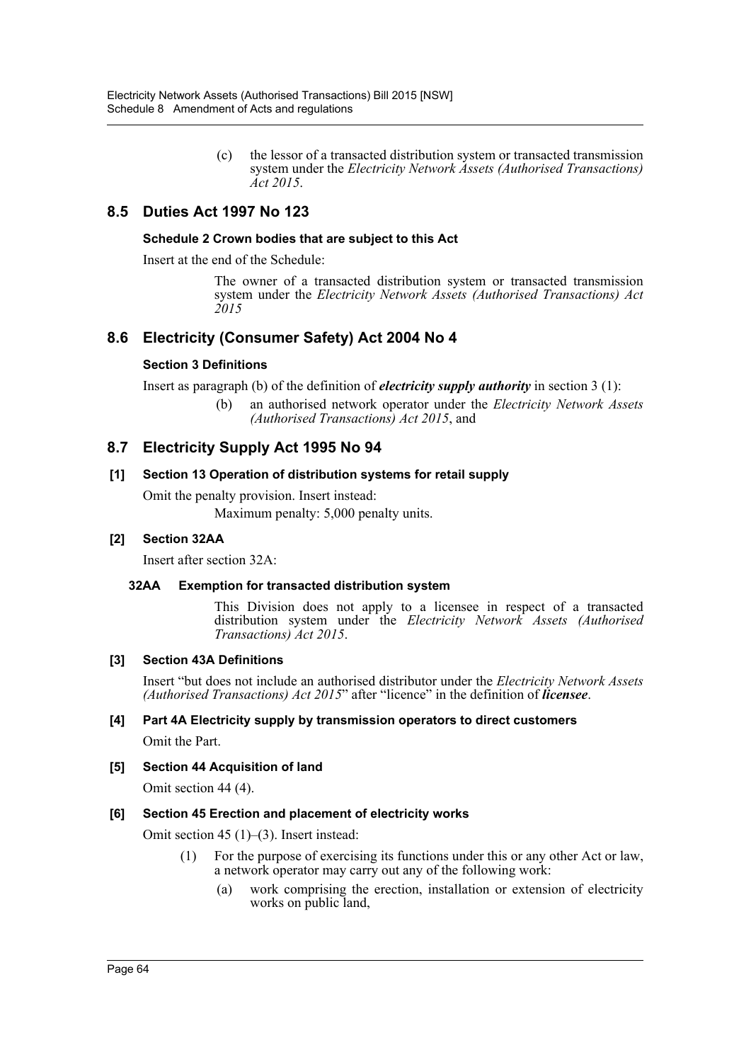(c) the lessor of a transacted distribution system or transacted transmission system under the *Electricity Network Assets (Authorised Transactions) Act 2015*.

## 8.5 Duties Act 1997 No 123

### Schedule 2 Crown bodies that are subject to this Act

Insert at the end of the Schedule:

The owner of a transacted distribution system or transacted transmission system under the *Electricity Network Assets (Authorised Transactions) Act 2015*

## 8.6 Electricity (Consumer Safety) Act 2004 No 4

### Section 3 Definitions

Insert as paragraph (b) of the definition of ***electricity supply authority*** in section 3 (1):

(b) an authorised network operator under the *Electricity Network Assets (Authorised Transactions) Act 2015*, and

## 8.7 Electricity Supply Act 1995 No 94

### [1] Section 13 Operation of distribution systems for retail supply

Omit the penalty provision. Insert instead:

Maximum penalty: 5,000 penalty units.

### [2] Section 32AA

Insert after section 32A:

#### 32AA Exemption for transacted distribution system

This Division does not apply to a licensee in respect of a transacted distribution system under the *Electricity Network Assets (Authorised Transactions) Act 2015*.

### [3] Section 43A Definitions

Insert "but does not include an authorised distributor under the *Electricity Network Assets (Authorised Transactions) Act 2015*" after "licence" in the definition of ***licensee***.

### [4] Part 4A Electricity supply by transmission operators to direct customers

Omit the Part.

### [5] Section 44 Acquisition of land

Omit section 44 (4).

### [6] Section 45 Erection and placement of electricity works

Omit section 45 (1)–(3). Insert instead:

(1) For the purpose of exercising its functions under this or any other Act or law, a network operator may carry out any of the following work:

(a) work comprising the erection, installation or extension of electricity works on public land,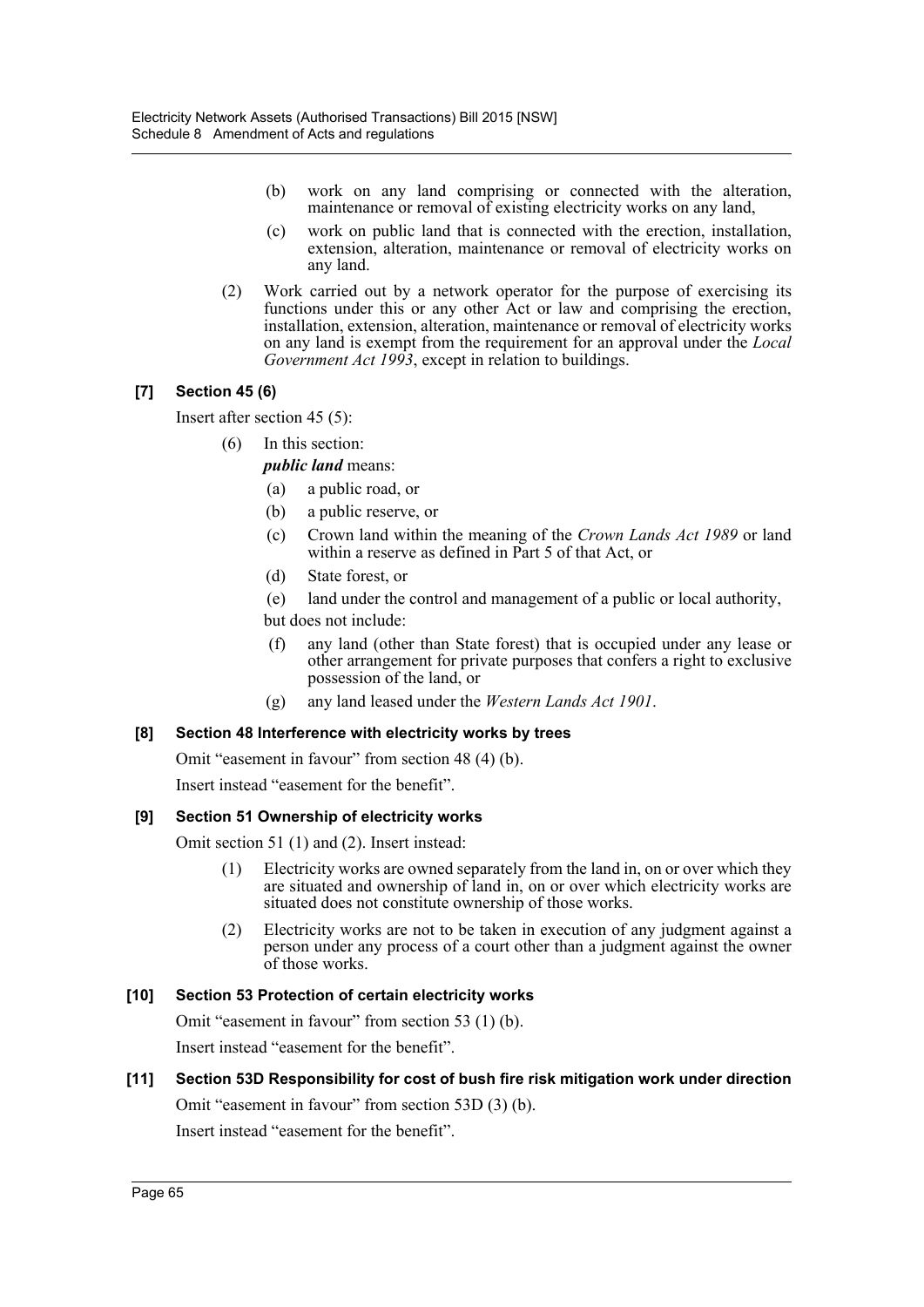(b) work on any land comprising or connected with the alteration, maintenance or removal of existing electricity works on any land,

(c) work on public land that is connected with the erection, installation, extension, alteration, maintenance or removal of electricity works on any land.

(2) Work carried out by a network operator for the purpose of exercising its functions under this or any other Act or law and comprising the erection, installation, extension, alteration, maintenance or removal of electricity works on any land is exempt from the requirement for an approval under the *Local Government Act 1993*, except in relation to buildings.

### [7] Section 45 (6)

Insert after section 45 (5):

(6) In this section:

***public land*** means:

(a) a public road, or

(b) a public reserve, or

(c) Crown land within the meaning of the *Crown Lands Act 1989* or land within a reserve as defined in Part 5 of that Act, or

(d) State forest, or

(e) land under the control and management of a public or local authority,

but does not include:

(f) any land (other than State forest) that is occupied under any lease or other arrangement for private purposes that confers a right to exclusive possession of the land, or

(g) any land leased under the *Western Lands Act 1901*.

### [8] Section 48 Interference with electricity works by trees

Omit "easement in favour" from section 48 (4) (b).

Insert instead "easement for the benefit".

### [9] Section 51 Ownership of electricity works

Omit section 51 (1) and (2). Insert instead:

(1) Electricity works are owned separately from the land in, on or over which they are situated and ownership of land in, on or over which electricity works are situated does not constitute ownership of those works.

(2) Electricity works are not to be taken in execution of any judgment against a person under any process of a court other than a judgment against the owner of those works.

### [10] Section 53 Protection of certain electricity works

Omit "easement in favour" from section 53 (1) (b).

Insert instead "easement for the benefit".

### [11] Section 53D Responsibility for cost of bush fire risk mitigation work under direction

Omit "easement in favour" from section 53D (3) (b).

Insert instead "easement for the benefit".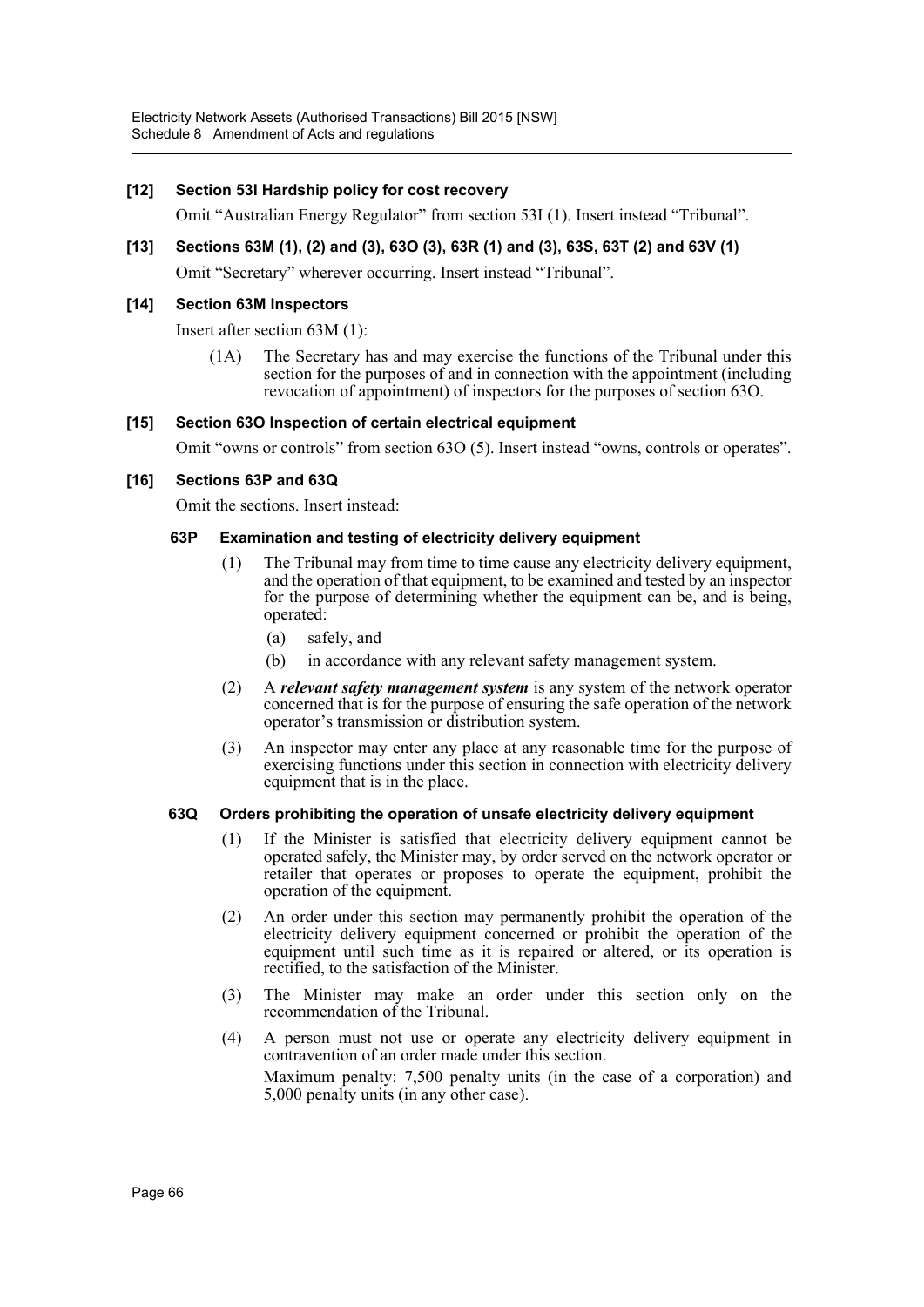### [12] Section 53I Hardship policy for cost recovery

Omit "Australian Energy Regulator" from section 53I (1). Insert instead "Tribunal".

### [13] Sections 63M (1), (2) and (3), 63O (3), 63R (1) and (3), 63S, 63T (2) and 63V (1)

Omit "Secretary" wherever occurring. Insert instead "Tribunal".

### [14] Section 63M Inspectors

Insert after section 63M (1):

> (1A) The Secretary has and may exercise the functions of the Tribunal under this section for the purposes of and in connection with the appointment (including revocation of appointment) of inspectors for the purposes of section 63O.

### [15] Section 63O Inspection of certain electrical equipment

Omit "owns or controls" from section 63O (5). Insert instead "owns, controls or operates".

### [16] Sections 63P and 63Q

Omit the sections. Insert instead:

#### 63P Examination and testing of electricity delivery equipment

(1) The Tribunal may from time to time cause any electricity delivery equipment, and the operation of that equipment, to be examined and tested by an inspector for the purpose of determining whether the equipment can be, and is being, operated:

- (a) safely, and
- (b) in accordance with any relevant safety management system.

(2) A ***relevant safety management system*** is any system of the network operator concerned that is for the purpose of ensuring the safe operation of the network operator's transmission or distribution system.

(3) An inspector may enter any place at any reasonable time for the purpose of exercising functions under this section in connection with electricity delivery equipment that is in the place.

#### 63Q Orders prohibiting the operation of unsafe electricity delivery equipment

(1) If the Minister is satisfied that electricity delivery equipment cannot be operated safely, the Minister may, by order served on the network operator or retailer that operates or proposes to operate the equipment, prohibit the operation of the equipment.

(2) An order under this section may permanently prohibit the operation of the electricity delivery equipment concerned or prohibit the operation of the equipment until such time as it is repaired or altered, or its operation is rectified, to the satisfaction of the Minister.

(3) The Minister may make an order under this section only on the recommendation of the Tribunal.

(4) A person must not use or operate any electricity delivery equipment in contravention of an order made under this section.

Maximum penalty: 7,500 penalty units (in the case of a corporation) and 5,000 penalty units (in any other case).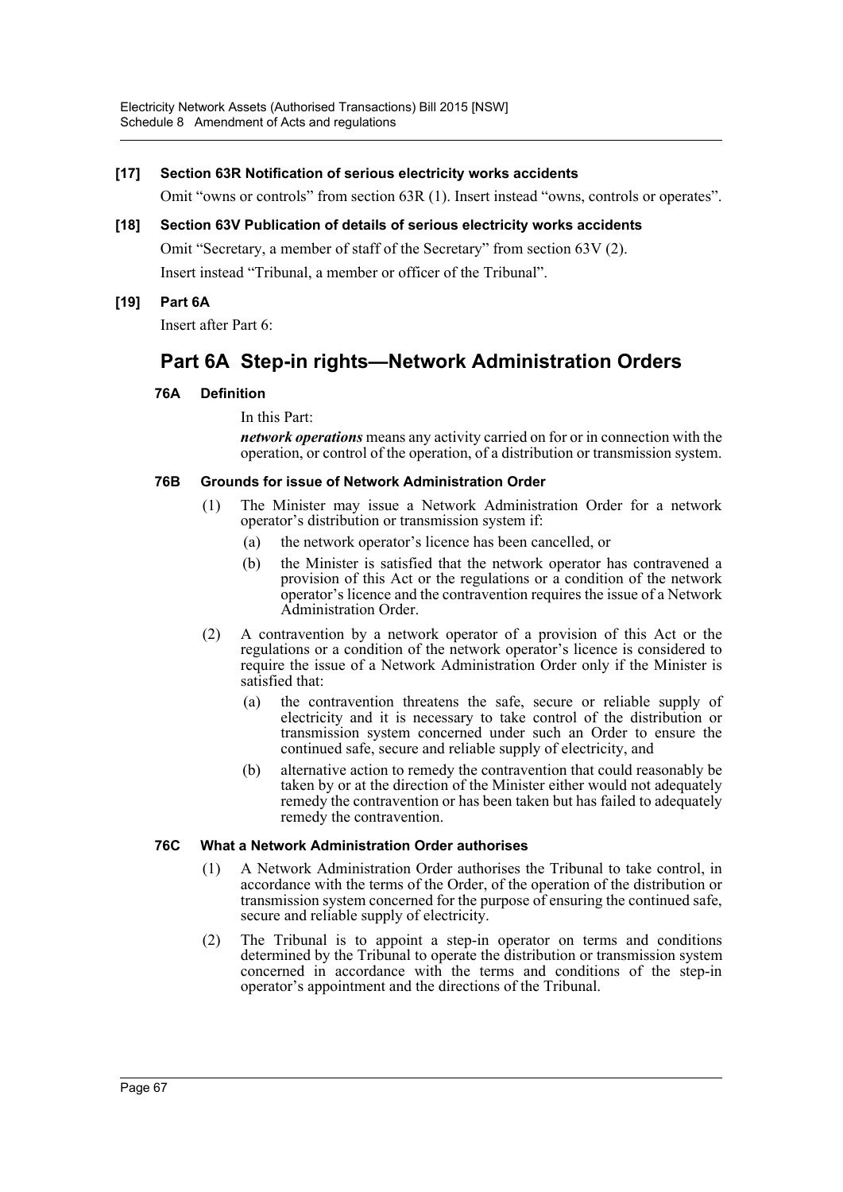**[17] Section 63R Notification of serious electricity works accidents**

Omit "owns or controls" from section 63R (1). Insert instead "owns, controls or operates".

**[18] Section 63V Publication of details of serious electricity works accidents**

Omit "Secretary, a member of staff of the Secretary" from section 63V (2).

Insert instead "Tribunal, a member or officer of the Tribunal".

**[19] Part 6A**

Insert after Part 6:

## Part 6A Step-in rights—Network Administration Orders

**76A Definition**

In this Part:

***network operations*** means any activity carried on for or in connection with the operation, or control of the operation, of a distribution or transmission system.

**76B Grounds for issue of Network Administration Order**

(1) The Minister may issue a Network Administration Order for a network operator's distribution or transmission system if:

- (a) the network operator's licence has been cancelled, or
- (b) the Minister is satisfied that the network operator has contravened a provision of this Act or the regulations or a condition of the network operator's licence and the contravention requires the issue of a Network Administration Order.

(2) A contravention by a network operator of a provision of this Act or the regulations or a condition of the network operator's licence is considered to require the issue of a Network Administration Order only if the Minister is satisfied that:

- (a) the contravention threatens the safe, secure or reliable supply of electricity and it is necessary to take control of the distribution or transmission system concerned under such an Order to ensure the continued safe, secure and reliable supply of electricity, and
- (b) alternative action to remedy the contravention that could reasonably be taken by or at the direction of the Minister either would not adequately remedy the contravention or has been taken but has failed to adequately remedy the contravention.

**76C What a Network Administration Order authorises**

(1) A Network Administration Order authorises the Tribunal to take control, in accordance with the terms of the Order, of the operation of the distribution or transmission system concerned for the purpose of ensuring the continued safe, secure and reliable supply of electricity.

(2) The Tribunal is to appoint a step-in operator on terms and conditions determined by the Tribunal to operate the distribution or transmission system concerned in accordance with the terms and conditions of the step-in operator's appointment and the directions of the Tribunal.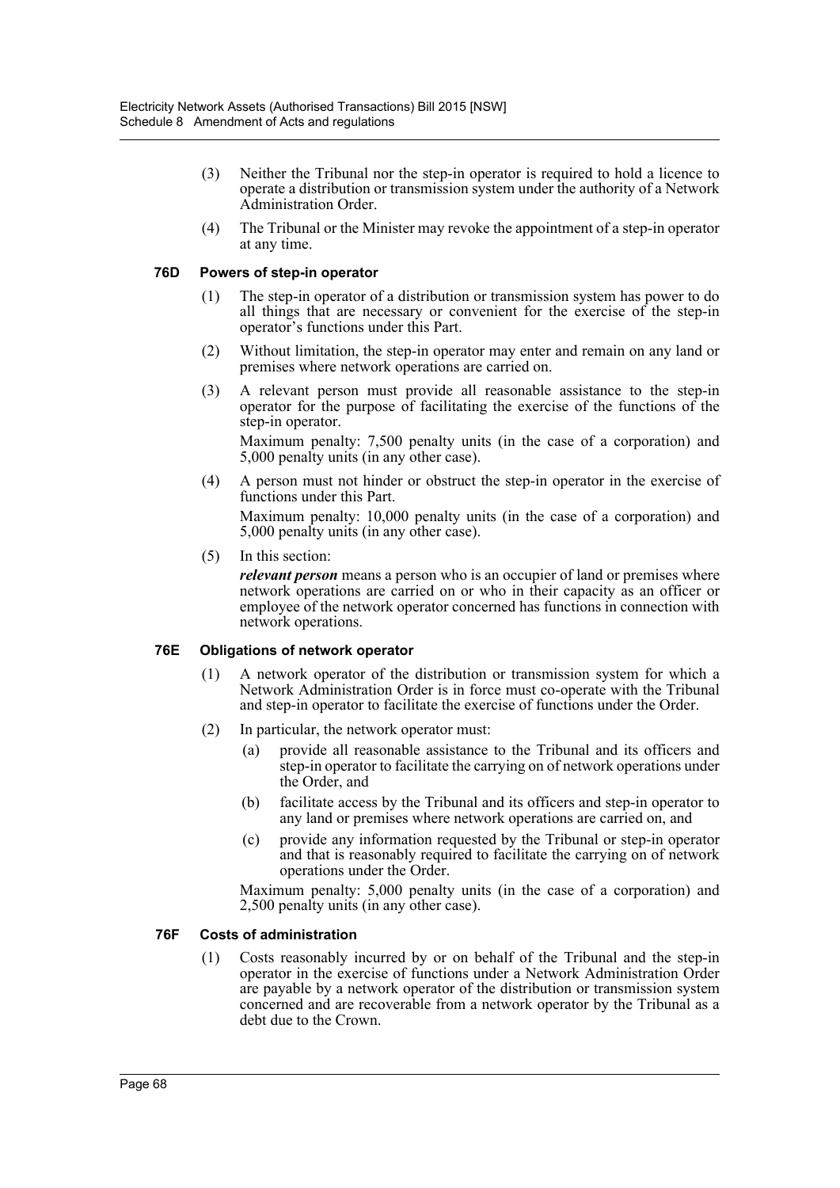(3) Neither the Tribunal nor the step-in operator is required to hold a licence to operate a distribution or transmission system under the authority of a Network Administration Order.

(4) The Tribunal or the Minister may revoke the appointment of a step-in operator at any time.

### 76D Powers of step-in operator

(1) The step-in operator of a distribution or transmission system has power to do all things that are necessary or convenient for the exercise of the step-in operator's functions under this Part.

(2) Without limitation, the step-in operator may enter and remain on any land or premises where network operations are carried on.

(3) A relevant person must provide all reasonable assistance to the step-in operator for the purpose of facilitating the exercise of the functions of the step-in operator.

Maximum penalty: 7,500 penalty units (in the case of a corporation) and 5,000 penalty units (in any other case).

(4) A person must not hinder or obstruct the step-in operator in the exercise of functions under this Part.

Maximum penalty: 10,000 penalty units (in the case of a corporation) and 5,000 penalty units (in any other case).

(5) In this section:

***relevant person*** means a person who is an occupier of land or premises where network operations are carried on or who in their capacity as an officer or employee of the network operator concerned has functions in connection with network operations.

### 76E Obligations of network operator

(1) A network operator of the distribution or transmission system for which a Network Administration Order is in force must co-operate with the Tribunal and step-in operator to facilitate the exercise of functions under the Order.

(2) In particular, the network operator must:

(a) provide all reasonable assistance to the Tribunal and its officers and step-in operator to facilitate the carrying on of network operations under the Order, and

(b) facilitate access by the Tribunal and its officers and step-in operator to any land or premises where network operations are carried on, and

(c) provide any information requested by the Tribunal or step-in operator and that is reasonably required to facilitate the carrying on of network operations under the Order.

Maximum penalty: 5,000 penalty units (in the case of a corporation) and 2,500 penalty units (in any other case).

### 76F Costs of administration

(1) Costs reasonably incurred by or on behalf of the Tribunal and the step-in operator in the exercise of functions under a Network Administration Order are payable by a network operator of the distribution or transmission system concerned and are recoverable from a network operator by the Tribunal as a debt due to the Crown.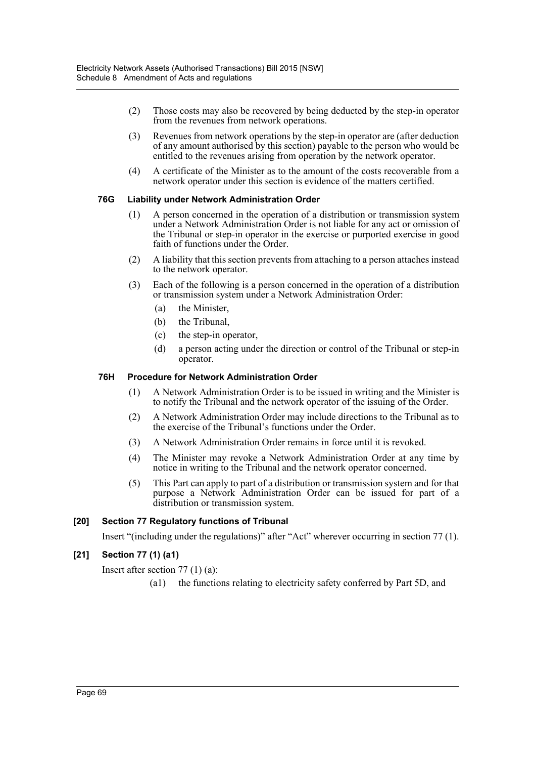(2) Those costs may also be recovered by being deducted by the step-in operator from the revenues from network operations.

(3) Revenues from network operations by the step-in operator are (after deduction of any amount authorised by this section) payable to the person who would be entitled to the revenues arising from operation by the network operator.

(4) A certificate of the Minister as to the amount of the costs recoverable from a network operator under this section is evidence of the matters certified.

#### 76G Liability under Network Administration Order

(1) A person concerned in the operation of a distribution or transmission system under a Network Administration Order is not liable for any act or omission of the Tribunal or step-in operator in the exercise or purported exercise in good faith of functions under the Order.

(2) A liability that this section prevents from attaching to a person attaches instead to the network operator.

(3) Each of the following is a person concerned in the operation of a distribution or transmission system under a Network Administration Order:

- (a) the Minister,
- (b) the Tribunal,
- (c) the step-in operator,
- (d) a person acting under the direction or control of the Tribunal or step-in operator.

#### 76H Procedure for Network Administration Order

(1) A Network Administration Order is to be issued in writing and the Minister is to notify the Tribunal and the network operator of the issuing of the Order.

(2) A Network Administration Order may include directions to the Tribunal as to the exercise of the Tribunal's functions under the Order.

(3) A Network Administration Order remains in force until it is revoked.

(4) The Minister may revoke a Network Administration Order at any time by notice in writing to the Tribunal and the network operator concerned.

(5) This Part can apply to part of a distribution or transmission system and for that purpose a Network Administration Order can be issued for part of a distribution or transmission system.

### [20] Section 77 Regulatory functions of Tribunal

Insert "(including under the regulations)" after "Act" wherever occurring in section 77 (1).

### [21] Section 77 (1) (a1)

Insert after section 77 (1) (a):

(a1) the functions relating to electricity safety conferred by Part 5D, and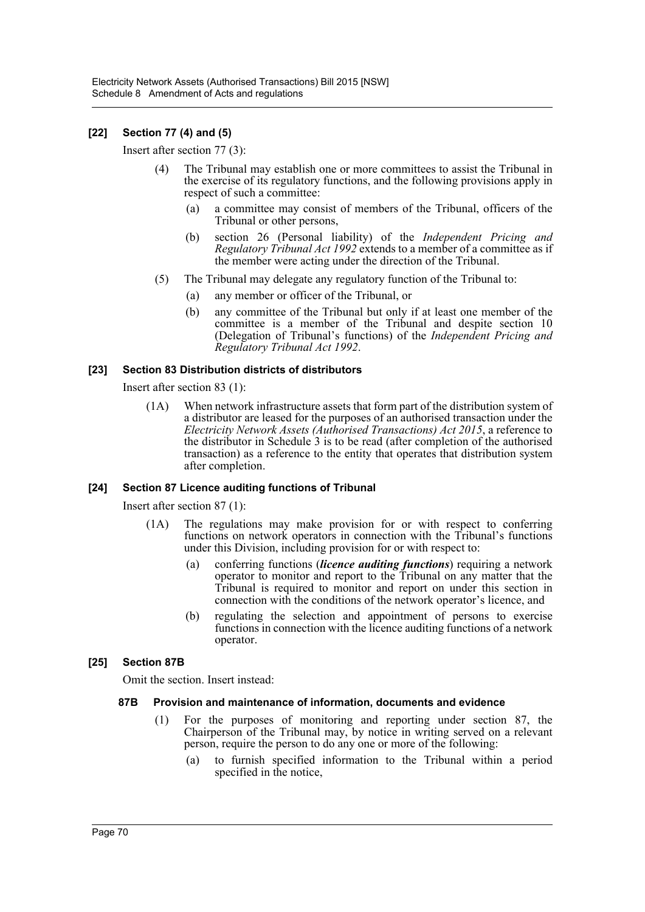### [22] Section 77 (4) and (5)

Insert after section 77 (3):

(4) The Tribunal may establish one or more committees to assist the Tribunal in the exercise of its regulatory functions, and the following provisions apply in respect of such a committee:

(a) a committee may consist of members of the Tribunal, officers of the Tribunal or other persons,

(b) section 26 (Personal liability) of the *Independent Pricing and Regulatory Tribunal Act 1992* extends to a member of a committee as if the member were acting under the direction of the Tribunal.

(5) The Tribunal may delegate any regulatory function of the Tribunal to:

(a) any member or officer of the Tribunal, or

(b) any committee of the Tribunal but only if at least one member of the committee is a member of the Tribunal and despite section 10 (Delegation of Tribunal's functions) of the *Independent Pricing and Regulatory Tribunal Act 1992*.

### [23] Section 83 Distribution districts of distributors

Insert after section 83 (1):

(1A) When network infrastructure assets that form part of the distribution system of a distributor are leased for the purposes of an authorised transaction under the *Electricity Network Assets (Authorised Transactions) Act 2015*, a reference to the distributor in Schedule 3 is to be read (after completion of the authorised transaction) as a reference to the entity that operates that distribution system after completion.

### [24] Section 87 Licence auditing functions of Tribunal

Insert after section 87 (1):

(1A) The regulations may make provision for or with respect to conferring functions on network operators in connection with the Tribunal's functions under this Division, including provision for or with respect to:

(a) conferring functions (***licence auditing functions***) requiring a network operator to monitor and report to the Tribunal on any matter that the Tribunal is required to monitor and report on under this section in connection with the conditions of the network operator's licence, and

(b) regulating the selection and appointment of persons to exercise functions in connection with the licence auditing functions of a network operator.

### [25] Section 87B

Omit the section. Insert instead:

#### 87B Provision and maintenance of information, documents and evidence

(1) For the purposes of monitoring and reporting under section 87, the Chairperson of the Tribunal may, by notice in writing served on a relevant person, require the person to do any one or more of the following:

(a) to furnish specified information to the Tribunal within a period specified in the notice,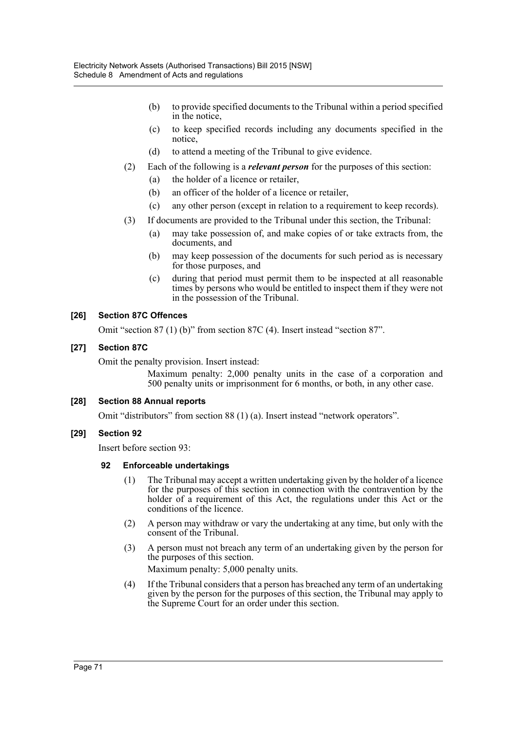(b) to provide specified documents to the Tribunal within a period specified in the notice,

(c) to keep specified records including any documents specified in the notice,

(d) to attend a meeting of the Tribunal to give evidence.

(2) Each of the following is a ***relevant person*** for the purposes of this section:

(a) the holder of a licence or retailer,

(b) an officer of the holder of a licence or retailer,

(c) any other person (except in relation to a requirement to keep records).

(3) If documents are provided to the Tribunal under this section, the Tribunal:

(a) may take possession of, and make copies of or take extracts from, the documents, and

(b) may keep possession of the documents for such period as is necessary for those purposes, and

(c) during that period must permit them to be inspected at all reasonable times by persons who would be entitled to inspect them if they were not in the possession of the Tribunal.

### [26] Section 87C Offences

Omit "section 87 (1) (b)" from section 87C (4). Insert instead "section 87".

### [27] Section 87C

Omit the penalty provision. Insert instead:

Maximum penalty: 2,000 penalty units in the case of a corporation and 500 penalty units or imprisonment for 6 months, or both, in any other case.

### [28] Section 88 Annual reports

Omit "distributors" from section 88 (1) (a). Insert instead "network operators".

### [29] Section 92

Insert before section 93:

#### 92 Enforceable undertakings

(1) The Tribunal may accept a written undertaking given by the holder of a licence for the purposes of this section in connection with the contravention by the holder of a requirement of this Act, the regulations under this Act or the conditions of the licence.

(2) A person may withdraw or vary the undertaking at any time, but only with the consent of the Tribunal.

(3) A person must not breach any term of an undertaking given by the person for the purposes of this section.

Maximum penalty: 5,000 penalty units.

(4) If the Tribunal considers that a person has breached any term of an undertaking given by the person for the purposes of this section, the Tribunal may apply to the Supreme Court for an order under this section.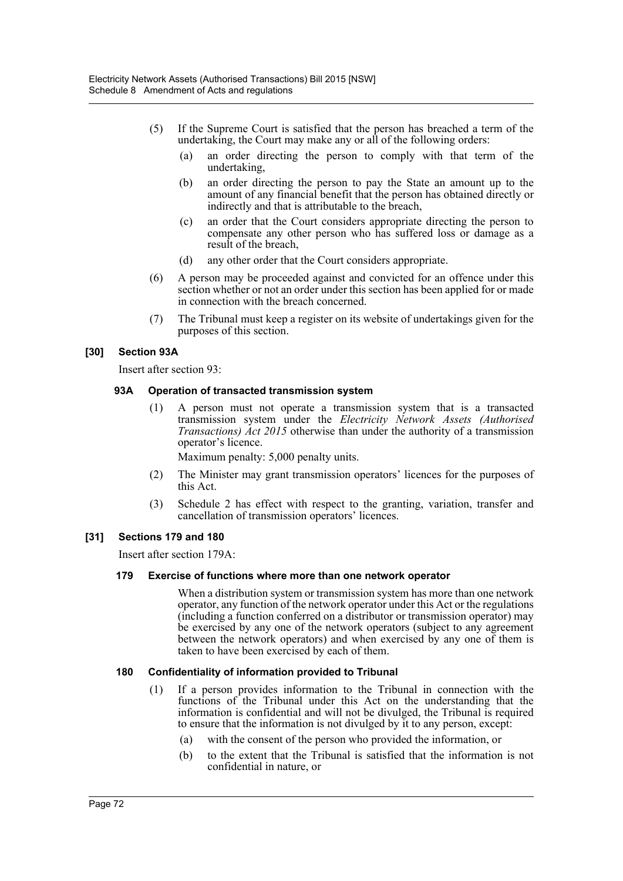(5) If the Supreme Court is satisfied that the person has breached a term of the undertaking, the Court may make any or all of the following orders:

   (a) an order directing the person to comply with that term of the undertaking,

   (b) an order directing the person to pay the State an amount up to the amount of any financial benefit that the person has obtained directly or indirectly and that is attributable to the breach,

   (c) an order that the Court considers appropriate directing the person to compensate any other person who has suffered loss or damage as a result of the breach,

   (d) any other order that the Court considers appropriate.

(6) A person may be proceeded against and convicted for an offence under this section whether or not an order under this section has been applied for or made in connection with the breach concerned.

(7) The Tribunal must keep a register on its website of undertakings given for the purposes of this section.

### [30] Section 93A

Insert after section 93:

#### 93A Operation of transacted transmission system

(1) A person must not operate a transmission system that is a transacted transmission system under the *Electricity Network Assets (Authorised Transactions) Act 2015* otherwise than under the authority of a transmission operator's licence.

Maximum penalty: 5,000 penalty units.

(2) The Minister may grant transmission operators' licences for the purposes of this Act.

(3) Schedule 2 has effect with respect to the granting, variation, transfer and cancellation of transmission operators' licences.

### [31] Sections 179 and 180

Insert after section 179A:

#### 179 Exercise of functions where more than one network operator

When a distribution system or transmission system has more than one network operator, any function of the network operator under this Act or the regulations (including a function conferred on a distributor or transmission operator) may be exercised by any one of the network operators (subject to any agreement between the network operators) and when exercised by any one of them is taken to have been exercised by each of them.

#### 180 Confidentiality of information provided to Tribunal

(1) If a person provides information to the Tribunal in connection with the functions of the Tribunal under this Act on the understanding that the information is confidential and will not be divulged, the Tribunal is required to ensure that the information is not divulged by it to any person, except:

   (a) with the consent of the person who provided the information, or

   (b) to the extent that the Tribunal is satisfied that the information is not confidential in nature, or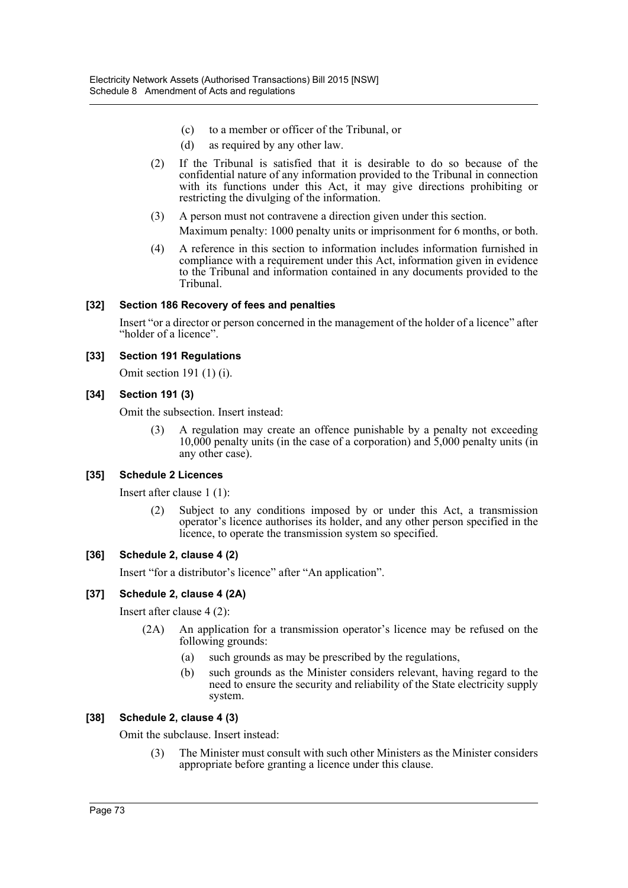(c) to a member or officer of the Tribunal, or

(d) as required by any other law.

(2) If the Tribunal is satisfied that it is desirable to do so because of the confidential nature of any information provided to the Tribunal in connection with its functions under this Act, it may give directions prohibiting or restricting the divulging of the information.

(3) A person must not contravene a direction given under this section.

Maximum penalty: 1000 penalty units or imprisonment for 6 months, or both.

(4) A reference in this section to information includes information furnished in compliance with a requirement under this Act, information given in evidence to the Tribunal and information contained in any documents provided to the Tribunal.

### [32] Section 186 Recovery of fees and penalties

Insert "or a director or person concerned in the management of the holder of a licence" after "holder of a licence".

### [33] Section 191 Regulations

Omit section 191 (1) (i).

### [34] Section 191 (3)

Omit the subsection. Insert instead:

(3) A regulation may create an offence punishable by a penalty not exceeding 10,000 penalty units (in the case of a corporation) and 5,000 penalty units (in any other case).

### [35] Schedule 2 Licences

Insert after clause 1 (1):

(2) Subject to any conditions imposed by or under this Act, a transmission operator's licence authorises its holder, and any other person specified in the licence, to operate the transmission system so specified.

### [36] Schedule 2, clause 4 (2)

Insert "for a distributor's licence" after "An application".

### [37] Schedule 2, clause 4 (2A)

Insert after clause 4 (2):

(2A) An application for a transmission operator's licence may be refused on the following grounds:

(a) such grounds as may be prescribed by the regulations,

(b) such grounds as the Minister considers relevant, having regard to the need to ensure the security and reliability of the State electricity supply system.

### [38] Schedule 2, clause 4 (3)

Omit the subclause. Insert instead:

(3) The Minister must consult with such other Ministers as the Minister considers appropriate before granting a licence under this clause.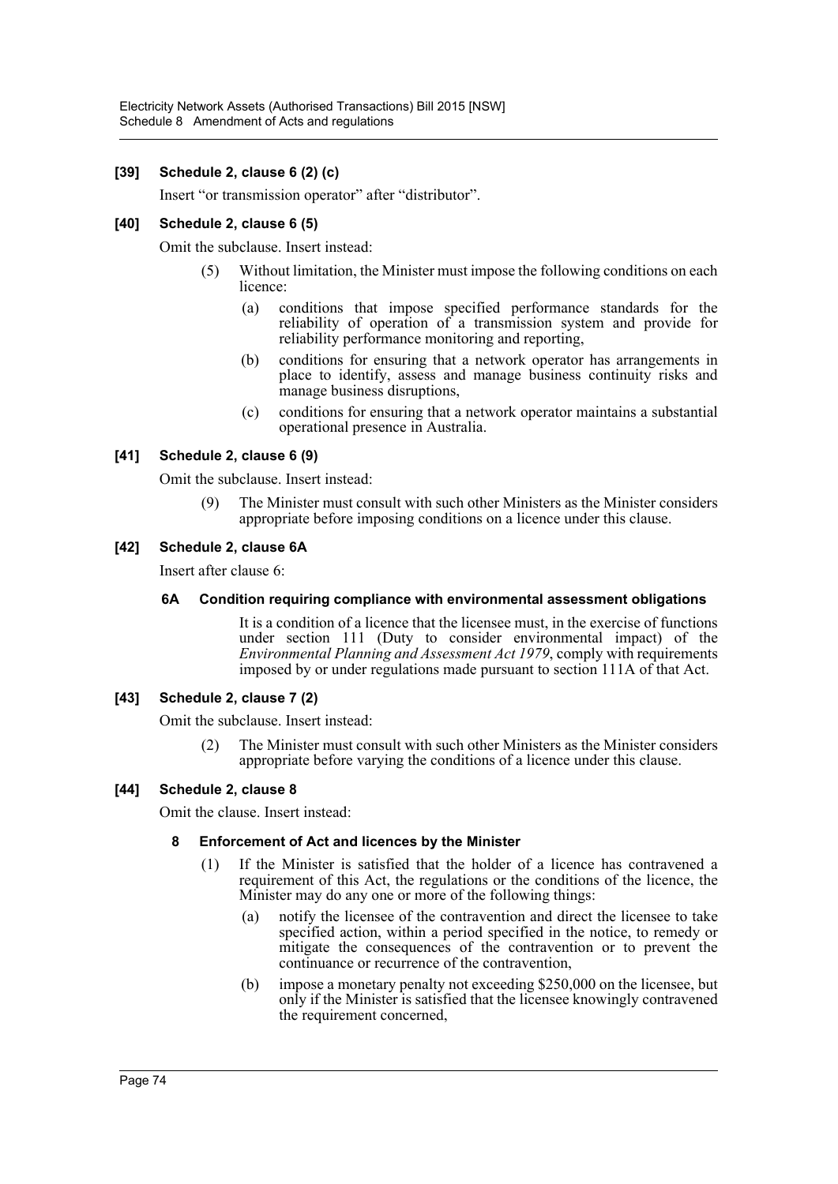**[39] Schedule 2, clause 6 (2) (c)**

Insert "or transmission operator" after "distributor".

**[40] Schedule 2, clause 6 (5)**

Omit the subclause. Insert instead:

(5) Without limitation, the Minister must impose the following conditions on each licence:

(a) conditions that impose specified performance standards for the reliability of operation of a transmission system and provide for reliability performance monitoring and reporting,

(b) conditions for ensuring that a network operator has arrangements in place to identify, assess and manage business continuity risks and manage business disruptions,

(c) conditions for ensuring that a network operator maintains a substantial operational presence in Australia.

**[41] Schedule 2, clause 6 (9)**

Omit the subclause. Insert instead:

(9) The Minister must consult with such other Ministers as the Minister considers appropriate before imposing conditions on a licence under this clause.

**[42] Schedule 2, clause 6A**

Insert after clause 6:

**6A Condition requiring compliance with environmental assessment obligations**

It is a condition of a licence that the licensee must, in the exercise of functions under section 111 (Duty to consider environmental impact) of the *Environmental Planning and Assessment Act 1979*, comply with requirements imposed by or under regulations made pursuant to section 111A of that Act.

**[43] Schedule 2, clause 7 (2)**

Omit the subclause. Insert instead:

(2) The Minister must consult with such other Ministers as the Minister considers appropriate before varying the conditions of a licence under this clause.

**[44] Schedule 2, clause 8**

Omit the clause. Insert instead:

**8 Enforcement of Act and licences by the Minister**

(1) If the Minister is satisfied that the holder of a licence has contravened a requirement of this Act, the regulations or the conditions of the licence, the Minister may do any one or more of the following things:

(a) notify the licensee of the contravention and direct the licensee to take specified action, within a period specified in the notice, to remedy or mitigate the consequences of the contravention or to prevent the continuance or recurrence of the contravention,

(b) impose a monetary penalty not exceeding $250,000 on the licensee, but only if the Minister is satisfied that the licensee knowingly contravened the requirement concerned,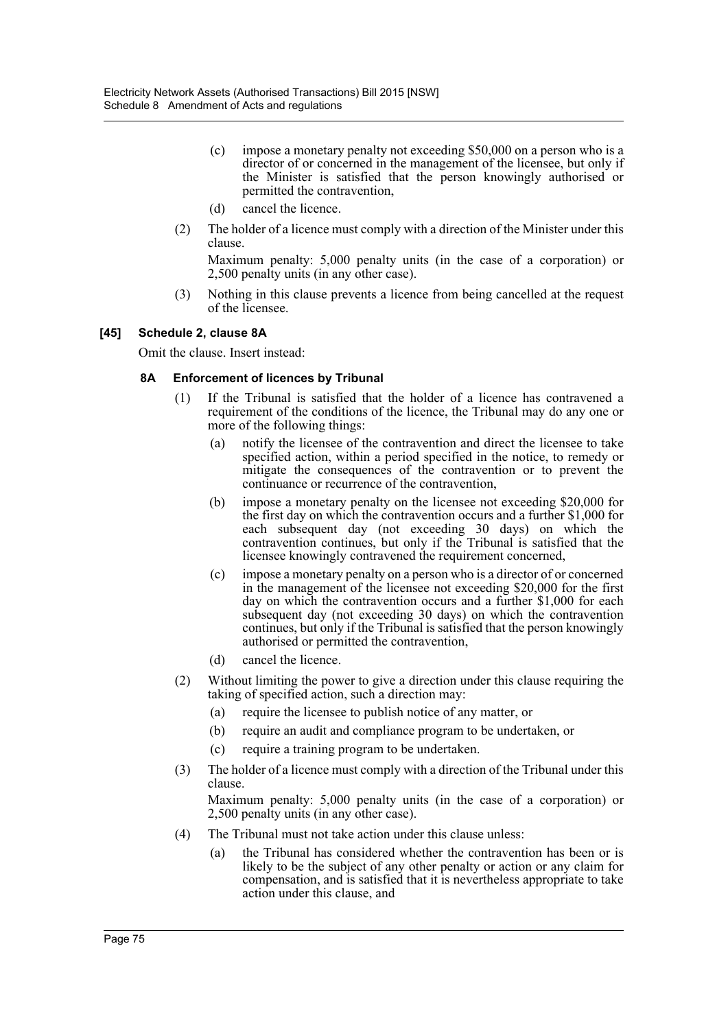(c) impose a monetary penalty not exceeding $50,000 on a person who is a director of or concerned in the management of the licensee, but only if the Minister is satisfied that the person knowingly authorised or permitted the contravention,

(d) cancel the licence.

(2) The holder of a licence must comply with a direction of the Minister under this clause.

Maximum penalty: 5,000 penalty units (in the case of a corporation) or 2,500 penalty units (in any other case).

(3) Nothing in this clause prevents a licence from being cancelled at the request of the licensee.

**[45] Schedule 2, clause 8A**

Omit the clause. Insert instead:

**8A Enforcement of licences by Tribunal**

(1) If the Tribunal is satisfied that the holder of a licence has contravened a requirement of the conditions of the licence, the Tribunal may do any one or more of the following things:

(a) notify the licensee of the contravention and direct the licensee to take specified action, within a period specified in the notice, to remedy or mitigate the consequences of the contravention or to prevent the continuance or recurrence of the contravention,

(b) impose a monetary penalty on the licensee not exceeding $20,000 for the first day on which the contravention occurs and a further $1,000 for each subsequent day (not exceeding 30 days) on which the contravention continues, but only if the Tribunal is satisfied that the licensee knowingly contravened the requirement concerned,

(c) impose a monetary penalty on a person who is a director of or concerned in the management of the licensee not exceeding $20,000 for the first day on which the contravention occurs and a further $1,000 for each subsequent day (not exceeding 30 days) on which the contravention continues, but only if the Tribunal is satisfied that the person knowingly authorised or permitted the contravention,

(d) cancel the licence.

(2) Without limiting the power to give a direction under this clause requiring the taking of specified action, such a direction may:

(a) require the licensee to publish notice of any matter, or

(b) require an audit and compliance program to be undertaken, or

(c) require a training program to be undertaken.

(3) The holder of a licence must comply with a direction of the Tribunal under this clause.

Maximum penalty: 5,000 penalty units (in the case of a corporation) or 2,500 penalty units (in any other case).

(4) The Tribunal must not take action under this clause unless:

(a) the Tribunal has considered whether the contravention has been or is likely to be the subject of any other penalty or action or any claim for compensation, and is satisfied that it is nevertheless appropriate to take action under this clause, and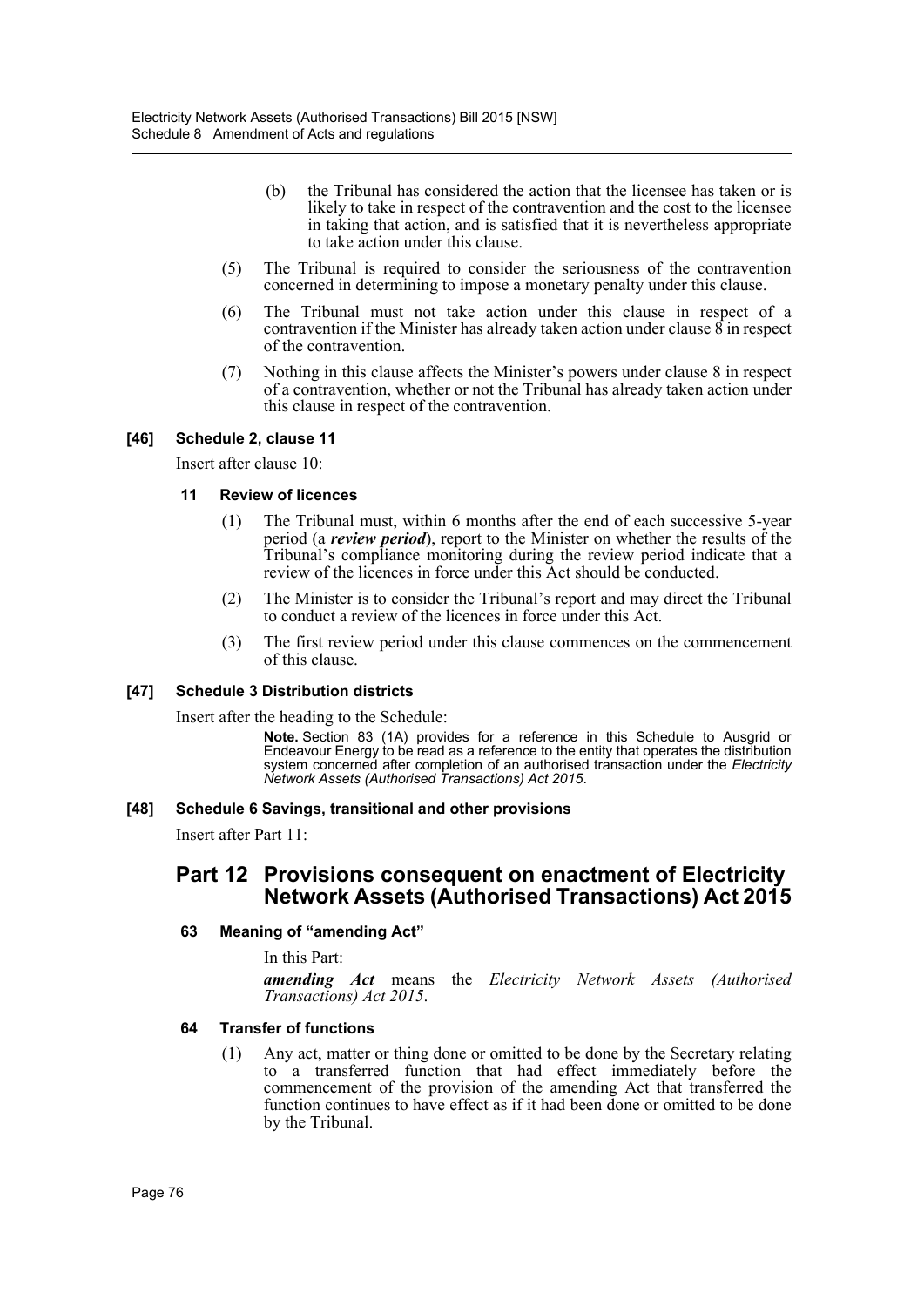(b) the Tribunal has considered the action that the licensee has taken or is likely to take in respect of the contravention and the cost to the licensee in taking that action, and is satisfied that it is nevertheless appropriate to take action under this clause.

(5) The Tribunal is required to consider the seriousness of the contravention concerned in determining to impose a monetary penalty under this clause.

(6) The Tribunal must not take action under this clause in respect of a contravention if the Minister has already taken action under clause 8 in respect of the contravention.

(7) Nothing in this clause affects the Minister's powers under clause 8 in respect of a contravention, whether or not the Tribunal has already taken action under this clause in respect of the contravention.

### [46] Schedule 2, clause 11

Insert after clause 10:

#### 11 Review of licences

(1) The Tribunal must, within 6 months after the end of each successive 5-year period (a ***review period***), report to the Minister on whether the results of the Tribunal's compliance monitoring during the review period indicate that a review of the licences in force under this Act should be conducted.

(2) The Minister is to consider the Tribunal's report and may direct the Tribunal to conduct a review of the licences in force under this Act.

(3) The first review period under this clause commences on the commencement of this clause.

### [47] Schedule 3 Distribution districts

Insert after the heading to the Schedule:

**Note.** Section 83 (1A) provides for a reference in this Schedule to Ausgrid or Endeavour Energy to be read as a reference to the entity that operates the distribution system concerned after completion of an authorised transaction under the *Electricity Network Assets (Authorised Transactions) Act 2015*.

### [48] Schedule 6 Savings, transitional and other provisions

Insert after Part 11:

## Part 12 Provisions consequent on enactment of Electricity Network Assets (Authorised Transactions) Act 2015

#### 63 Meaning of "amending Act"

In this Part:

***amending Act*** means the *Electricity Network Assets (Authorised Transactions) Act 2015*.

#### 64 Transfer of functions

(1) Any act, matter or thing done or omitted to be done by the Secretary relating to a transferred function that had effect immediately before the commencement of the provision of the amending Act that transferred the function continues to have effect as if it had been done or omitted to be done by the Tribunal.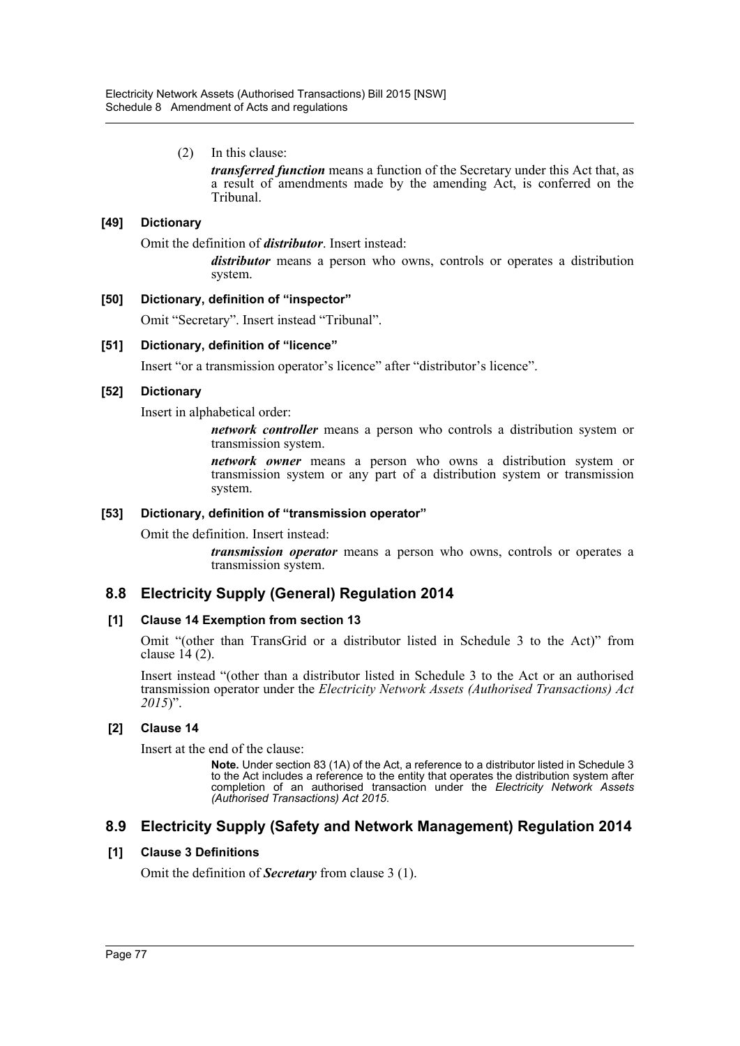(2) In this clause:

***transferred function*** means a function of the Secretary under this Act that, as a result of amendments made by the amending Act, is conferred on the Tribunal.

### [49] Dictionary

Omit the definition of ***distributor***. Insert instead:

> ***distributor*** means a person who owns, controls or operates a distribution system.

### [50] Dictionary, definition of "inspector"

Omit "Secretary". Insert instead "Tribunal".

### [51] Dictionary, definition of "licence"

Insert "or a transmission operator's licence" after "distributor's licence".

### [52] Dictionary

Insert in alphabetical order:

> ***network controller*** means a person who controls a distribution system or transmission system.
>
> ***network owner*** means a person who owns a distribution system or transmission system or any part of a distribution system or transmission system.

### [53] Dictionary, definition of "transmission operator"

Omit the definition. Insert instead:

> ***transmission operator*** means a person who owns, controls or operates a transmission system.

## 8.8 Electricity Supply (General) Regulation 2014

### [1] Clause 14 Exemption from section 13

Omit "(other than TransGrid or a distributor listed in Schedule 3 to the Act)" from clause 14 (2).

Insert instead "(other than a distributor listed in Schedule 3 to the Act or an authorised transmission operator under the *Electricity Network Assets (Authorised Transactions) Act 2015*)".

### [2] Clause 14

Insert at the end of the clause:

> **Note.** Under section 83 (1A) of the Act, a reference to a distributor listed in Schedule 3 to the Act includes a reference to the entity that operates the distribution system after completion of an authorised transaction under the *Electricity Network Assets (Authorised Transactions) Act 2015*.

## 8.9 Electricity Supply (Safety and Network Management) Regulation 2014

### [1] Clause 3 Definitions

Omit the definition of ***Secretary*** from clause 3 (1).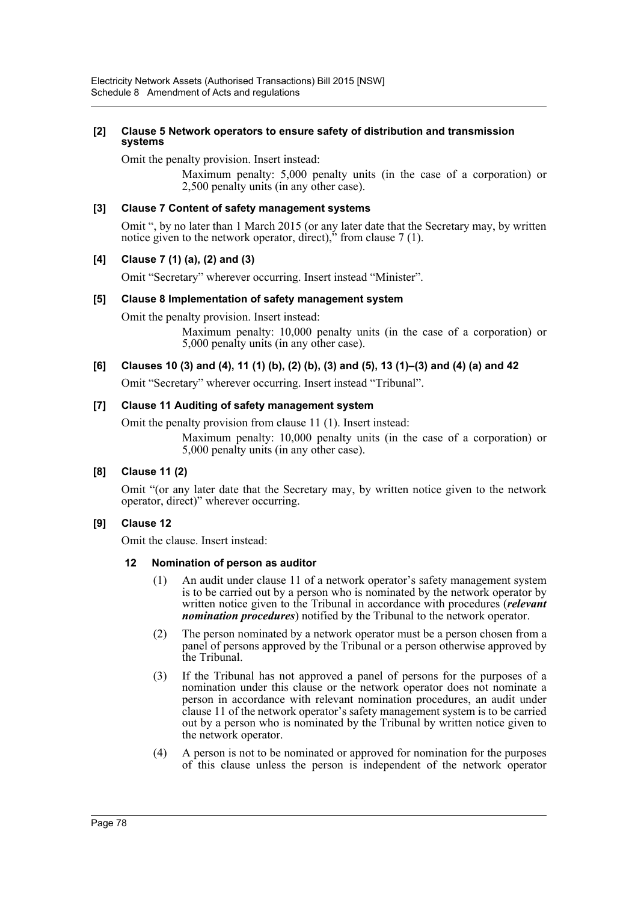**[2] Clause 5 Network operators to ensure safety of distribution and transmission systems**

Omit the penalty provision. Insert instead:

> Maximum penalty: 5,000 penalty units (in the case of a corporation) or 2,500 penalty units (in any other case).

**[3] Clause 7 Content of safety management systems**

Omit ", by no later than 1 March 2015 (or any later date that the Secretary may, by written notice given to the network operator, direct)," from clause 7 (1).

**[4] Clause 7 (1) (a), (2) and (3)**

Omit "Secretary" wherever occurring. Insert instead "Minister".

**[5] Clause 8 Implementation of safety management system**

Omit the penalty provision. Insert instead:

> Maximum penalty: 10,000 penalty units (in the case of a corporation) or 5,000 penalty units (in any other case).

**[6] Clauses 10 (3) and (4), 11 (1) (b), (2) (b), (3) and (5), 13 (1)–(3) and (4) (a) and 42**

Omit "Secretary" wherever occurring. Insert instead "Tribunal".

**[7] Clause 11 Auditing of safety management system**

Omit the penalty provision from clause 11 (1). Insert instead:

> Maximum penalty: 10,000 penalty units (in the case of a corporation) or 5,000 penalty units (in any other case).

**[8] Clause 11 (2)**

Omit "(or any later date that the Secretary may, by written notice given to the network operator, direct)" wherever occurring.

**[9] Clause 12**

Omit the clause. Insert instead:

**12 Nomination of person as auditor**

(1) An audit under clause 11 of a network operator's safety management system is to be carried out by a person who is nominated by the network operator by written notice given to the Tribunal in accordance with procedures (***relevant nomination procedures***) notified by the Tribunal to the network operator.

(2) The person nominated by a network operator must be a person chosen from a panel of persons approved by the Tribunal or a person otherwise approved by the Tribunal.

(3) If the Tribunal has not approved a panel of persons for the purposes of a nomination under this clause or the network operator does not nominate a person in accordance with relevant nomination procedures, an audit under clause 11 of the network operator's safety management system is to be carried out by a person who is nominated by the Tribunal by written notice given to the network operator.

(4) A person is not to be nominated or approved for nomination for the purposes of this clause unless the person is independent of the network operator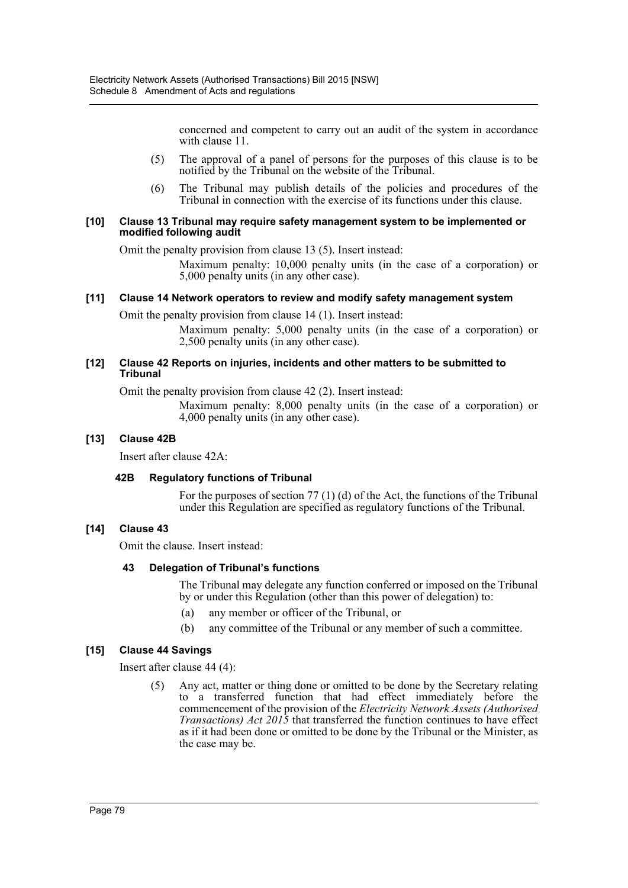concerned and competent to carry out an audit of the system in accordance with clause 11.

(5) The approval of a panel of persons for the purposes of this clause is to be notified by the Tribunal on the website of the Tribunal.

(6) The Tribunal may publish details of the policies and procedures of the Tribunal in connection with the exercise of its functions under this clause.

#### [10] Clause 13 Tribunal may require safety management system to be implemented or modified following audit

Omit the penalty provision from clause 13 (5). Insert instead:

Maximum penalty: 10,000 penalty units (in the case of a corporation) or 5,000 penalty units (in any other case).

#### [11] Clause 14 Network operators to review and modify safety management system

Omit the penalty provision from clause 14 (1). Insert instead:

Maximum penalty: 5,000 penalty units (in the case of a corporation) or 2,500 penalty units (in any other case).

#### [12] Clause 42 Reports on injuries, incidents and other matters to be submitted to Tribunal

Omit the penalty provision from clause 42 (2). Insert instead:

Maximum penalty: 8,000 penalty units (in the case of a corporation) or 4,000 penalty units (in any other case).

#### [13] Clause 42B

Insert after clause 42A:

**42B Regulatory functions of Tribunal**

For the purposes of section 77 (1) (d) of the Act, the functions of the Tribunal under this Regulation are specified as regulatory functions of the Tribunal.

#### [14] Clause 43

Omit the clause. Insert instead:

**43 Delegation of Tribunal's functions**

The Tribunal may delegate any function conferred or imposed on the Tribunal by or under this Regulation (other than this power of delegation) to:

(a) any member or officer of the Tribunal, or

(b) any committee of the Tribunal or any member of such a committee.

#### [15] Clause 44 Savings

Insert after clause 44 (4):

(5) Any act, matter or thing done or omitted to be done by the Secretary relating to a transferred function that had effect immediately before the commencement of the provision of the *Electricity Network Assets (Authorised Transactions) Act 2015* that transferred the function continues to have effect as if it had been done or omitted to be done by the Tribunal or the Minister, as the case may be.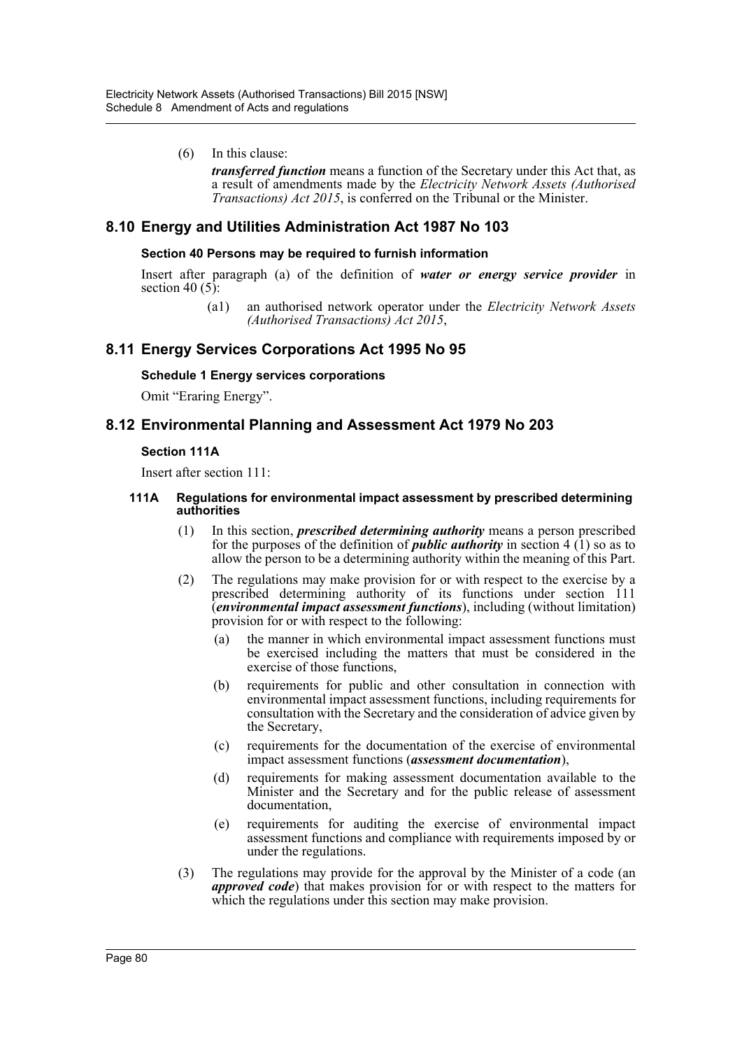(6) In this clause:

***transferred function*** means a function of the Secretary under this Act that, as a result of amendments made by the *Electricity Network Assets (Authorised Transactions) Act 2015*, is conferred on the Tribunal or the Minister.

## 8.10 Energy and Utilities Administration Act 1987 No 103

### Section 40 Persons may be required to furnish information

Insert after paragraph (a) of the definition of ***water or energy service provider*** in section 40 (5):

> (a1) an authorised network operator under the *Electricity Network Assets (Authorised Transactions) Act 2015*,

## 8.11 Energy Services Corporations Act 1995 No 95

### Schedule 1 Energy services corporations

Omit "Eraring Energy".

## 8.12 Environmental Planning and Assessment Act 1979 No 203

### Section 111A

Insert after section 111:

#### 111A Regulations for environmental impact assessment by prescribed determining authorities

(1) In this section, ***prescribed determining authority*** means a person prescribed for the purposes of the definition of ***public authority*** in section 4 (1) so as to allow the person to be a determining authority within the meaning of this Part.

(2) The regulations may make provision for or with respect to the exercise by a prescribed determining authority of its functions under section 111 (***environmental impact assessment functions***), including (without limitation) provision for or with respect to the following:

- (a) the manner in which environmental impact assessment functions must be exercised including the matters that must be considered in the exercise of those functions,
- (b) requirements for public and other consultation in connection with environmental impact assessment functions, including requirements for consultation with the Secretary and the consideration of advice given by the Secretary,
- (c) requirements for the documentation of the exercise of environmental impact assessment functions (***assessment documentation***),
- (d) requirements for making assessment documentation available to the Minister and the Secretary and for the public release of assessment documentation,
- (e) requirements for auditing the exercise of environmental impact assessment functions and compliance with requirements imposed by or under the regulations.

(3) The regulations may provide for the approval by the Minister of a code (an ***approved code***) that makes provision for or with respect to the matters for which the regulations under this section may make provision.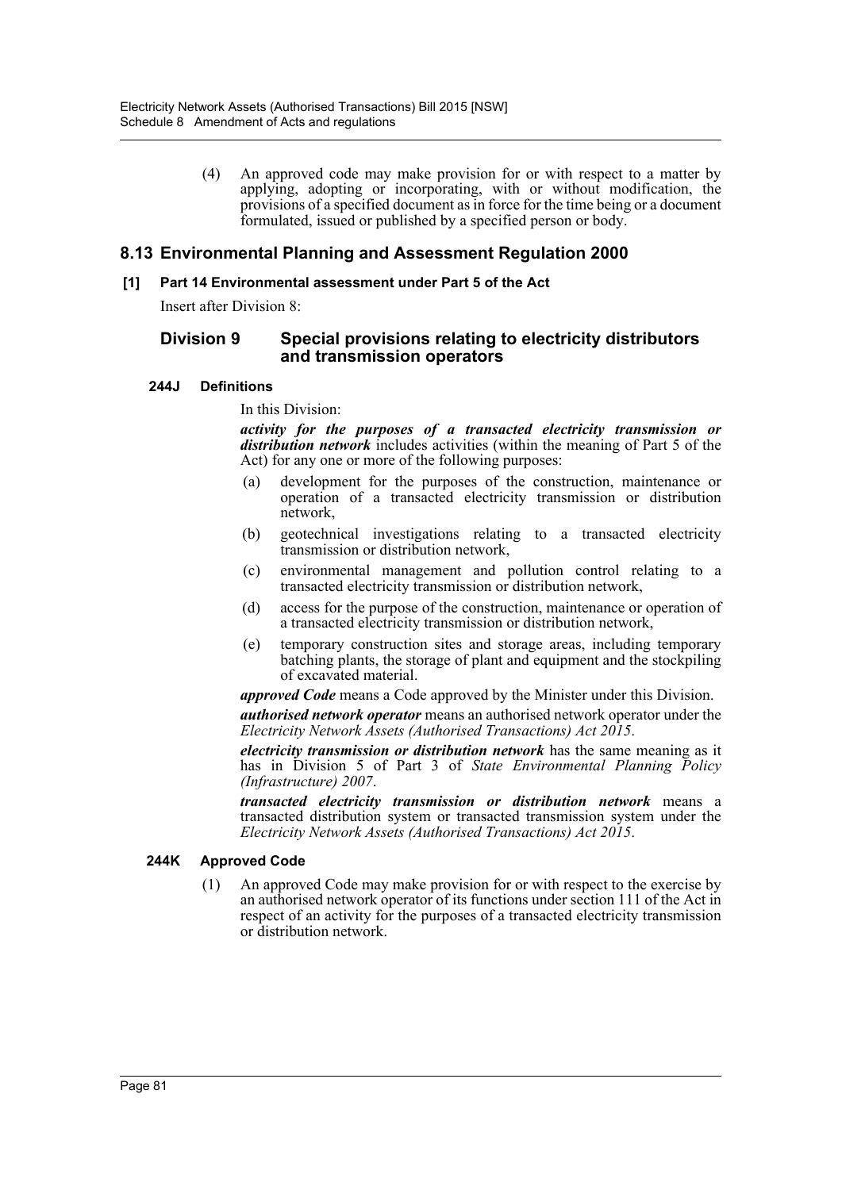(4) An approved code may make provision for or with respect to a matter by applying, adopting or incorporating, with or without modification, the provisions of a specified document as in force for the time being or a document formulated, issued or published by a specified person or body.

## 8.13 Environmental Planning and Assessment Regulation 2000

### [1] Part 14 Environmental assessment under Part 5 of the Act

Insert after Division 8:

### Division 9 Special provisions relating to electricity distributors and transmission operators

#### 244J Definitions

In this Division:

***activity for the purposes of a transacted electricity transmission or distribution network*** includes activities (within the meaning of Part 5 of the Act) for any one or more of the following purposes:

(a) development for the purposes of the construction, maintenance or operation of a transacted electricity transmission or distribution network,

(b) geotechnical investigations relating to a transacted electricity transmission or distribution network,

(c) environmental management and pollution control relating to a transacted electricity transmission or distribution network,

(d) access for the purpose of the construction, maintenance or operation of a transacted electricity transmission or distribution network,

(e) temporary construction sites and storage areas, including temporary batching plants, the storage of plant and equipment and the stockpiling of excavated material.

***approved Code*** means a Code approved by the Minister under this Division.

***authorised network operator*** means an authorised network operator under the *Electricity Network Assets (Authorised Transactions) Act 2015*.

***electricity transmission or distribution network*** has the same meaning as it has in Division 5 of Part 3 of *State Environmental Planning Policy (Infrastructure) 2007*.

***transacted electricity transmission or distribution network*** means a transacted distribution system or transacted transmission system under the *Electricity Network Assets (Authorised Transactions) Act 2015*.

#### 244K Approved Code

(1) An approved Code may make provision for or with respect to the exercise by an authorised network operator of its functions under section 111 of the Act in respect of an activity for the purposes of a transacted electricity transmission or distribution network.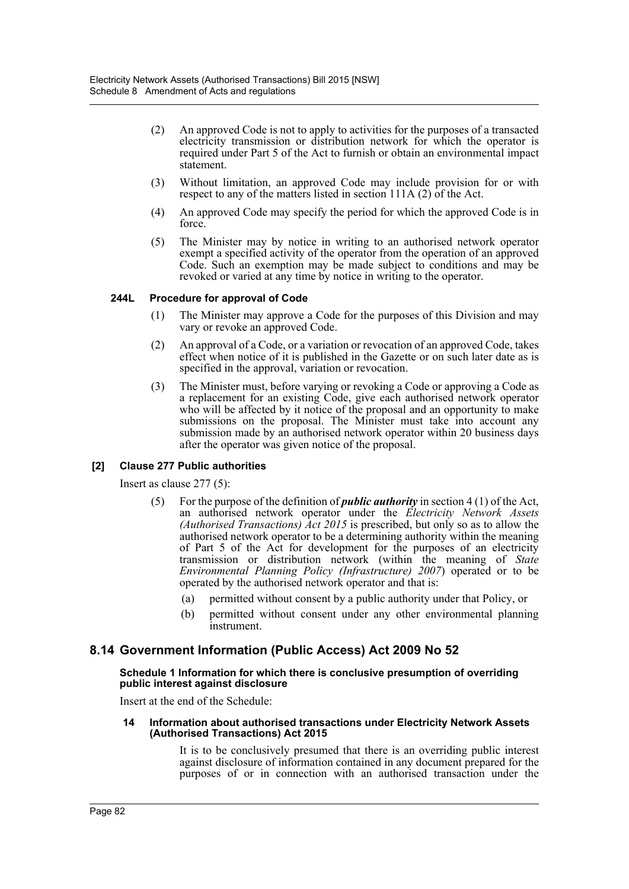(2) An approved Code is not to apply to activities for the purposes of a transacted electricity transmission or distribution network for which the operator is required under Part 5 of the Act to furnish or obtain an environmental impact statement.

(3) Without limitation, an approved Code may include provision for or with respect to any of the matters listed in section 111A (2) of the Act.

(4) An approved Code may specify the period for which the approved Code is in force.

(5) The Minister may by notice in writing to an authorised network operator exempt a specified activity of the operator from the operation of an approved Code. Such an exemption may be made subject to conditions and may be revoked or varied at any time by notice in writing to the operator.

#### 244L Procedure for approval of Code

(1) The Minister may approve a Code for the purposes of this Division and may vary or revoke an approved Code.

(2) An approval of a Code, or a variation or revocation of an approved Code, takes effect when notice of it is published in the Gazette or on such later date as is specified in the approval, variation or revocation.

(3) The Minister must, before varying or revoking a Code or approving a Code as a replacement for an existing Code, give each authorised network operator who will be affected by it notice of the proposal and an opportunity to make submissions on the proposal. The Minister must take into account any submission made by an authorised network operator within 20 business days after the operator was given notice of the proposal.

#### [2] Clause 277 Public authorities

Insert as clause 277 (5):

(5) For the purpose of the definition of ***public authority*** in section 4 (1) of the Act, an authorised network operator under the *Electricity Network Assets (Authorised Transactions) Act 2015* is prescribed, but only so as to allow the authorised network operator to be a determining authority within the meaning of Part 5 of the Act for development for the purposes of an electricity transmission or distribution network (within the meaning of *State Environmental Planning Policy (Infrastructure) 2007*) operated or to be operated by the authorised network operator and that is:

(a) permitted without consent by a public authority under that Policy, or

(b) permitted without consent under any other environmental planning instrument.

## 8.14 Government Information (Public Access) Act 2009 No 52

#### Schedule 1 Information for which there is conclusive presumption of overriding public interest against disclosure

Insert at the end of the Schedule:

#### 14 Information about authorised transactions under Electricity Network Assets (Authorised Transactions) Act 2015

It is to be conclusively presumed that there is an overriding public interest against disclosure of information contained in any document prepared for the purposes of or in connection with an authorised transaction under the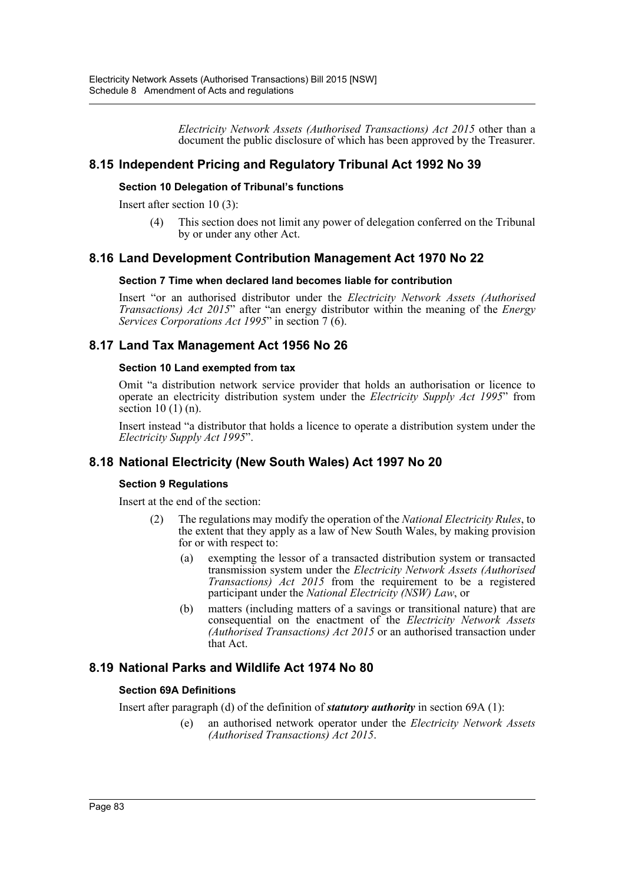*Electricity Network Assets (Authorised Transactions) Act 2015* other than a document the public disclosure of which has been approved by the Treasurer.

## 8.15 Independent Pricing and Regulatory Tribunal Act 1992 No 39

### Section 10 Delegation of Tribunal's functions

Insert after section 10 (3):

> (4) This section does not limit any power of delegation conferred on the Tribunal by or under any other Act.

## 8.16 Land Development Contribution Management Act 1970 No 22

### Section 7 Time when declared land becomes liable for contribution

Insert "or an authorised distributor under the *Electricity Network Assets (Authorised Transactions) Act 2015*" after "an energy distributor within the meaning of the *Energy Services Corporations Act 1995*" in section 7 (6).

## 8.17 Land Tax Management Act 1956 No 26

### Section 10 Land exempted from tax

Omit "a distribution network service provider that holds an authorisation or licence to operate an electricity distribution system under the *Electricity Supply Act 1995*" from section 10 (1) (n).

Insert instead "a distributor that holds a licence to operate a distribution system under the *Electricity Supply Act 1995*".

## 8.18 National Electricity (New South Wales) Act 1997 No 20

### Section 9 Regulations

Insert at the end of the section:

> (2) The regulations may modify the operation of the *National Electricity Rules*, to the extent that they apply as a law of New South Wales, by making provision for or with respect to:
>
> (a) exempting the lessor of a transacted distribution system or transacted transmission system under the *Electricity Network Assets (Authorised Transactions) Act 2015* from the requirement to be a registered participant under the *National Electricity (NSW) Law*, or
>
> (b) matters (including matters of a savings or transitional nature) that are consequential on the enactment of the *Electricity Network Assets (Authorised Transactions) Act 2015* or an authorised transaction under that Act.

## 8.19 National Parks and Wildlife Act 1974 No 80

### Section 69A Definitions

Insert after paragraph (d) of the definition of ***statutory authority*** in section 69A (1):

> (e) an authorised network operator under the *Electricity Network Assets (Authorised Transactions) Act 2015*.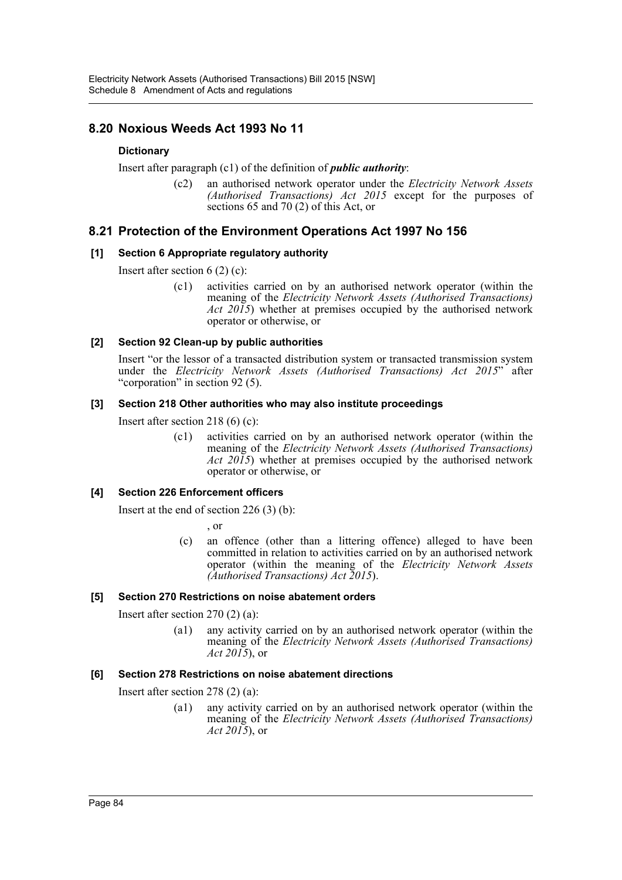## 8.20 Noxious Weeds Act 1993 No 11

### Dictionary

Insert after paragraph (c1) of the definition of ***public authority***:

> (c2) an authorised network operator under the *Electricity Network Assets (Authorised Transactions) Act 2015* except for the purposes of sections 65 and 70 (2) of this Act, or

## 8.21 Protection of the Environment Operations Act 1997 No 156

### [1] Section 6 Appropriate regulatory authority

Insert after section 6 (2) (c):

> (c1) activities carried on by an authorised network operator (within the meaning of the *Electricity Network Assets (Authorised Transactions) Act 2015*) whether at premises occupied by the authorised network operator or otherwise, or

### [2] Section 92 Clean-up by public authorities

Insert "or the lessor of a transacted distribution system or transacted transmission system under the *Electricity Network Assets (Authorised Transactions) Act 2015*" after "corporation" in section 92 (5).

### [3] Section 218 Other authorities who may also institute proceedings

Insert after section 218 (6) (c):

> (c1) activities carried on by an authorised network operator (within the meaning of the *Electricity Network Assets (Authorised Transactions) Act 2015*) whether at premises occupied by the authorised network operator or otherwise, or

### [4] Section 226 Enforcement officers

Insert at the end of section 226 (3) (b):

> , or
>
> (c) an offence (other than a littering offence) alleged to have been committed in relation to activities carried on by an authorised network operator (within the meaning of the *Electricity Network Assets (Authorised Transactions) Act 2015*).

### [5] Section 270 Restrictions on noise abatement orders

Insert after section 270 (2) (a):

> (a1) any activity carried on by an authorised network operator (within the meaning of the *Electricity Network Assets (Authorised Transactions) Act 2015*), or

### [6] Section 278 Restrictions on noise abatement directions

Insert after section 278 (2) (a):

> (a1) any activity carried on by an authorised network operator (within the meaning of the *Electricity Network Assets (Authorised Transactions) Act 2015*), or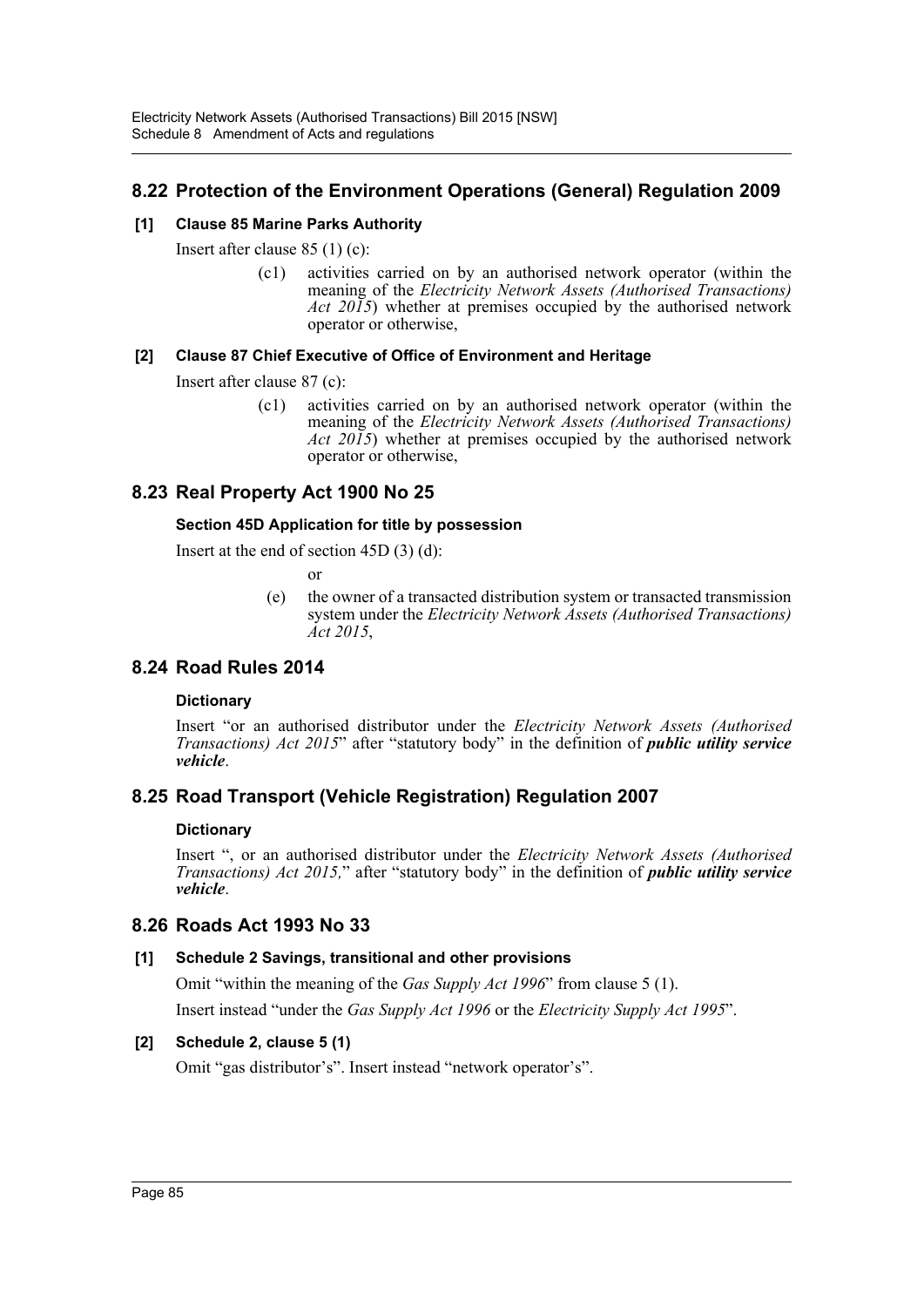## 8.22 Protection of the Environment Operations (General) Regulation 2009

### [1] Clause 85 Marine Parks Authority

Insert after clause 85 (1) (c):

> (c1) activities carried on by an authorised network operator (within the meaning of the *Electricity Network Assets (Authorised Transactions) Act 2015*) whether at premises occupied by the authorised network operator or otherwise,

### [2] Clause 87 Chief Executive of Office of Environment and Heritage

Insert after clause 87 (c):

> (c1) activities carried on by an authorised network operator (within the meaning of the *Electricity Network Assets (Authorised Transactions) Act 2015*) whether at premises occupied by the authorised network operator or otherwise,

## 8.23 Real Property Act 1900 No 25

### Section 45D Application for title by possession

Insert at the end of section 45D (3) (d):

> or
>
> (e) the owner of a transacted distribution system or transacted transmission system under the *Electricity Network Assets (Authorised Transactions) Act 2015*,

## 8.24 Road Rules 2014

### Dictionary

Insert "or an authorised distributor under the *Electricity Network Assets (Authorised Transactions) Act 2015*" after "statutory body" in the definition of ***public utility service vehicle***.

## 8.25 Road Transport (Vehicle Registration) Regulation 2007

### Dictionary

Insert ", or an authorised distributor under the *Electricity Network Assets (Authorised Transactions) Act 2015,*" after "statutory body" in the definition of ***public utility service vehicle***.

## 8.26 Roads Act 1993 No 33

### [1] Schedule 2 Savings, transitional and other provisions

Omit "within the meaning of the *Gas Supply Act 1996*" from clause 5 (1).

Insert instead "under the *Gas Supply Act 1996* or the *Electricity Supply Act 1995*".

### [2] Schedule 2, clause 5 (1)

Omit "gas distributor's". Insert instead "network operator's".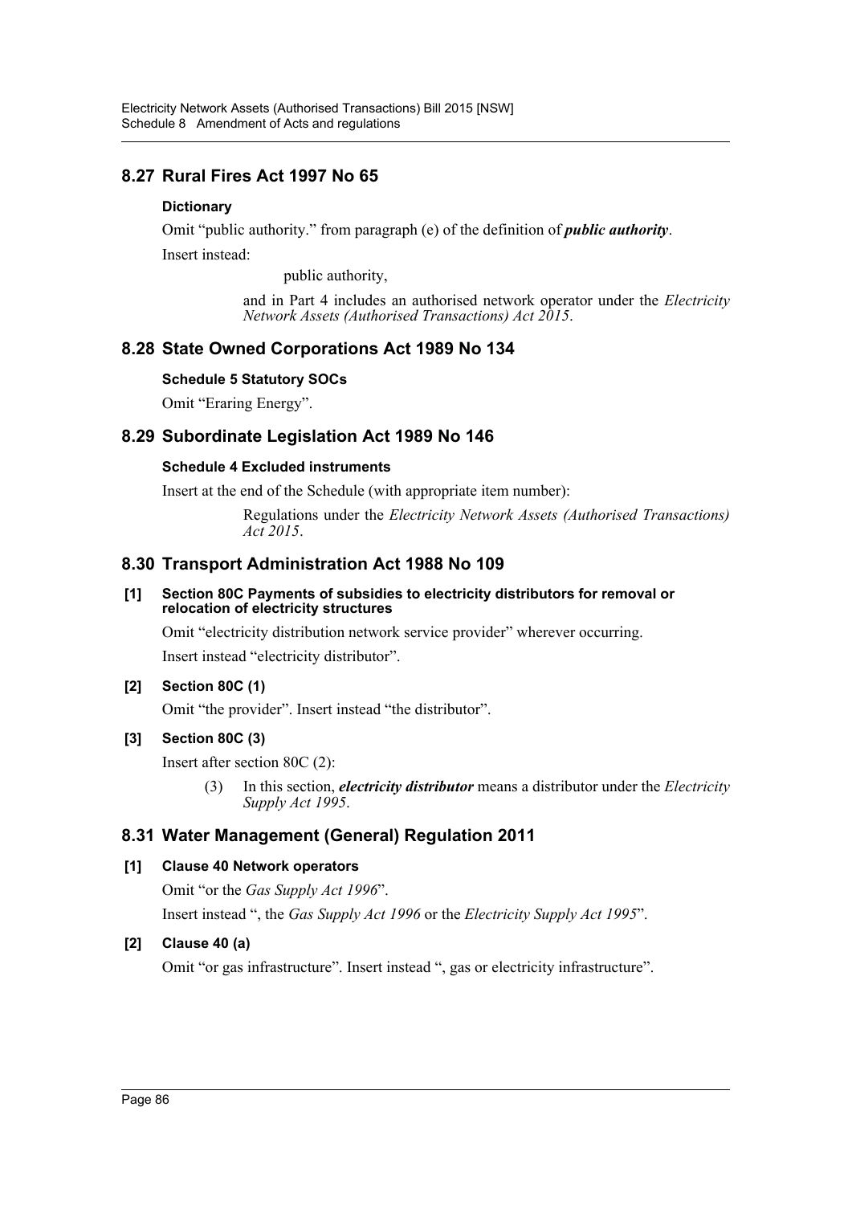## 8.27 Rural Fires Act 1997 No 65

### Dictionary

Omit "public authority." from paragraph (e) of the definition of ***public authority***.

Insert instead:

> public authority,
>
> and in Part 4 includes an authorised network operator under the *Electricity Network Assets (Authorised Transactions) Act 2015*.

## 8.28 State Owned Corporations Act 1989 No 134

### Schedule 5 Statutory SOCs

Omit "Eraring Energy".

## 8.29 Subordinate Legislation Act 1989 No 146

### Schedule 4 Excluded instruments

Insert at the end of the Schedule (with appropriate item number):

> Regulations under the *Electricity Network Assets (Authorised Transactions) Act 2015*.

## 8.30 Transport Administration Act 1988 No 109

### [1] Section 80C Payments of subsidies to electricity distributors for removal or relocation of electricity structures

Omit "electricity distribution network service provider" wherever occurring.

Insert instead "electricity distributor".

### [2] Section 80C (1)

Omit "the provider". Insert instead "the distributor".

### [3] Section 80C (3)

Insert after section 80C (2):

> (3) In this section, ***electricity distributor*** means a distributor under the *Electricity Supply Act 1995*.

## 8.31 Water Management (General) Regulation 2011

### [1] Clause 40 Network operators

Omit "or the *Gas Supply Act 1996*".

Insert instead ", the *Gas Supply Act 1996* or the *Electricity Supply Act 1995*".

### [2] Clause 40 (a)

Omit "or gas infrastructure". Insert instead ", gas or electricity infrastructure".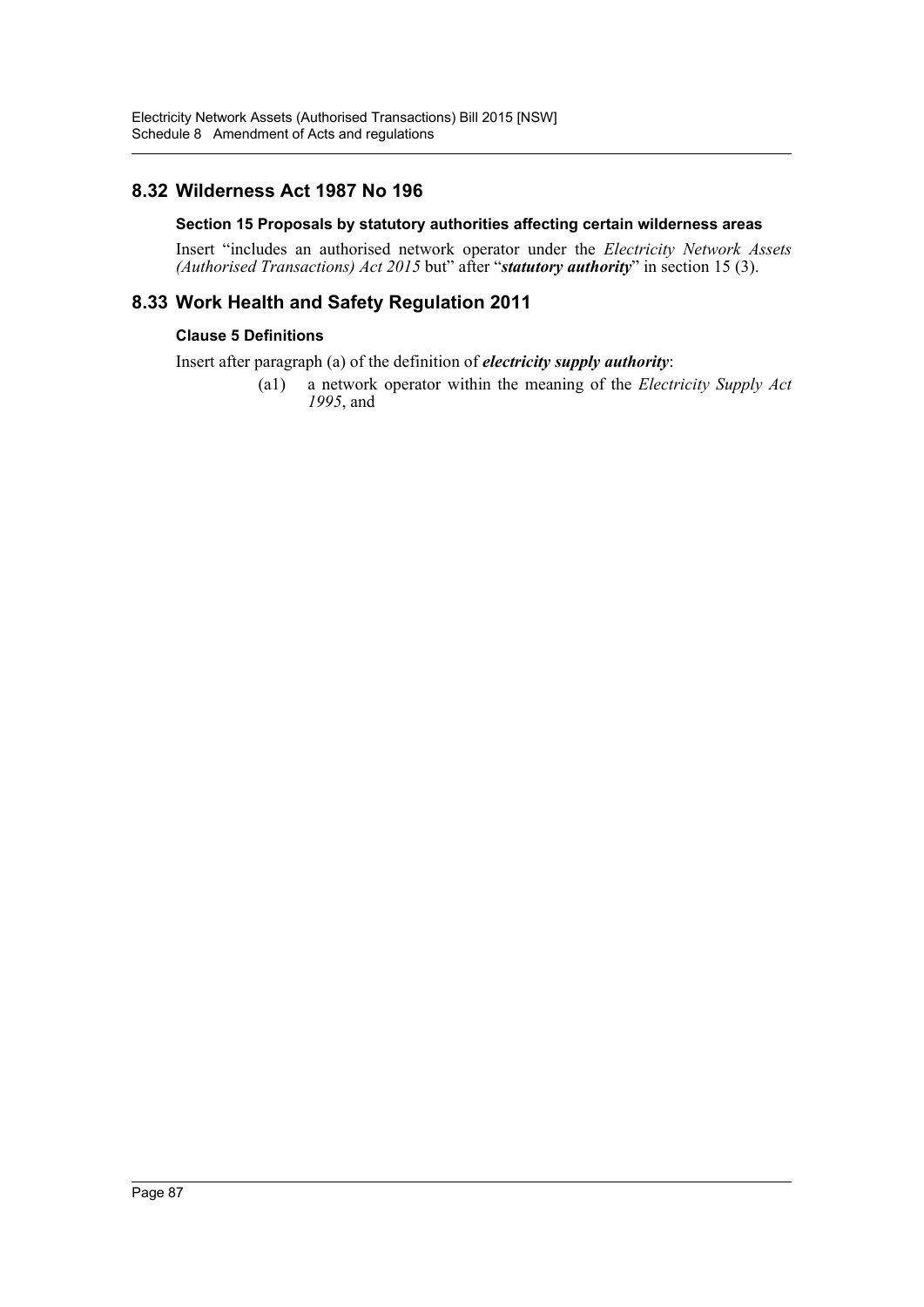## 8.32 Wilderness Act 1987 No 196

### Section 15 Proposals by statutory authorities affecting certain wilderness areas

Insert "includes an authorised network operator under the *Electricity Network Assets (Authorised Transactions) Act 2015* but" after "***statutory authority***" in section 15 (3).

## 8.33 Work Health and Safety Regulation 2011

### Clause 5 Definitions

Insert after paragraph (a) of the definition of ***electricity supply authority***:

> (a1) a network operator within the meaning of the *Electricity Supply Act 1995*, and